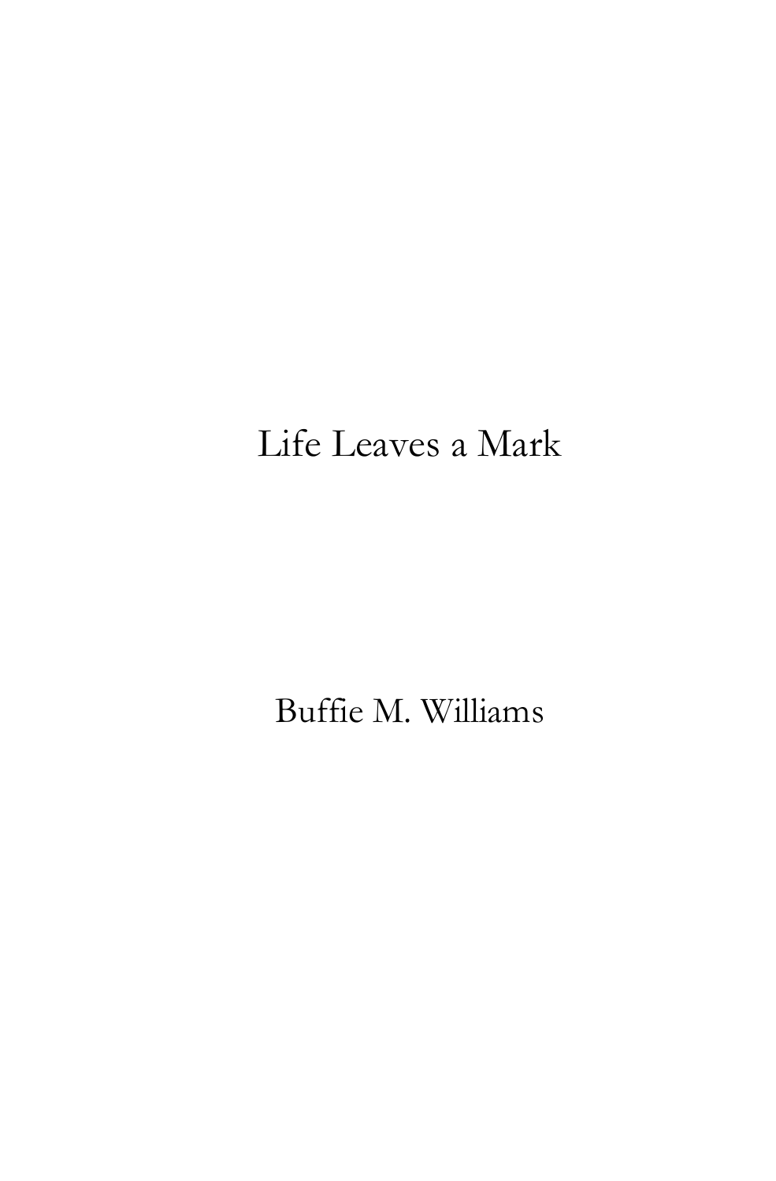# Life Leaves a Mark

Buffie M. Williams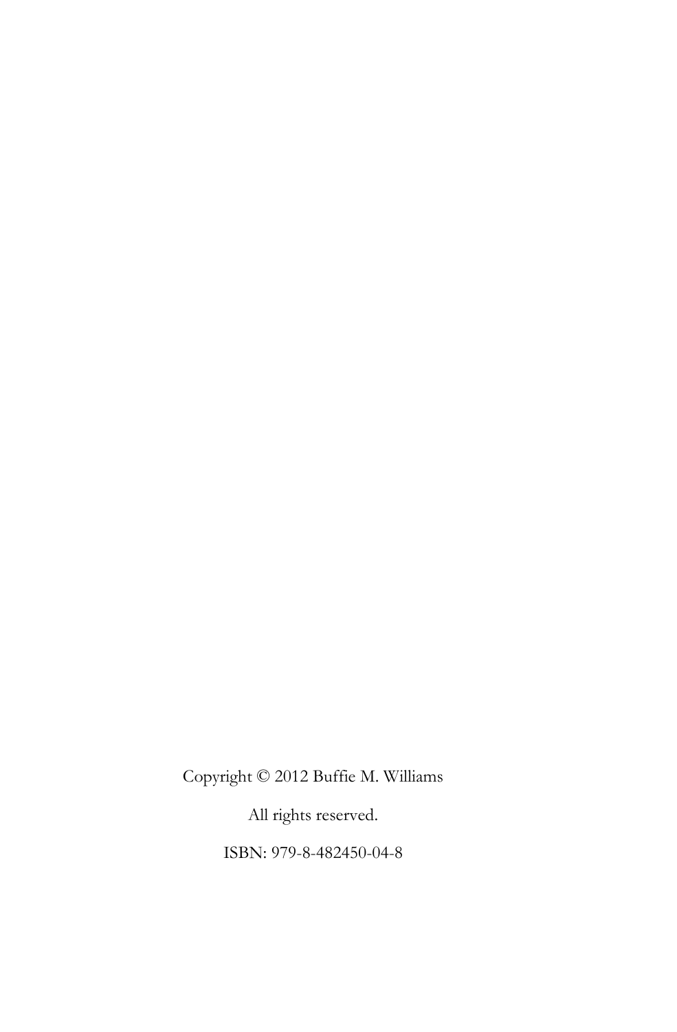Copyright © 2012 Buffie M. Williams

All rights reserved.

ISBN: 979-8-482450-04-8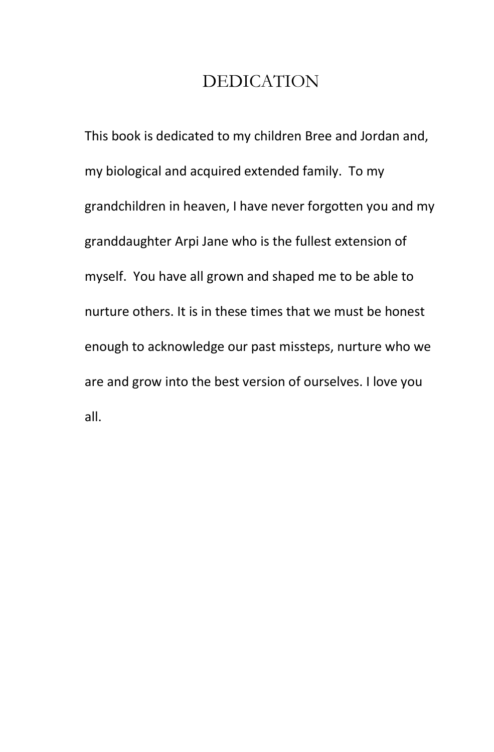# DEDICATION

This book is dedicated to my children Bree and Jordan and, my biological and acquired extended family. To my grandchildren in heaven, I have never forgotten you and my granddaughter Arpi Jane who is the fullest extension of myself. You have all grown and shaped me to be able to nurture others. It is in these times that we must be honest enough to acknowledge our past missteps, nurture who we are and grow into the best version of ourselves. I love you all.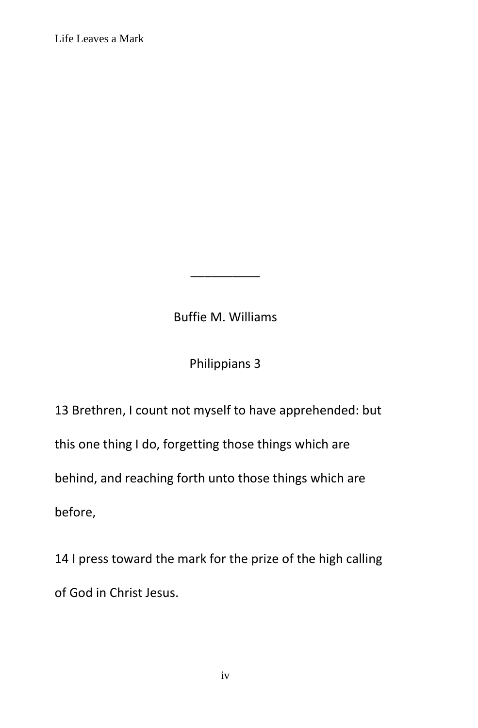__________

Buffie M. Williams

Philippians 3

13 Brethren, I count not myself to have apprehended: but this one thing I do, forgetting those things which are behind, and reaching forth unto those things which are before,

14 I press toward the mark for the prize of the high calling of God in Christ Jesus.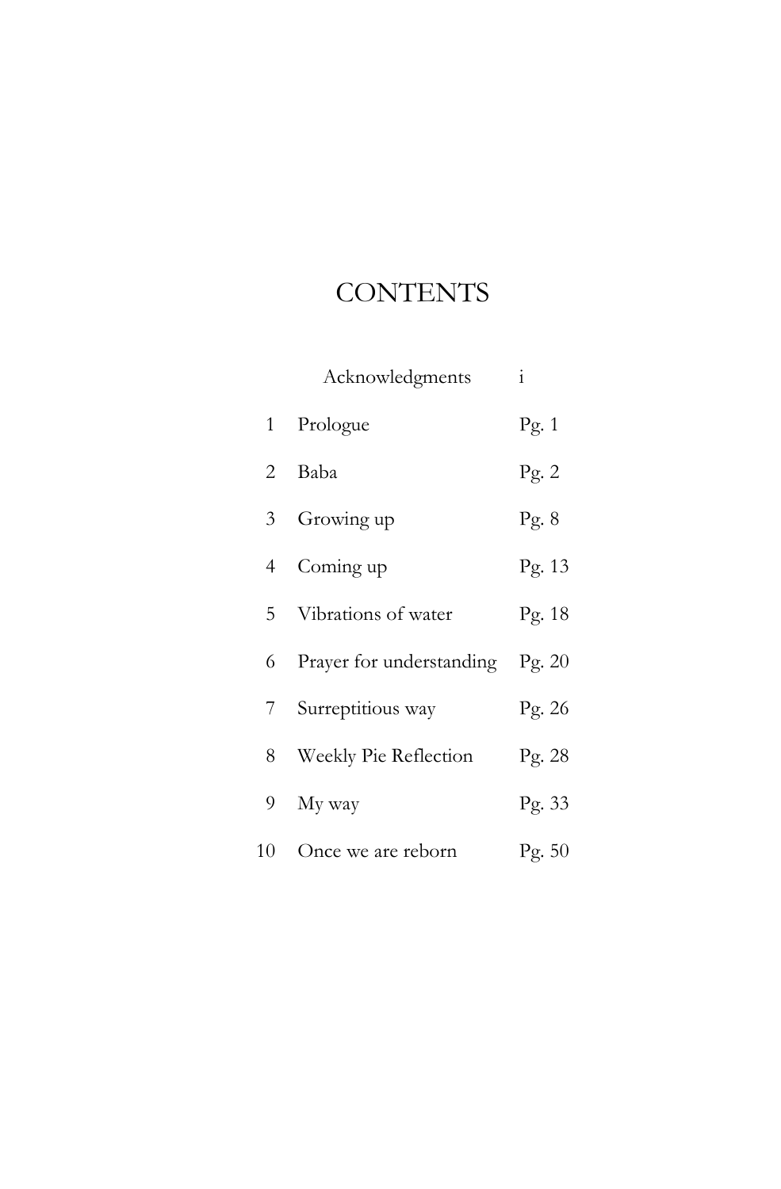# CONTENTS

| | | |
|---|---|---|
| | Acknowledgments | i |
| 1 | Prologue | Pg. 1 |
| 2 | Baba | Pg. 2 |
| 3 | Growing up | Pg. 8 |
| 4 | Coming up | Pg. 13 |
| 5 | Vibrations of water | Pg. 18 |
| 6 | Prayer for understanding | Pg. 20 |
| 7 | Surreptitious way | Pg. 26 |
| 8 | Weekly Pie Reflection | Pg. 28 |
| 9 | My way | Pg. 33 |
| 10 | Once we are reborn | Pg. 50 |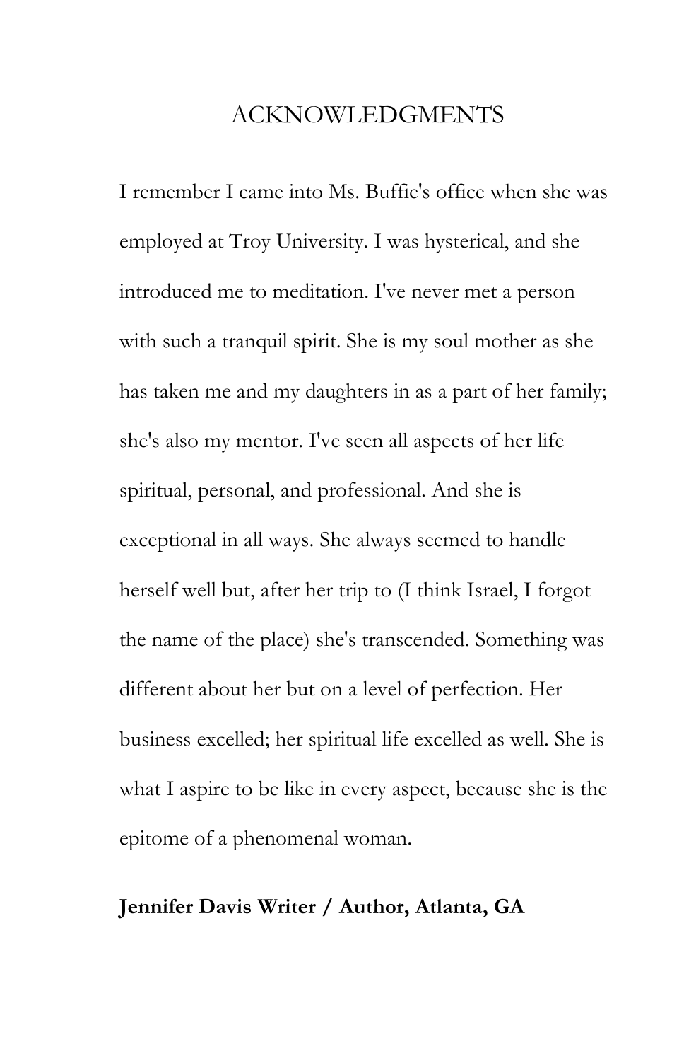# ACKNOWLEDGMENTS

I remember I came into Ms. Buffie's office when she was employed at Troy University. I was hysterical, and she introduced me to meditation. I've never met a person with such a tranquil spirit. She is my soul mother as she has taken me and my daughters in as a part of her family; she's also my mentor. I've seen all aspects of her life spiritual, personal, and professional. And she is exceptional in all ways. She always seemed to handle herself well but, after her trip to (I think Israel, I forgot the name of the place) she's transcended. Something was different about her but on a level of perfection. Her business excelled; her spiritual life excelled as well. She is what I aspire to be like in every aspect, because she is the epitome of a phenomenal woman.

**Jennifer Davis Writer / Author, Atlanta, GA**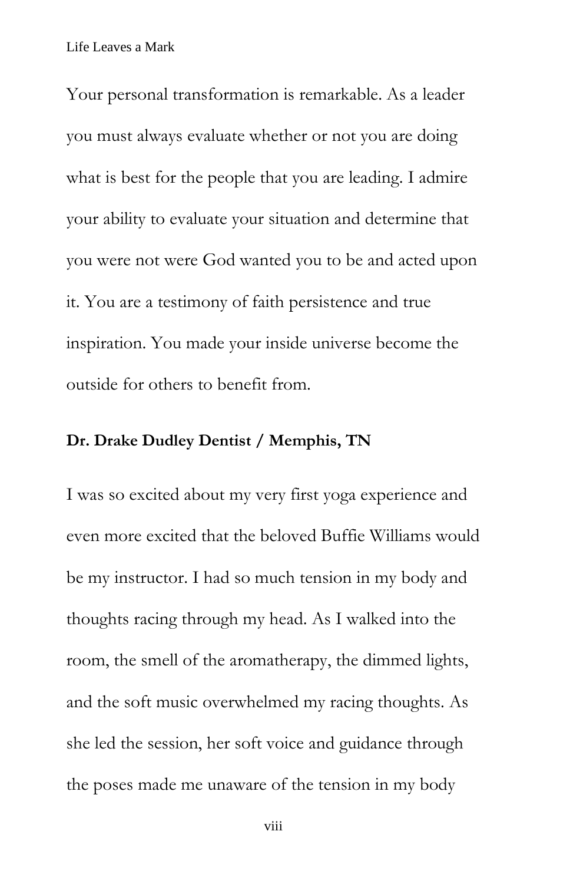Your personal transformation is remarkable. As a leader you must always evaluate whether or not you are doing what is best for the people that you are leading. I admire your ability to evaluate your situation and determine that you were not were God wanted you to be and acted upon it. You are a testimony of faith persistence and true inspiration. You made your inside universe become the outside for others to benefit from.

**Dr. Drake Dudley Dentist / Memphis, TN**

I was so excited about my very first yoga experience and even more excited that the beloved Buffie Williams would be my instructor. I had so much tension in my body and thoughts racing through my head. As I walked into the room, the smell of the aromatherapy, the dimmed lights, and the soft music overwhelmed my racing thoughts. As she led the session, her soft voice and guidance through the poses made me unaware of the tension in my body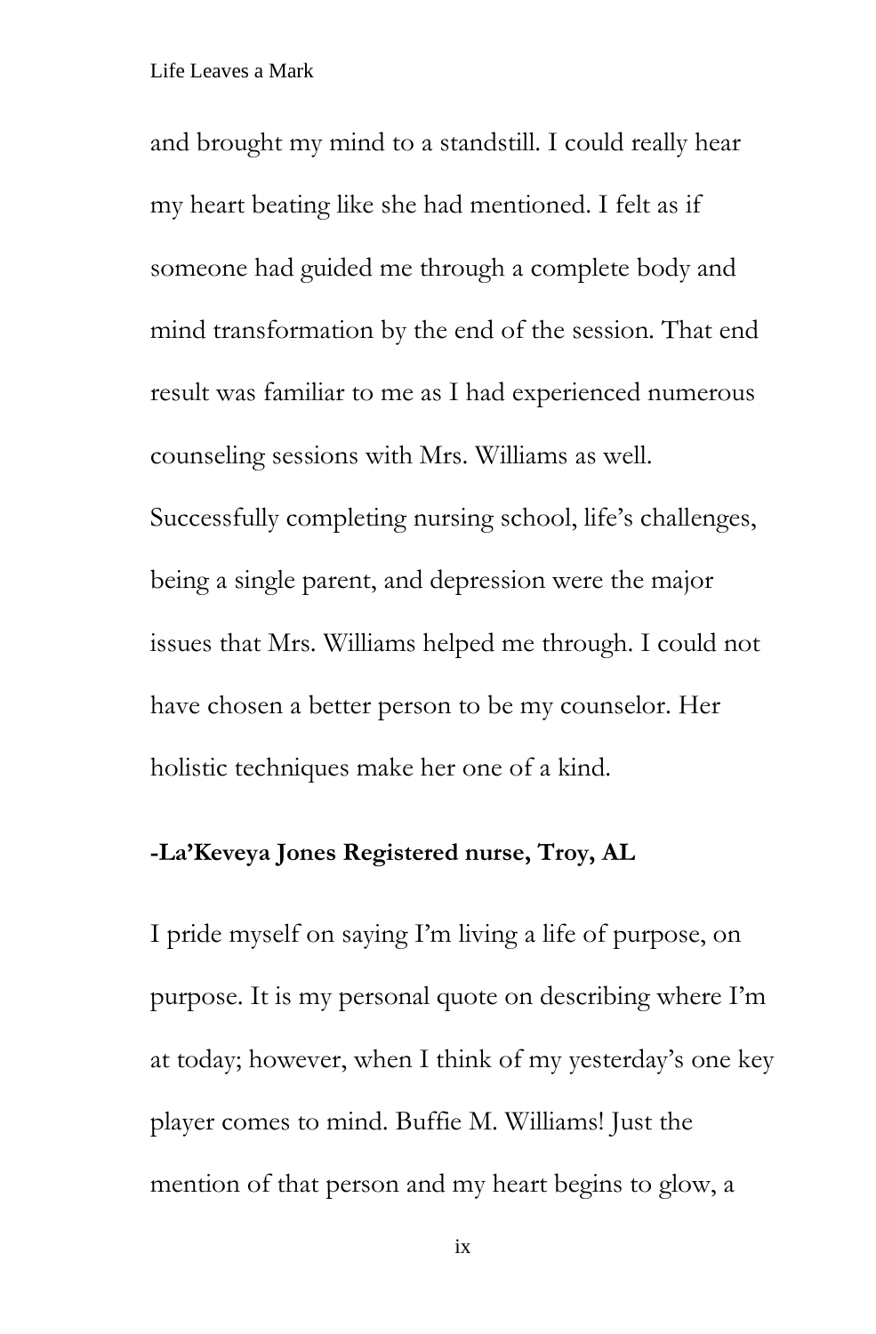and brought my mind to a standstill. I could really hear my heart beating like she had mentioned. I felt as if someone had guided me through a complete body and mind transformation by the end of the session. That end result was familiar to me as I had experienced numerous counseling sessions with Mrs. Williams as well. Successfully completing nursing school, life's challenges, being a single parent, and depression were the major issues that Mrs. Williams helped me through. I could not have chosen a better person to be my counselor. Her holistic techniques make her one of a kind.

**-La'Keveya Jones Registered nurse, Troy, AL**

I pride myself on saying I'm living a life of purpose, on purpose. It is my personal quote on describing where I'm at today; however, when I think of my yesterday's one key player comes to mind. Buffie M. Williams! Just the mention of that person and my heart begins to glow, a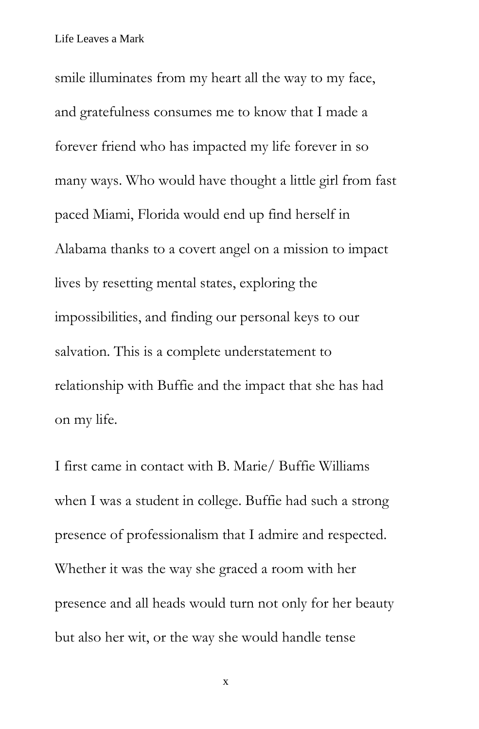smile illuminates from my heart all the way to my face, and gratefulness consumes me to know that I made a forever friend who has impacted my life forever in so many ways. Who would have thought a little girl from fast paced Miami, Florida would end up find herself in Alabama thanks to a covert angel on a mission to impact lives by resetting mental states, exploring the impossibilities, and finding our personal keys to our salvation. This is a complete understatement to relationship with Buffie and the impact that she has had on my life.

I first came in contact with B. Marie/ Buffie Williams when I was a student in college. Buffie had such a strong presence of professionalism that I admire and respected. Whether it was the way she graced a room with her presence and all heads would turn not only for her beauty but also her wit, or the way she would handle tense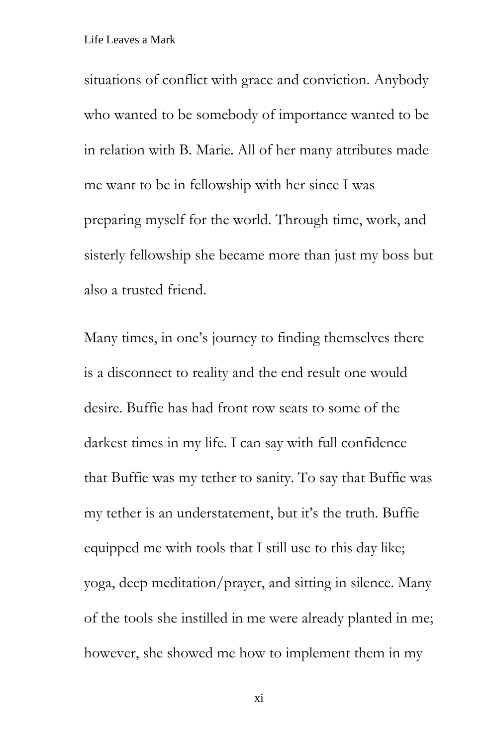situations of conflict with grace and conviction. Anybody who wanted to be somebody of importance wanted to be in relation with B. Marie. All of her many attributes made me want to be in fellowship with her since I was preparing myself for the world. Through time, work, and sisterly fellowship she became more than just my boss but also a trusted friend.

Many times, in one's journey to finding themselves there is a disconnect to reality and the end result one would desire. Buffie has had front row seats to some of the darkest times in my life. I can say with full confidence that Buffie was my tether to sanity. To say that Buffie was my tether is an understatement, but it's the truth. Buffie equipped me with tools that I still use to this day like; yoga, deep meditation/prayer, and sitting in silence. Many of the tools she instilled in me were already planted in me; however, she showed me how to implement them in my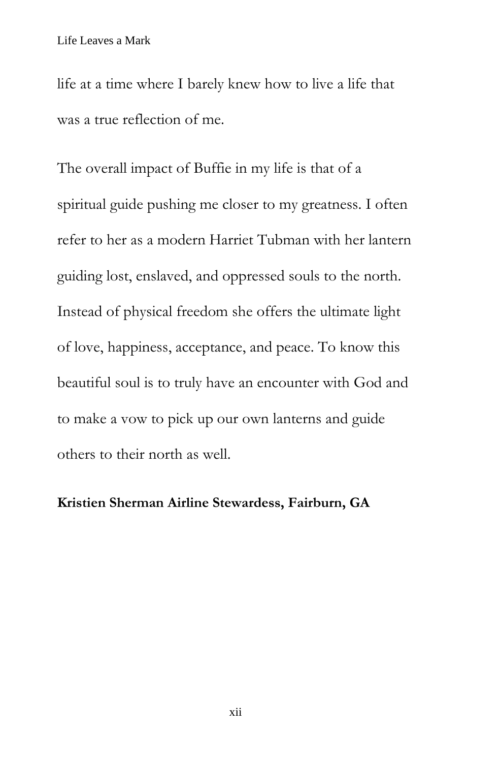life at a time where I barely knew how to live a life that was a true reflection of me.

The overall impact of Buffie in my life is that of a spiritual guide pushing me closer to my greatness. I often refer to her as a modern Harriet Tubman with her lantern guiding lost, enslaved, and oppressed souls to the north. Instead of physical freedom she offers the ultimate light of love, happiness, acceptance, and peace. To know this beautiful soul is to truly have an encounter with God and to make a vow to pick up our own lanterns and guide others to their north as well.

**Kristien Sherman Airline Stewardess, Fairburn, GA**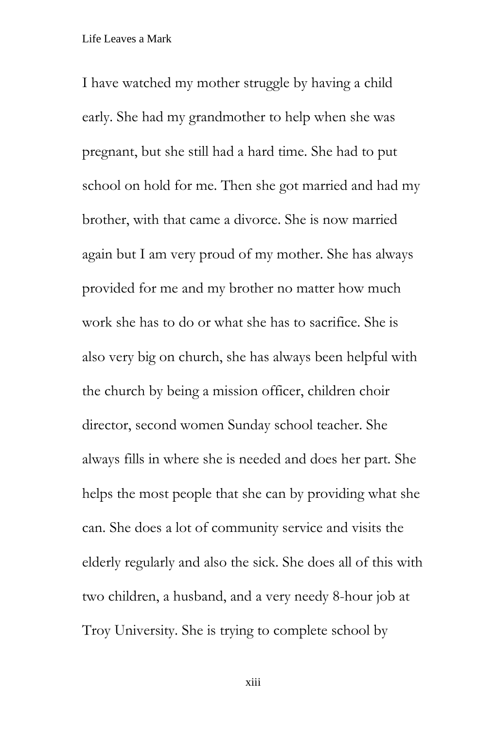I have watched my mother struggle by having a child early. She had my grandmother to help when she was pregnant, but she still had a hard time. She had to put school on hold for me. Then she got married and had my brother, with that came a divorce. She is now married again but I am very proud of my mother. She has always provided for me and my brother no matter how much work she has to do or what she has to sacrifice. She is also very big on church, she has always been helpful with the church by being a mission officer, children choir director, second women Sunday school teacher. She always fills in where she is needed and does her part. She helps the most people that she can by providing what she can. She does a lot of community service and visits the elderly regularly and also the sick. She does all of this with two children, a husband, and a very needy 8-hour job at Troy University. She is trying to complete school by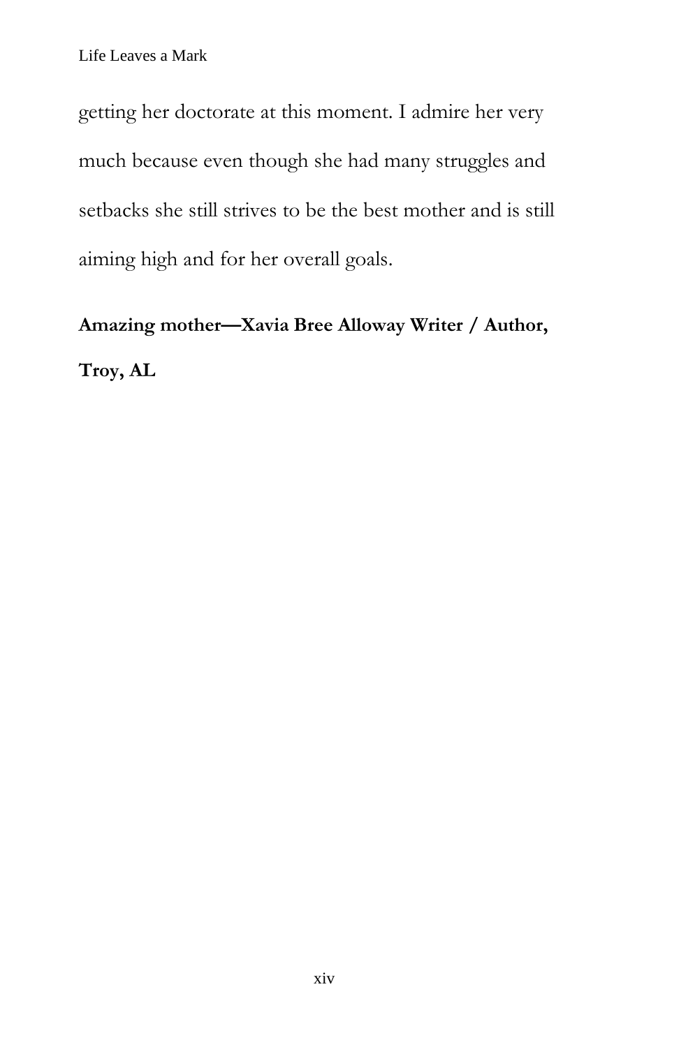getting her doctorate at this moment. I admire her very much because even though she had many struggles and setbacks she still strives to be the best mother and is still aiming high and for her overall goals.

**Amazing mother—Xavia Bree Alloway Writer / Author, Troy, AL**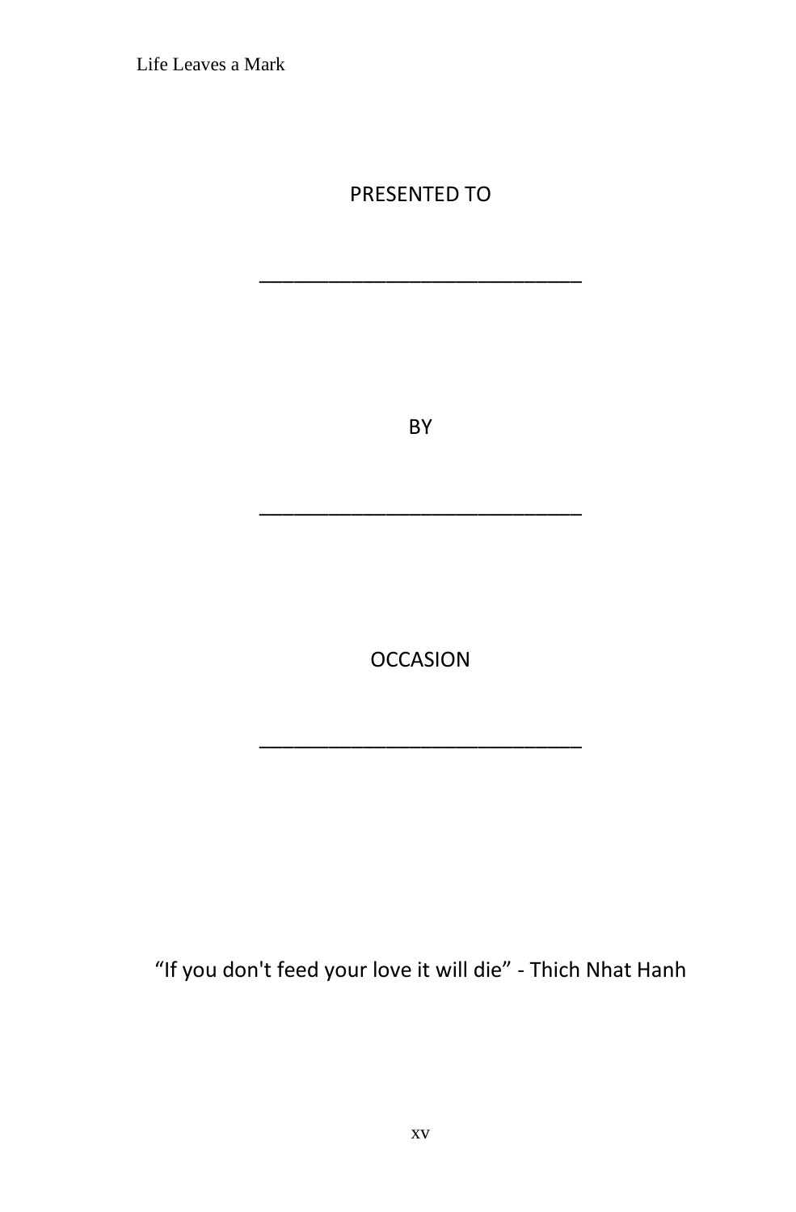PRESENTED TO

______________________________

BY

______________________________

OCCASION

______________________________

"If you don't feed your love it will die" - Thich Nhat Hanh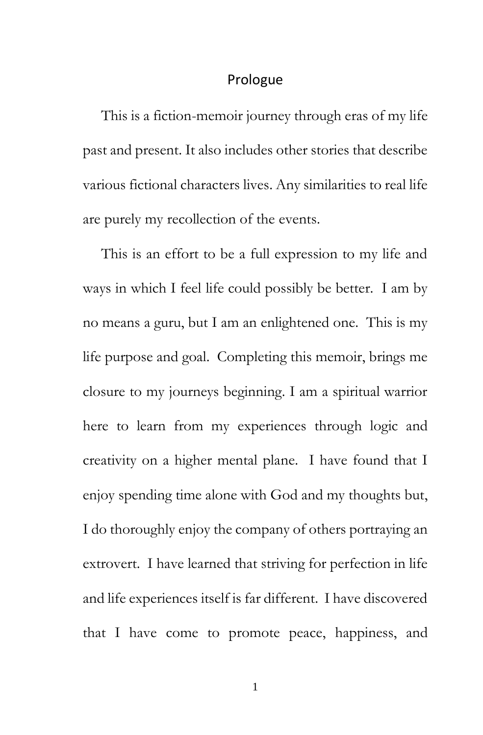# Prologue

This is a fiction-memoir journey through eras of my life past and present. It also includes other stories that describe various fictional characters lives. Any similarities to real life are purely my recollection of the events.

This is an effort to be a full expression to my life and ways in which I feel life could possibly be better. I am by no means a guru, but I am an enlightened one. This is my life purpose and goal. Completing this memoir, brings me closure to my journeys beginning. I am a spiritual warrior here to learn from my experiences through logic and creativity on a higher mental plane. I have found that I enjoy spending time alone with God and my thoughts but, I do thoroughly enjoy the company of others portraying an extrovert. I have learned that striving for perfection in life and life experiences itself is far different. I have discovered that I have come to promote peace, happiness, and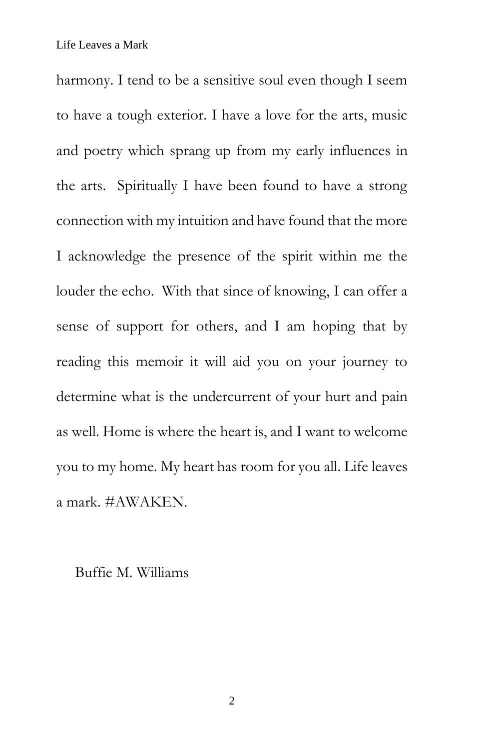harmony. I tend to be a sensitive soul even though I seem to have a tough exterior. I have a love for the arts, music and poetry which sprang up from my early influences in the arts. Spiritually I have been found to have a strong connection with my intuition and have found that the more I acknowledge the presence of the spirit within me the louder the echo. With that since of knowing, I can offer a sense of support for others, and I am hoping that by reading this memoir it will aid you on your journey to determine what is the undercurrent of your hurt and pain as well. Home is where the heart is, and I want to welcome you to my home. My heart has room for you all. Life leaves a mark. #AWAKEN.

Buffie M. Williams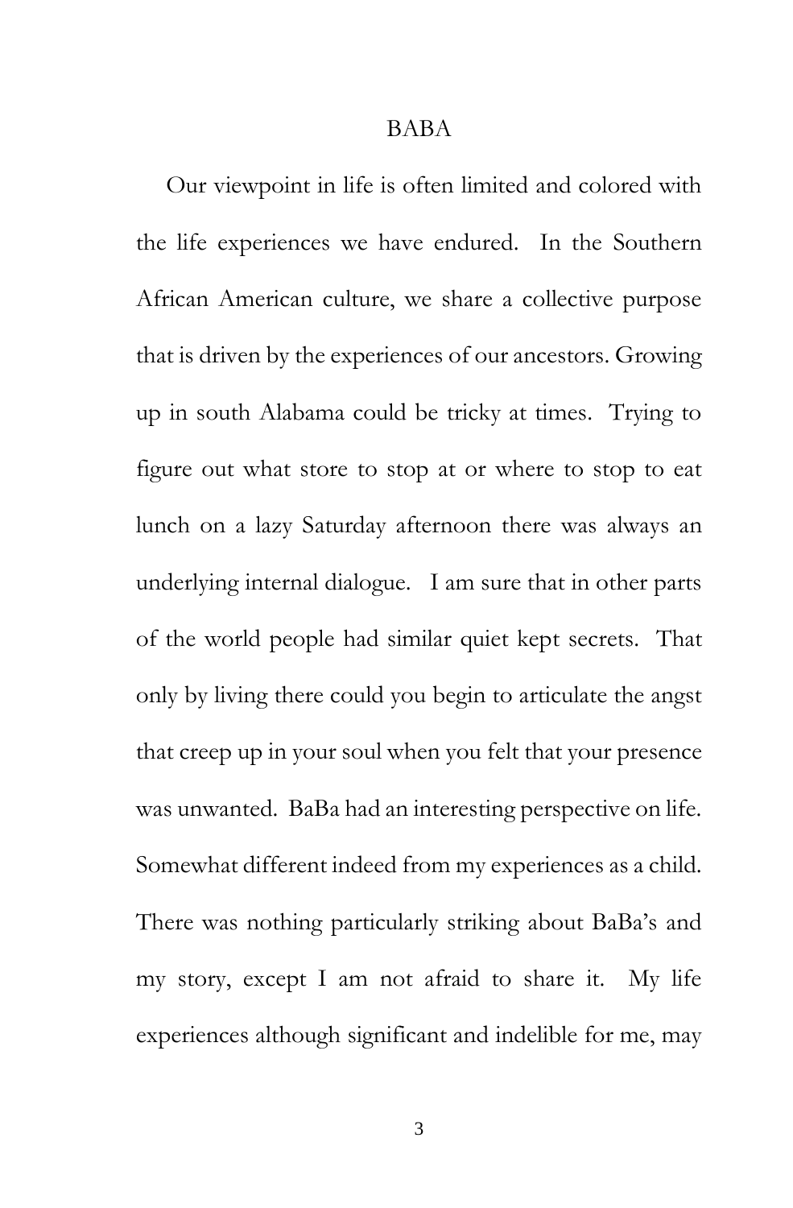# BABA

Our viewpoint in life is often limited and colored with the life experiences we have endured. In the Southern African American culture, we share a collective purpose that is driven by the experiences of our ancestors. Growing up in south Alabama could be tricky at times. Trying to figure out what store to stop at or where to stop to eat lunch on a lazy Saturday afternoon there was always an underlying internal dialogue. I am sure that in other parts of the world people had similar quiet kept secrets. That only by living there could you begin to articulate the angst that creep up in your soul when you felt that your presence was unwanted. BaBa had an interesting perspective on life. Somewhat different indeed from my experiences as a child. There was nothing particularly striking about BaBa's and my story, except I am not afraid to share it. My life experiences although significant and indelible for me, may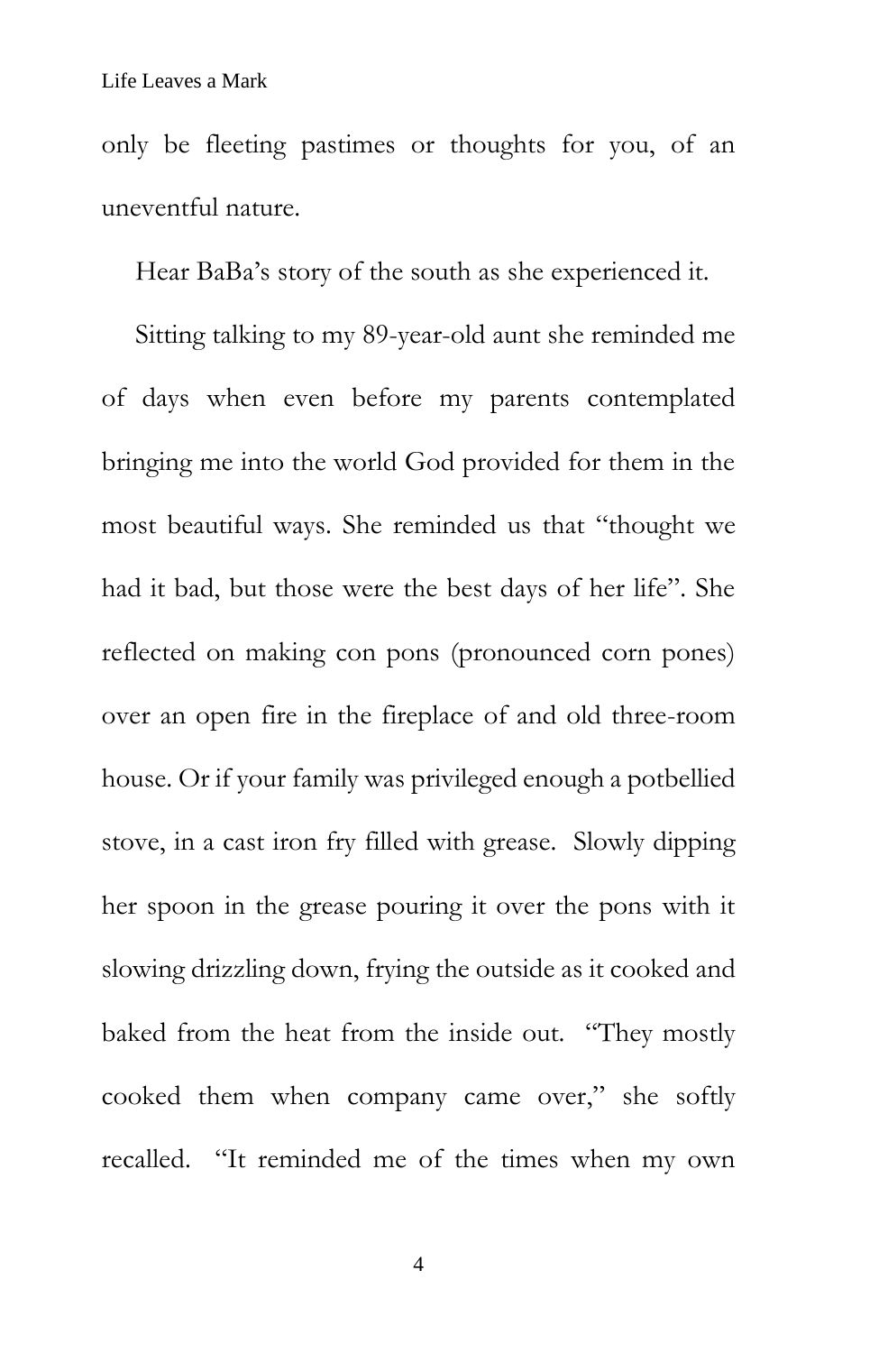only be fleeting pastimes or thoughts for you, of an uneventful nature.

Hear BaBa's story of the south as she experienced it.

Sitting talking to my 89-year-old aunt she reminded me of days when even before my parents contemplated bringing me into the world God provided for them in the most beautiful ways. She reminded us that "thought we had it bad, but those were the best days of her life". She reflected on making con pons (pronounced corn pones) over an open fire in the fireplace of and old three-room house. Or if your family was privileged enough a potbellied stove, in a cast iron fry filled with grease. Slowly dipping her spoon in the grease pouring it over the pons with it slowing drizzling down, frying the outside as it cooked and baked from the heat from the inside out. "They mostly cooked them when company came over," she softly recalled. "It reminded me of the times when my own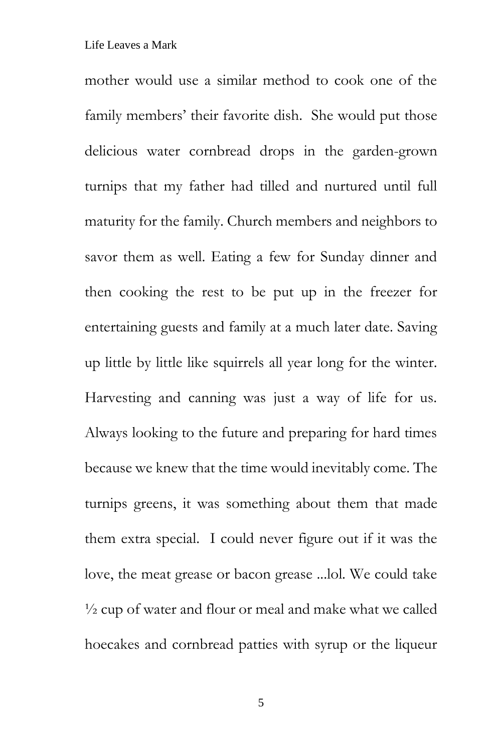mother would use a similar method to cook one of the family members' their favorite dish. She would put those delicious water cornbread drops in the garden-grown turnips that my father had tilled and nurtured until full maturity for the family. Church members and neighbors to savor them as well. Eating a few for Sunday dinner and then cooking the rest to be put up in the freezer for entertaining guests and family at a much later date. Saving up little by little like squirrels all year long for the winter. Harvesting and canning was just a way of life for us. Always looking to the future and preparing for hard times because we knew that the time would inevitably come. The turnips greens, it was something about them that made them extra special. I could never figure out if it was the love, the meat grease or bacon grease ...lol. We could take ½ cup of water and flour or meal and make what we called hoecakes and cornbread patties with syrup or the liqueur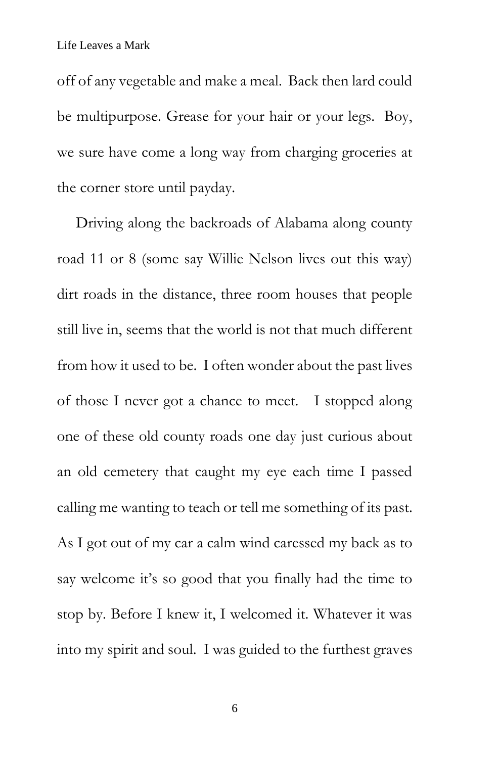off of any vegetable and make a meal. Back then lard could be multipurpose. Grease for your hair or your legs. Boy, we sure have come a long way from charging groceries at the corner store until payday.

Driving along the backroads of Alabama along county road 11 or 8 (some say Willie Nelson lives out this way) dirt roads in the distance, three room houses that people still live in, seems that the world is not that much different from how it used to be. I often wonder about the past lives of those I never got a chance to meet. I stopped along one of these old county roads one day just curious about an old cemetery that caught my eye each time I passed calling me wanting to teach or tell me something of its past. As I got out of my car a calm wind caressed my back as to say welcome it's so good that you finally had the time to stop by. Before I knew it, I welcomed it. Whatever it was into my spirit and soul. I was guided to the furthest graves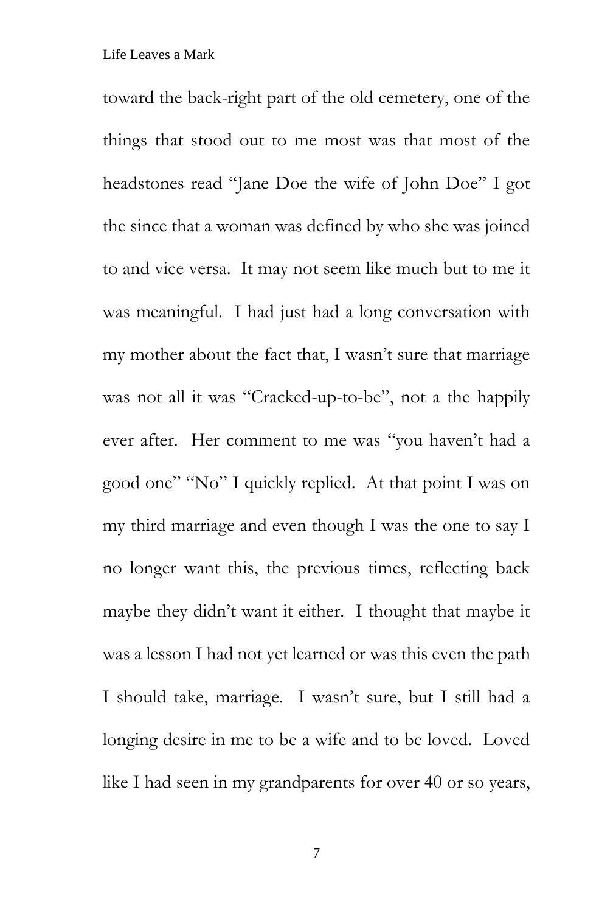toward the back-right part of the old cemetery, one of the things that stood out to me most was that most of the headstones read "Jane Doe the wife of John Doe" I got the since that a woman was defined by who she was joined to and vice versa. It may not seem like much but to me it was meaningful. I had just had a long conversation with my mother about the fact that, I wasn't sure that marriage was not all it was "Cracked-up-to-be", not a the happily ever after. Her comment to me was "you haven't had a good one" "No" I quickly replied. At that point I was on my third marriage and even though I was the one to say I no longer want this, the previous times, reflecting back maybe they didn't want it either. I thought that maybe it was a lesson I had not yet learned or was this even the path I should take, marriage. I wasn't sure, but I still had a longing desire in me to be a wife and to be loved. Loved like I had seen in my grandparents for over 40 or so years,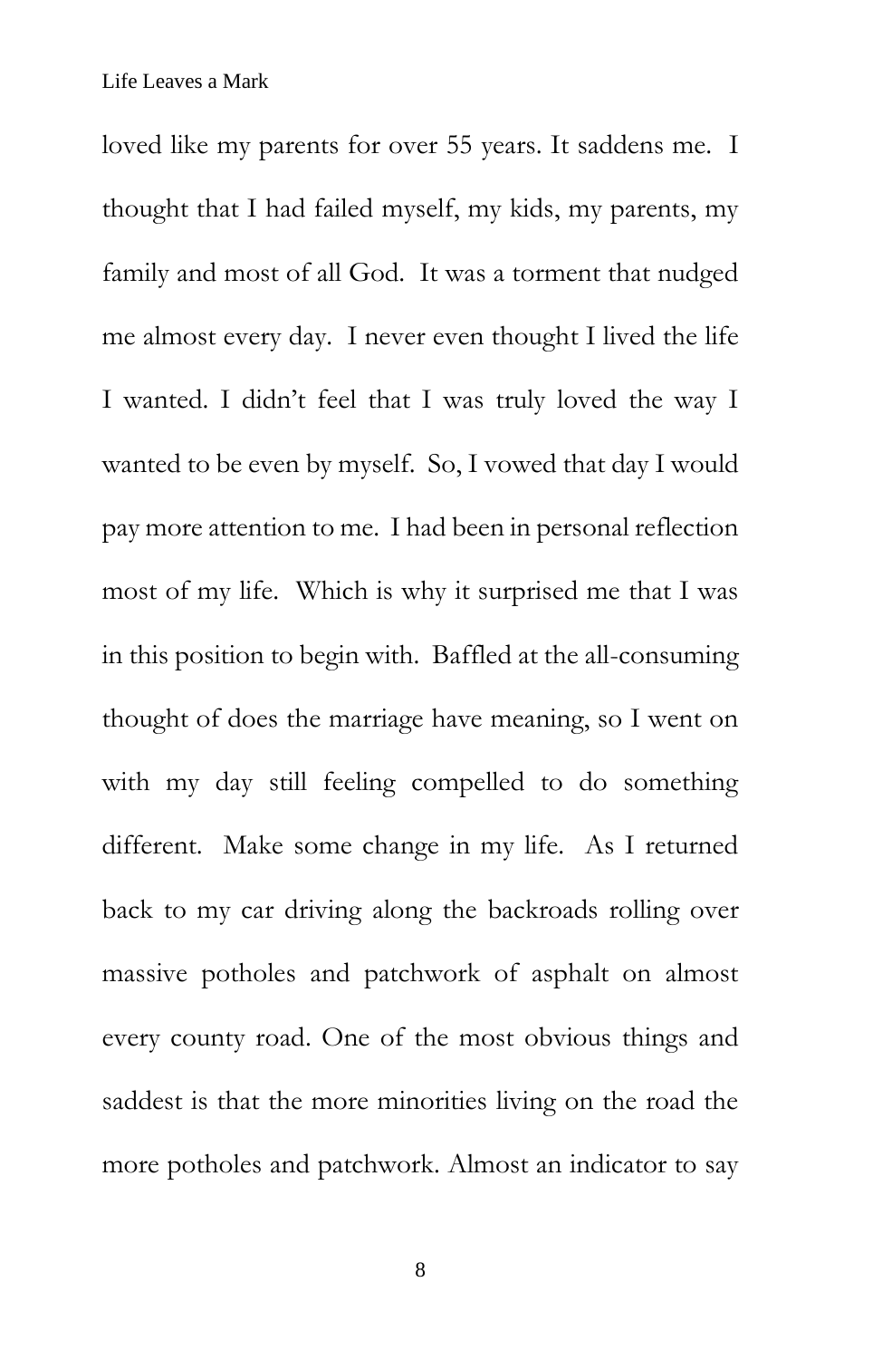loved like my parents for over 55 years. It saddens me. I thought that I had failed myself, my kids, my parents, my family and most of all God. It was a torment that nudged me almost every day. I never even thought I lived the life I wanted. I didn't feel that I was truly loved the way I wanted to be even by myself. So, I vowed that day I would pay more attention to me. I had been in personal reflection most of my life. Which is why it surprised me that I was in this position to begin with. Baffled at the all-consuming thought of does the marriage have meaning, so I went on with my day still feeling compelled to do something different. Make some change in my life. As I returned back to my car driving along the backroads rolling over massive potholes and patchwork of asphalt on almost every county road. One of the most obvious things and saddest is that the more minorities living on the road the more potholes and patchwork. Almost an indicator to say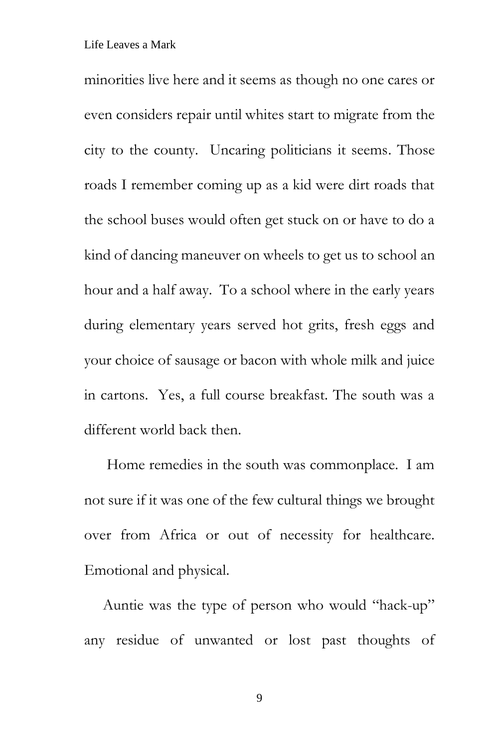minorities live here and it seems as though no one cares or even considers repair until whites start to migrate from the city to the county. Uncaring politicians it seems. Those roads I remember coming up as a kid were dirt roads that the school buses would often get stuck on or have to do a kind of dancing maneuver on wheels to get us to school an hour and a half away. To a school where in the early years during elementary years served hot grits, fresh eggs and your choice of sausage or bacon with whole milk and juice in cartons. Yes, a full course breakfast. The south was a different world back then.

Home remedies in the south was commonplace. I am not sure if it was one of the few cultural things we brought over from Africa or out of necessity for healthcare. Emotional and physical.

Auntie was the type of person who would "hack-up" any residue of unwanted or lost past thoughts of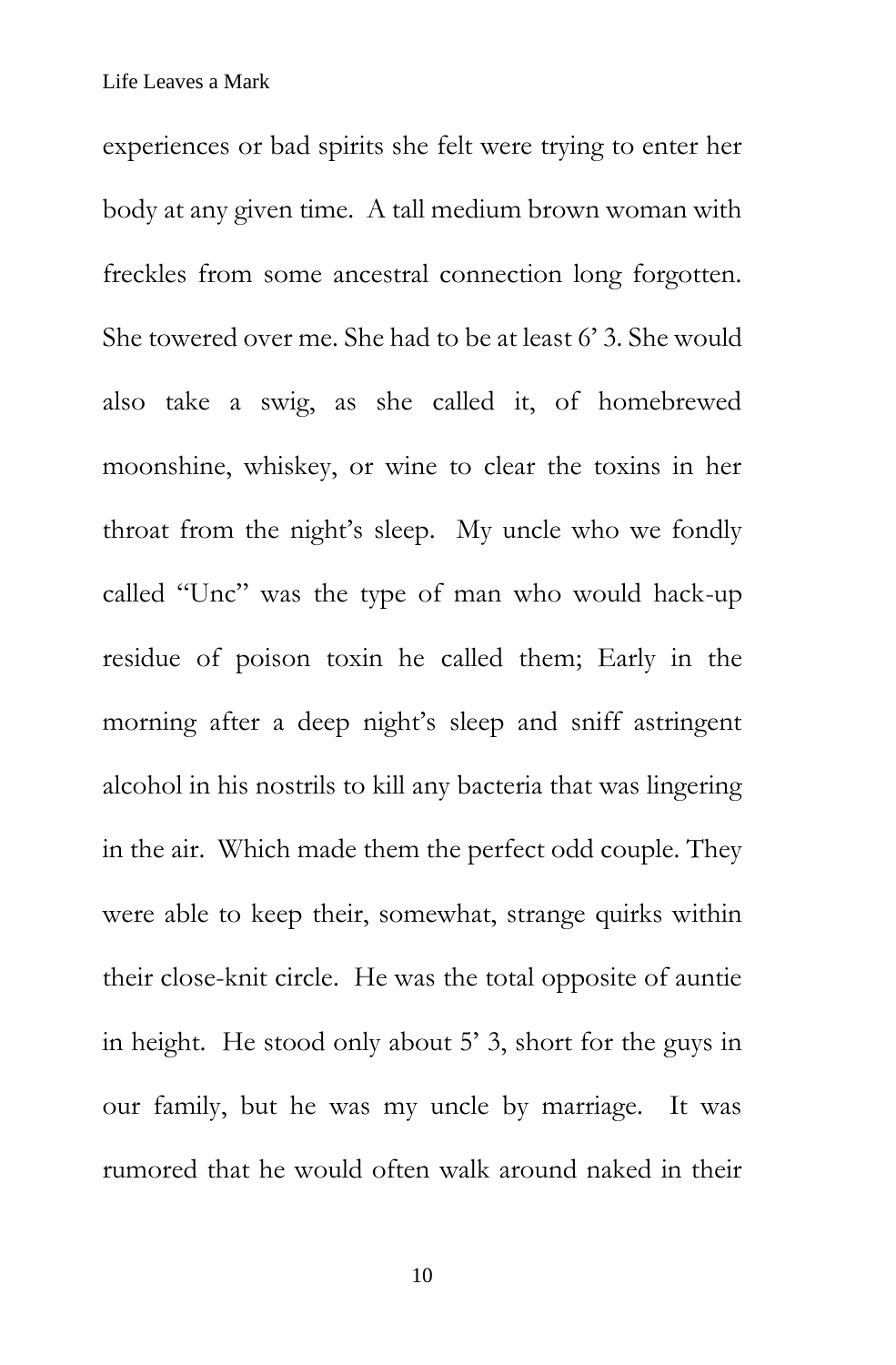experiences or bad spirits she felt were trying to enter her body at any given time. A tall medium brown woman with freckles from some ancestral connection long forgotten. She towered over me. She had to be at least 6' 3. She would also take a swig, as she called it, of homebrewed moonshine, whiskey, or wine to clear the toxins in her throat from the night's sleep. My uncle who we fondly called "Unc" was the type of man who would hack-up residue of poison toxin he called them; Early in the morning after a deep night's sleep and sniff astringent alcohol in his nostrils to kill any bacteria that was lingering in the air. Which made them the perfect odd couple. They were able to keep their, somewhat, strange quirks within their close-knit circle. He was the total opposite of auntie in height. He stood only about 5' 3, short for the guys in our family, but he was my uncle by marriage. It was rumored that he would often walk around naked in their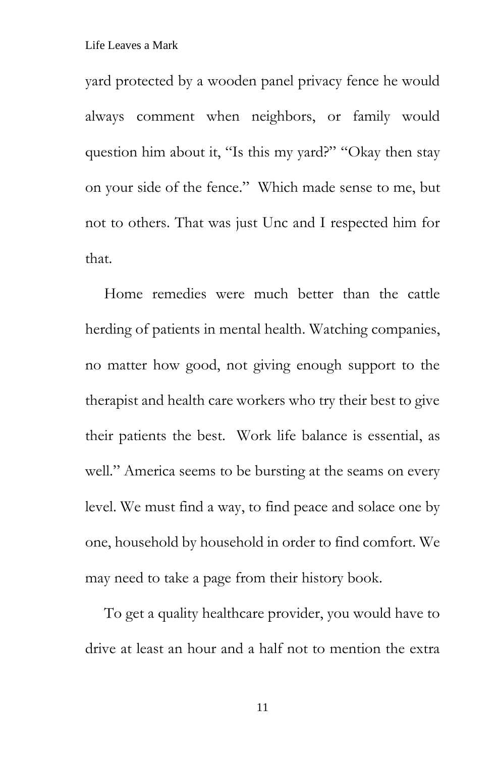yard protected by a wooden panel privacy fence he would always comment when neighbors, or family would question him about it, "Is this my yard?" "Okay then stay on your side of the fence." Which made sense to me, but not to others. That was just Unc and I respected him for that.

Home remedies were much better than the cattle herding of patients in mental health. Watching companies, no matter how good, not giving enough support to the therapist and health care workers who try their best to give their patients the best. Work life balance is essential, as well." America seems to be bursting at the seams on every level. We must find a way, to find peace and solace one by one, household by household in order to find comfort. We may need to take a page from their history book.

To get a quality healthcare provider, you would have to drive at least an hour and a half not to mention the extra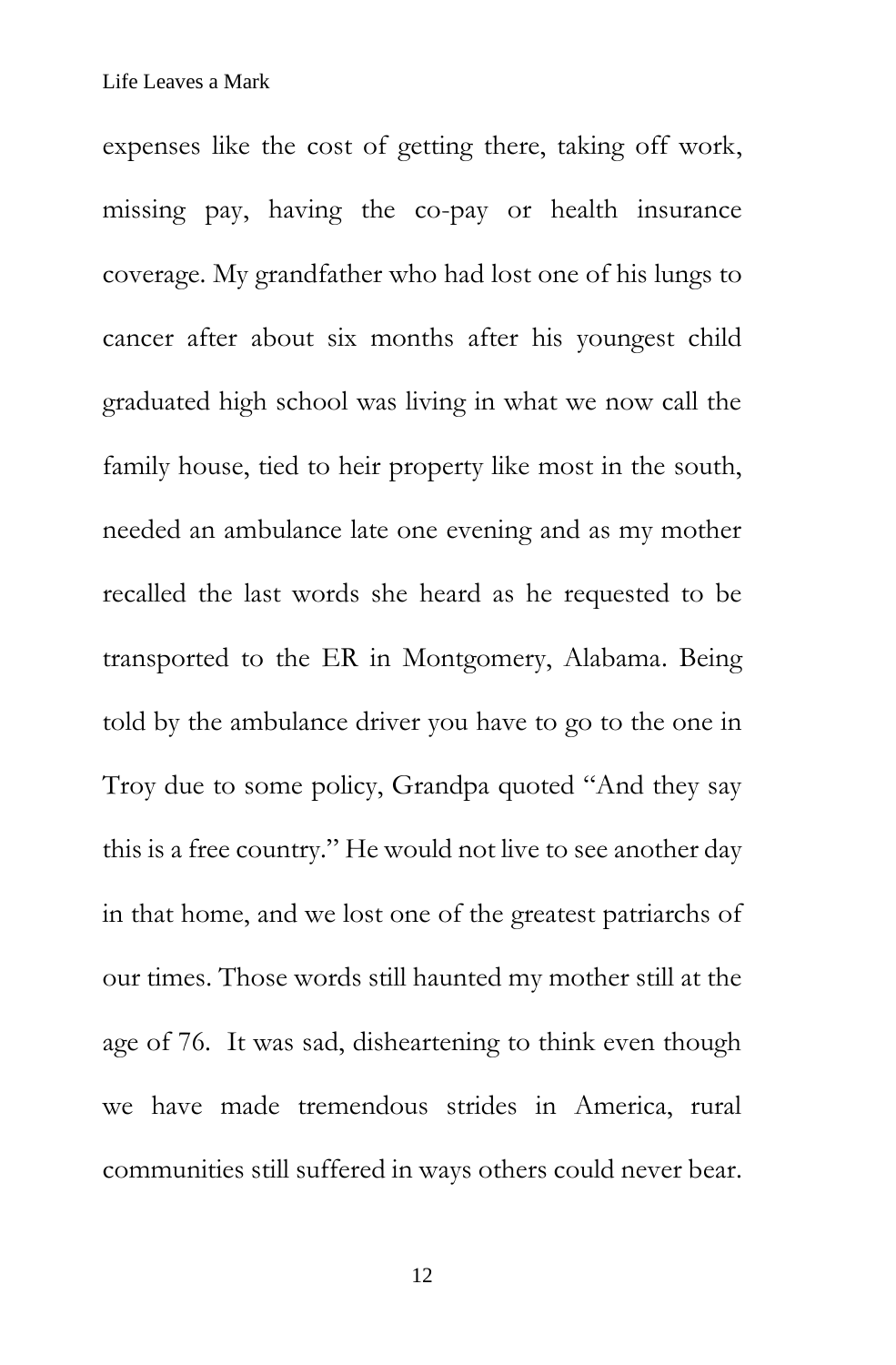expenses like the cost of getting there, taking off work, missing pay, having the co-pay or health insurance coverage. My grandfather who had lost one of his lungs to cancer after about six months after his youngest child graduated high school was living in what we now call the family house, tied to heir property like most in the south, needed an ambulance late one evening and as my mother recalled the last words she heard as he requested to be transported to the ER in Montgomery, Alabama. Being told by the ambulance driver you have to go to the one in Troy due to some policy, Grandpa quoted "And they say this is a free country." He would not live to see another day in that home, and we lost one of the greatest patriarchs of our times. Those words still haunted my mother still at the age of 76. It was sad, disheartening to think even though we have made tremendous strides in America, rural communities still suffered in ways others could never bear.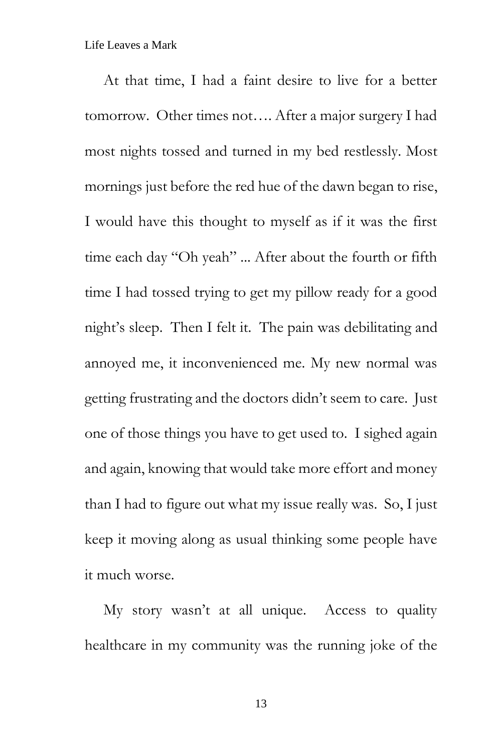At that time, I had a faint desire to live for a better tomorrow. Other times not…. After a major surgery I had most nights tossed and turned in my bed restlessly. Most mornings just before the red hue of the dawn began to rise, I would have this thought to myself as if it was the first time each day "Oh yeah" ... After about the fourth or fifth time I had tossed trying to get my pillow ready for a good night's sleep. Then I felt it. The pain was debilitating and annoyed me, it inconvenienced me. My new normal was getting frustrating and the doctors didn't seem to care. Just one of those things you have to get used to. I sighed again and again, knowing that would take more effort and money than I had to figure out what my issue really was. So, I just keep it moving along as usual thinking some people have it much worse.

My story wasn't at all unique. Access to quality healthcare in my community was the running joke of the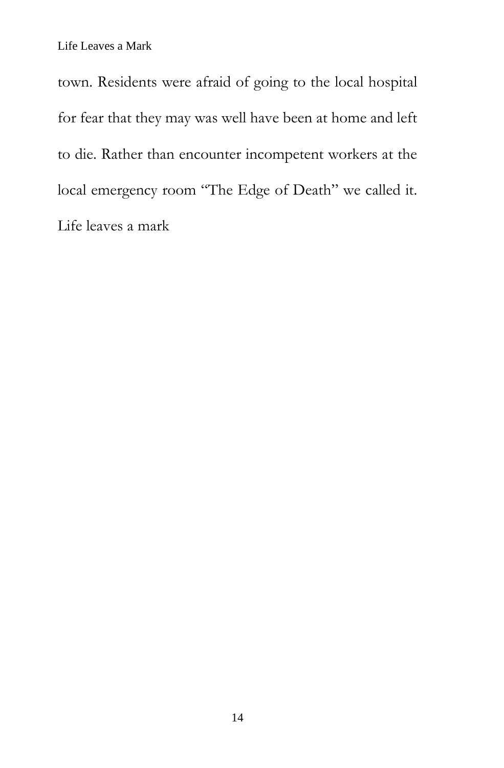town. Residents were afraid of going to the local hospital for fear that they may was well have been at home and left to die. Rather than encounter incompetent workers at the local emergency room "The Edge of Death" we called it. Life leaves a mark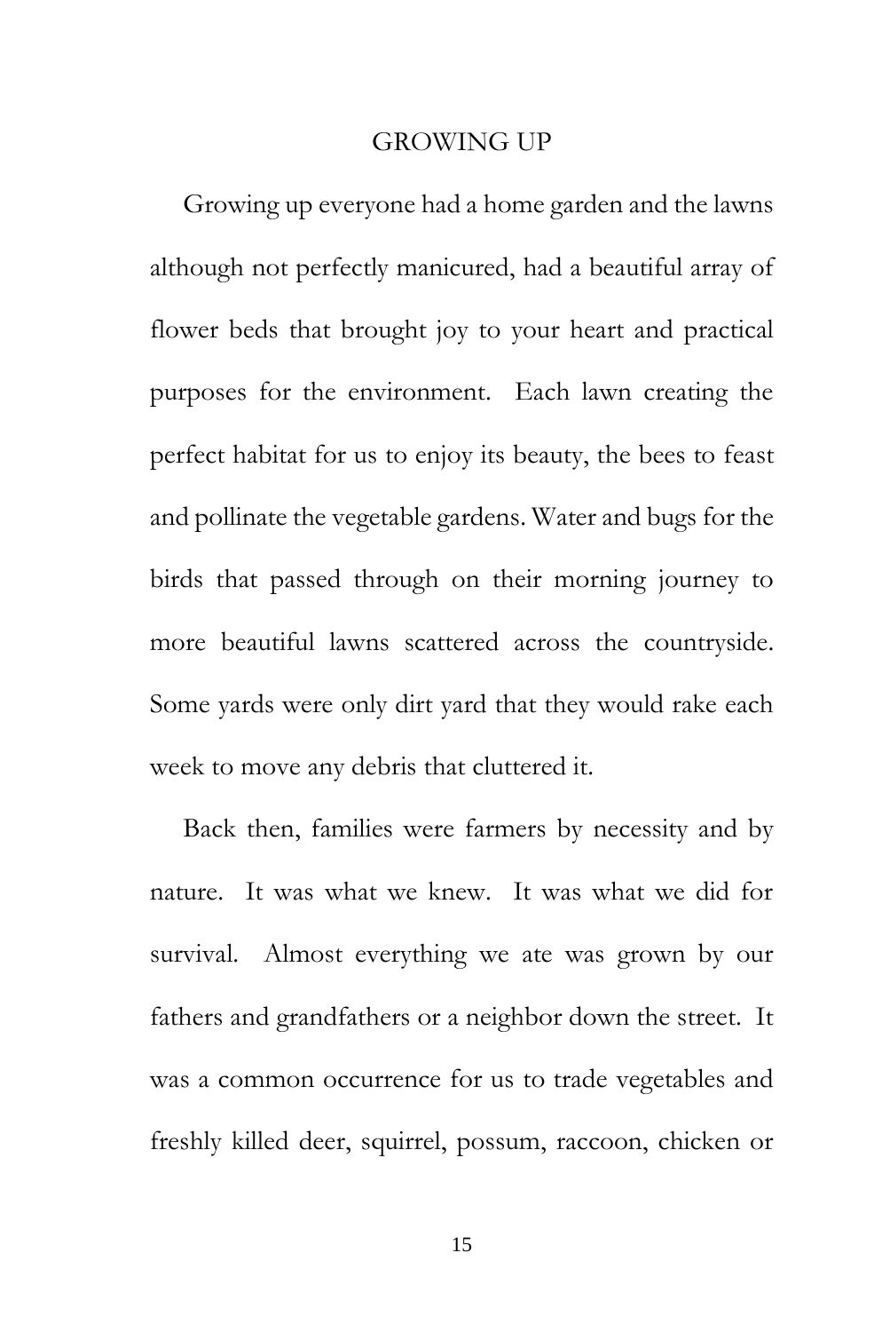# GROWING UP

Growing up everyone had a home garden and the lawns although not perfectly manicured, had a beautiful array of flower beds that brought joy to your heart and practical purposes for the environment. Each lawn creating the perfect habitat for us to enjoy its beauty, the bees to feast and pollinate the vegetable gardens. Water and bugs for the birds that passed through on their morning journey to more beautiful lawns scattered across the countryside. Some yards were only dirt yard that they would rake each week to move any debris that cluttered it.

Back then, families were farmers by necessity and by nature. It was what we knew. It was what we did for survival. Almost everything we ate was grown by our fathers and grandfathers or a neighbor down the street. It was a common occurrence for us to trade vegetables and freshly killed deer, squirrel, possum, raccoon, chicken or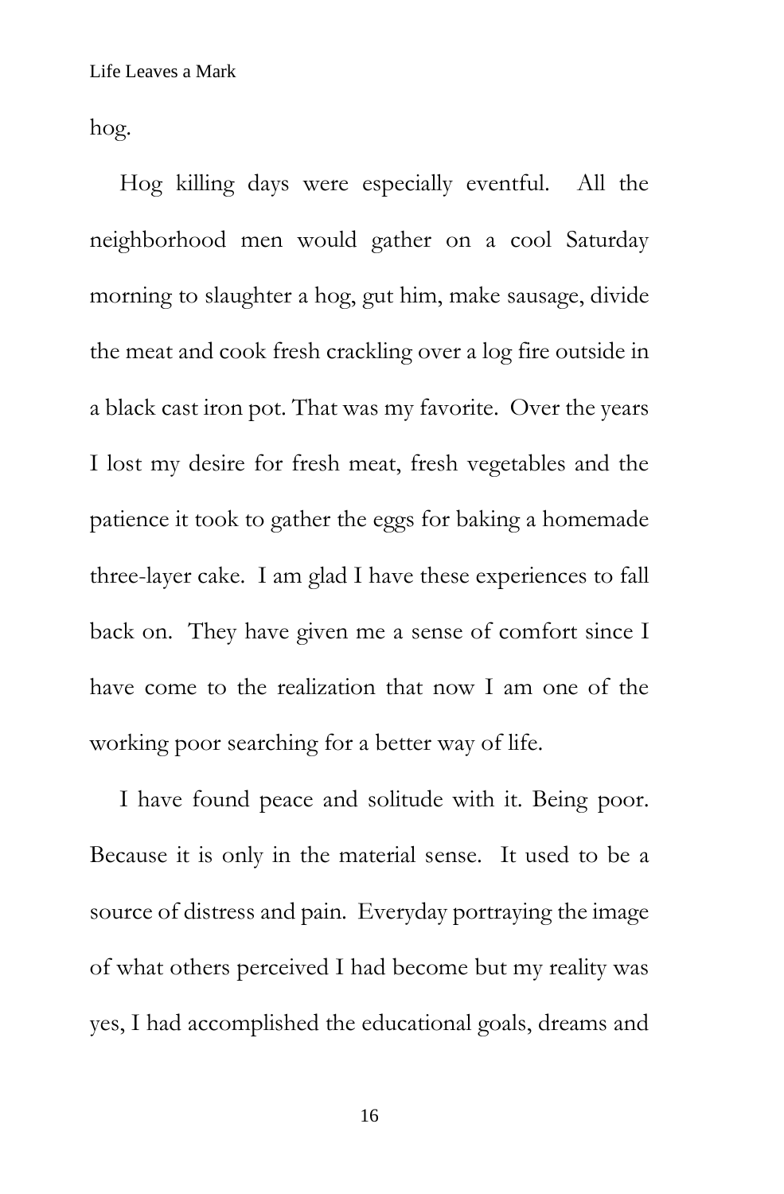hog.

Hog killing days were especially eventful. All the neighborhood men would gather on a cool Saturday morning to slaughter a hog, gut him, make sausage, divide the meat and cook fresh crackling over a log fire outside in a black cast iron pot. That was my favorite. Over the years I lost my desire for fresh meat, fresh vegetables and the patience it took to gather the eggs for baking a homemade three-layer cake. I am glad I have these experiences to fall back on. They have given me a sense of comfort since I have come to the realization that now I am one of the working poor searching for a better way of life.

I have found peace and solitude with it. Being poor. Because it is only in the material sense. It used to be a source of distress and pain. Everyday portraying the image of what others perceived I had become but my reality was yes, I had accomplished the educational goals, dreams and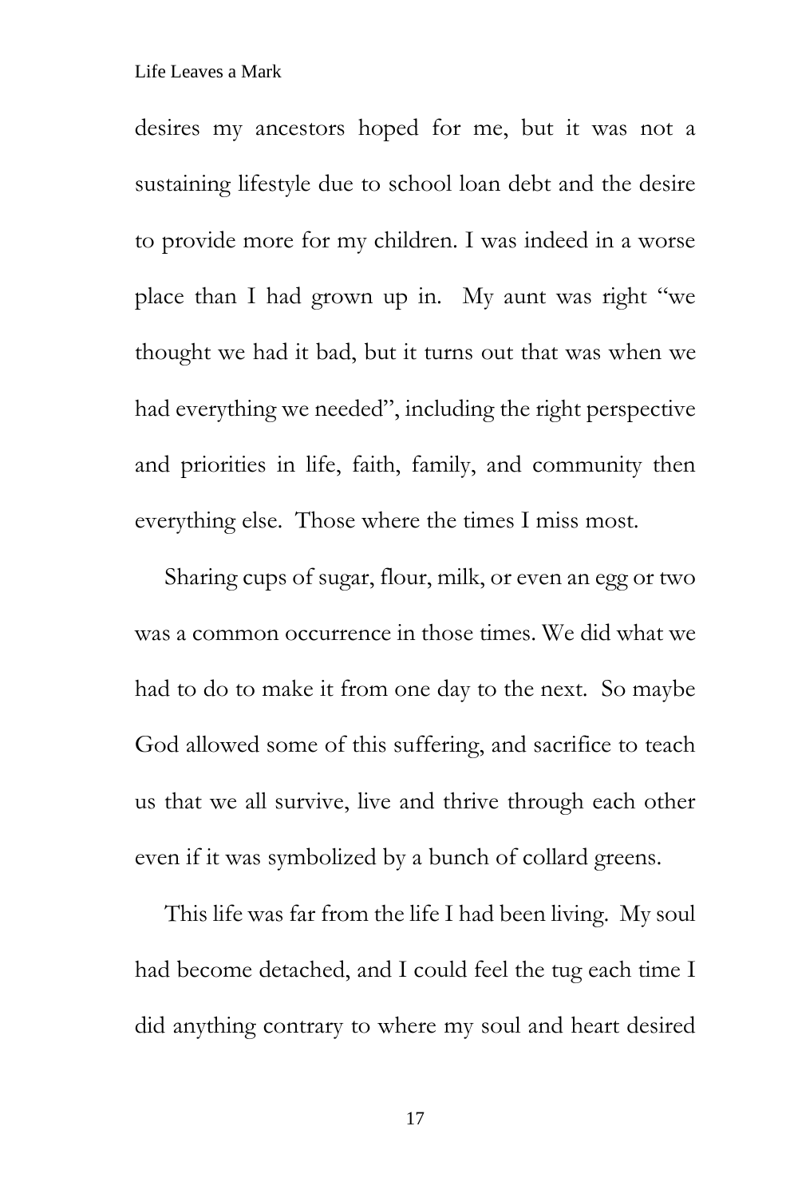desires my ancestors hoped for me, but it was not a sustaining lifestyle due to school loan debt and the desire to provide more for my children. I was indeed in a worse place than I had grown up in. My aunt was right "we thought we had it bad, but it turns out that was when we had everything we needed", including the right perspective and priorities in life, faith, family, and community then everything else. Those where the times I miss most.

Sharing cups of sugar, flour, milk, or even an egg or two was a common occurrence in those times. We did what we had to do to make it from one day to the next. So maybe God allowed some of this suffering, and sacrifice to teach us that we all survive, live and thrive through each other even if it was symbolized by a bunch of collard greens.

This life was far from the life I had been living. My soul had become detached, and I could feel the tug each time I did anything contrary to where my soul and heart desired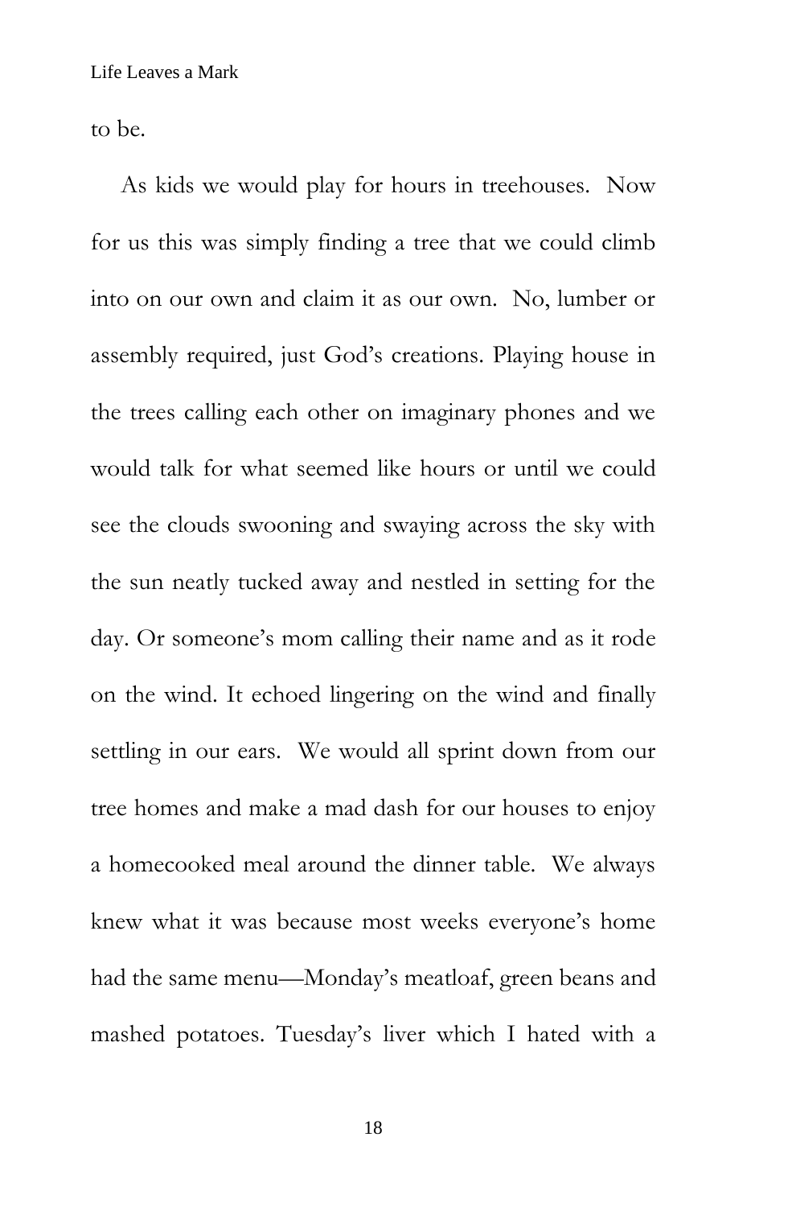to be.

As kids we would play for hours in treehouses. Now for us this was simply finding a tree that we could climb into on our own and claim it as our own. No, lumber or assembly required, just God's creations. Playing house in the trees calling each other on imaginary phones and we would talk for what seemed like hours or until we could see the clouds swooning and swaying across the sky with the sun neatly tucked away and nestled in setting for the day. Or someone's mom calling their name and as it rode on the wind. It echoed lingering on the wind and finally settling in our ears. We would all sprint down from our tree homes and make a mad dash for our houses to enjoy a homecooked meal around the dinner table. We always knew what it was because most weeks everyone's home had the same menu—Monday's meatloaf, green beans and mashed potatoes. Tuesday's liver which I hated with a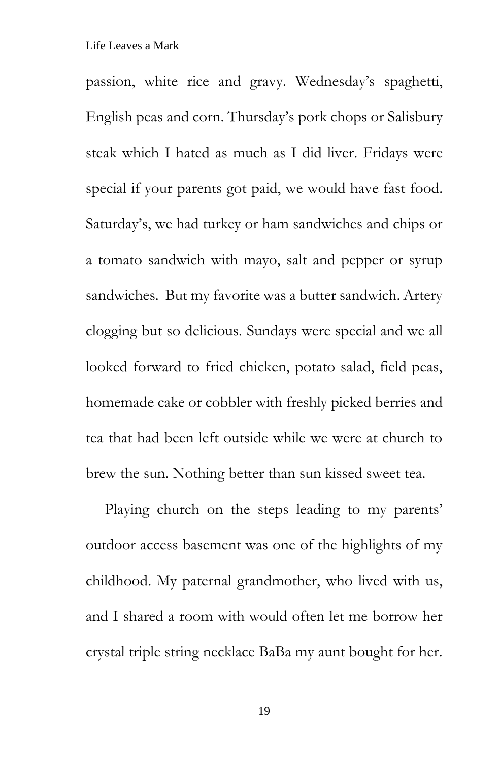passion, white rice and gravy. Wednesday's spaghetti, English peas and corn. Thursday's pork chops or Salisbury steak which I hated as much as I did liver. Fridays were special if your parents got paid, we would have fast food. Saturday's, we had turkey or ham sandwiches and chips or a tomato sandwich with mayo, salt and pepper or syrup sandwiches. But my favorite was a butter sandwich. Artery clogging but so delicious. Sundays were special and we all looked forward to fried chicken, potato salad, field peas, homemade cake or cobbler with freshly picked berries and tea that had been left outside while we were at church to brew the sun. Nothing better than sun kissed sweet tea.

Playing church on the steps leading to my parents' outdoor access basement was one of the highlights of my childhood. My paternal grandmother, who lived with us, and I shared a room with would often let me borrow her crystal triple string necklace BaBa my aunt bought for her.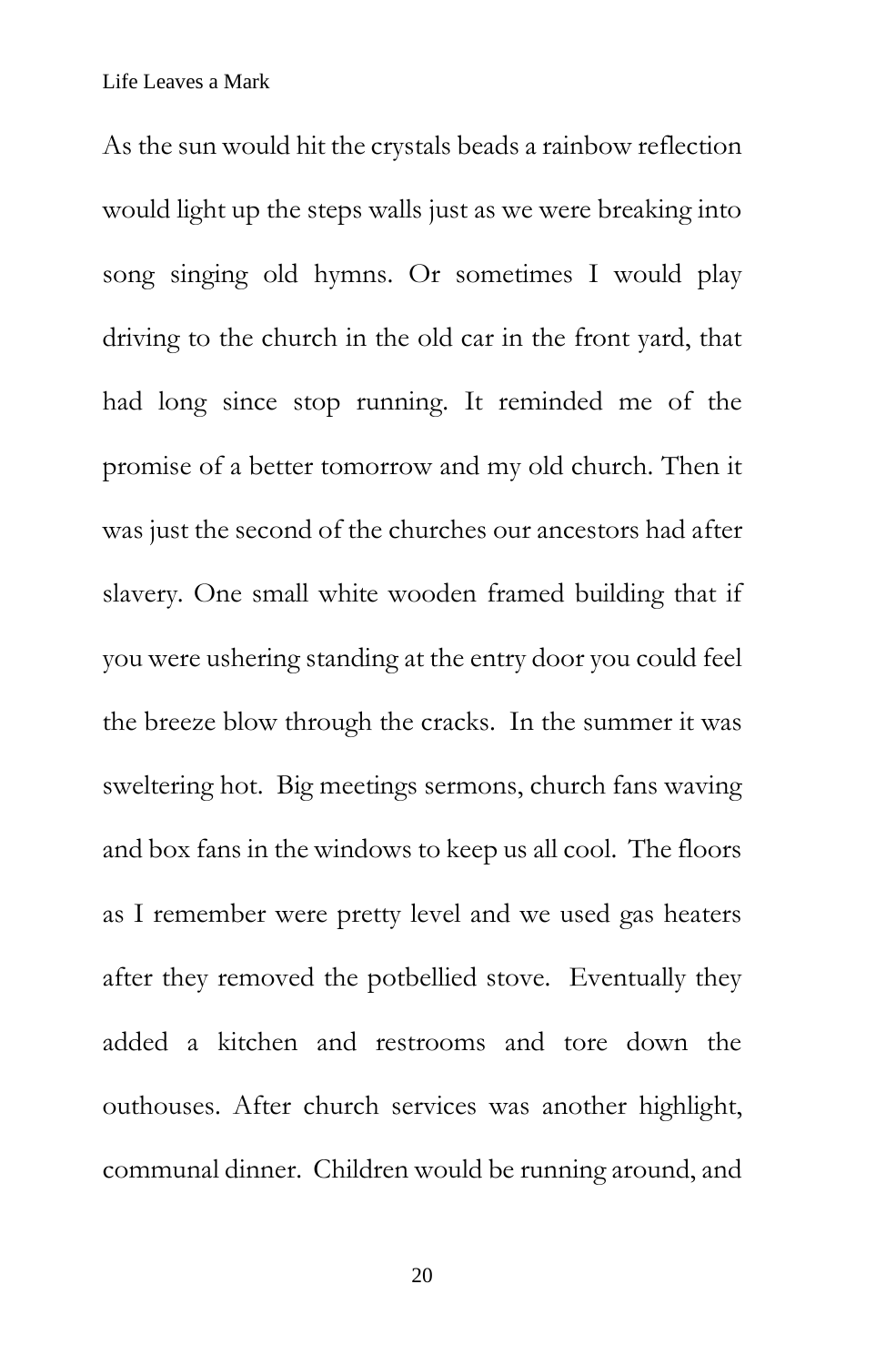As the sun would hit the crystals beads a rainbow reflection would light up the steps walls just as we were breaking into song singing old hymns. Or sometimes I would play driving to the church in the old car in the front yard, that had long since stop running. It reminded me of the promise of a better tomorrow and my old church. Then it was just the second of the churches our ancestors had after slavery. One small white wooden framed building that if you were ushering standing at the entry door you could feel the breeze blow through the cracks. In the summer it was sweltering hot. Big meetings sermons, church fans waving and box fans in the windows to keep us all cool. The floors as I remember were pretty level and we used gas heaters after they removed the potbellied stove. Eventually they added a kitchen and restrooms and tore down the outhouses. After church services was another highlight, communal dinner. Children would be running around, and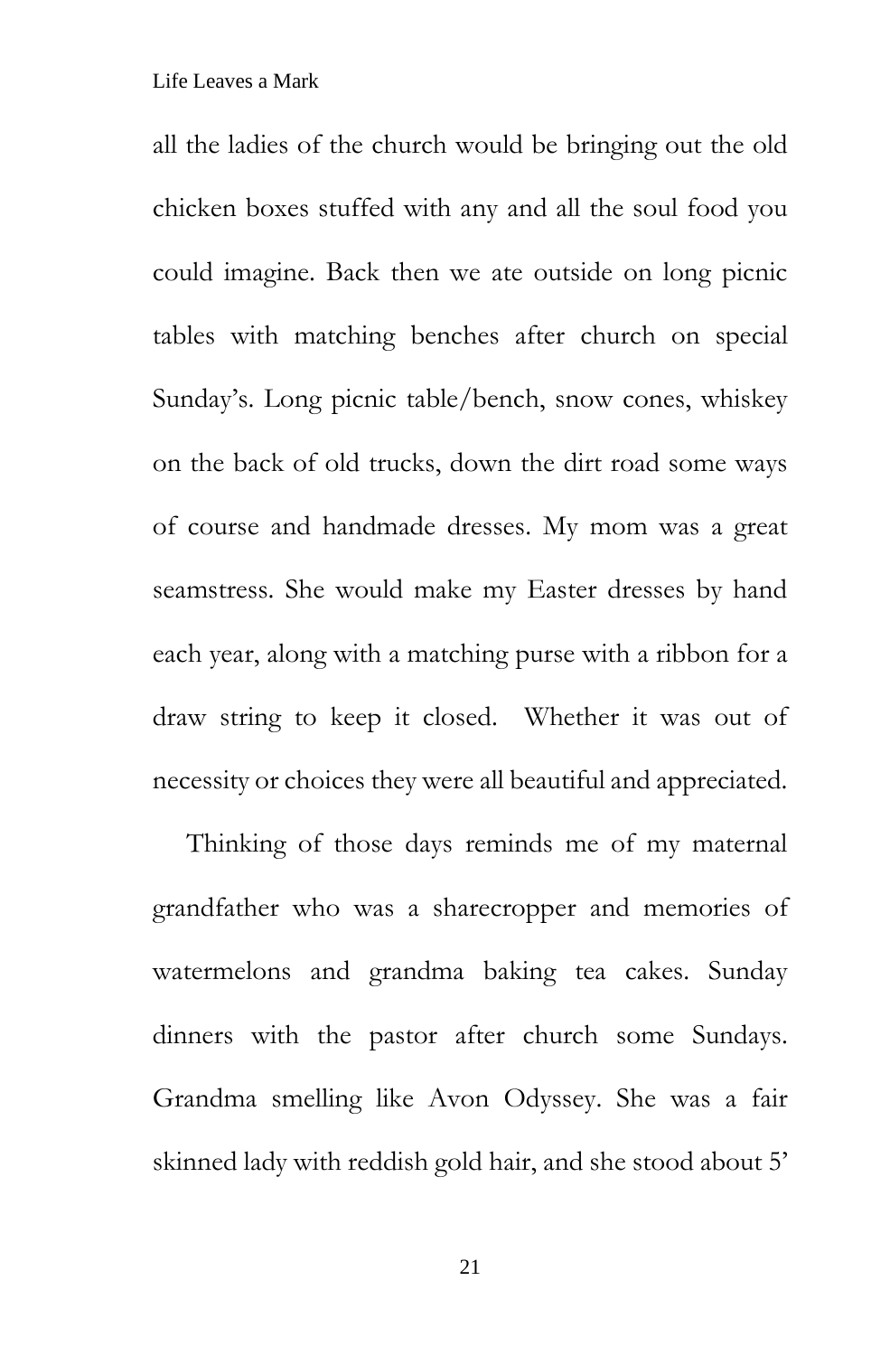all the ladies of the church would be bringing out the old chicken boxes stuffed with any and all the soul food you could imagine. Back then we ate outside on long picnic tables with matching benches after church on special Sunday's. Long picnic table/bench, snow cones, whiskey on the back of old trucks, down the dirt road some ways of course and handmade dresses. My mom was a great seamstress. She would make my Easter dresses by hand each year, along with a matching purse with a ribbon for a draw string to keep it closed. Whether it was out of necessity or choices they were all beautiful and appreciated.

Thinking of those days reminds me of my maternal grandfather who was a sharecropper and memories of watermelons and grandma baking tea cakes. Sunday dinners with the pastor after church some Sundays. Grandma smelling like Avon Odyssey. She was a fair skinned lady with reddish gold hair, and she stood about 5'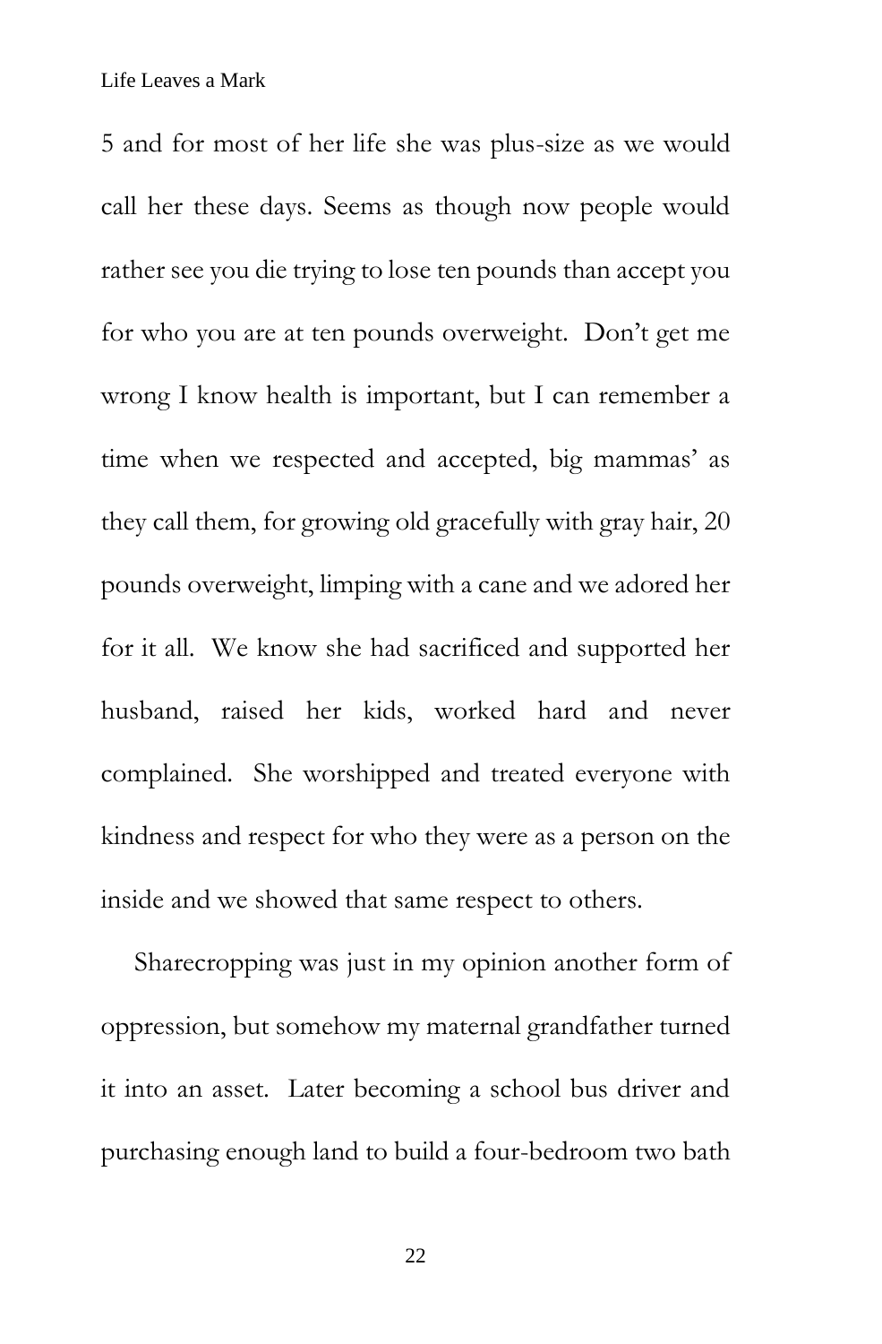5 and for most of her life she was plus-size as we would call her these days. Seems as though now people would rather see you die trying to lose ten pounds than accept you for who you are at ten pounds overweight. Don't get me wrong I know health is important, but I can remember a time when we respected and accepted, big mammas' as they call them, for growing old gracefully with gray hair, 20 pounds overweight, limping with a cane and we adored her for it all. We know she had sacrificed and supported her husband, raised her kids, worked hard and never complained. She worshipped and treated everyone with kindness and respect for who they were as a person on the inside and we showed that same respect to others.

Sharecropping was just in my opinion another form of oppression, but somehow my maternal grandfather turned it into an asset. Later becoming a school bus driver and purchasing enough land to build a four-bedroom two bath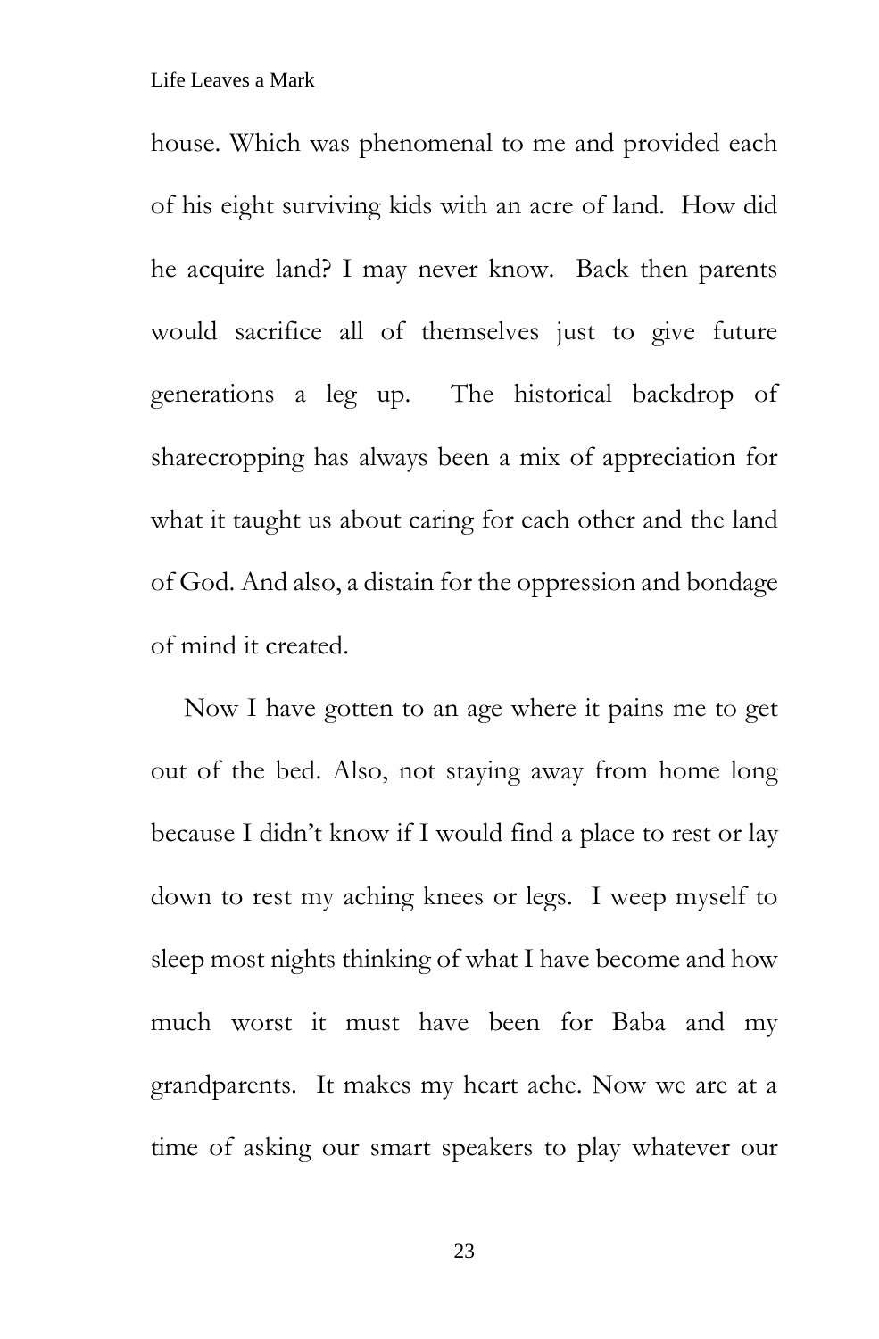house. Which was phenomenal to me and provided each of his eight surviving kids with an acre of land. How did he acquire land? I may never know. Back then parents would sacrifice all of themselves just to give future generations a leg up. The historical backdrop of sharecropping has always been a mix of appreciation for what it taught us about caring for each other and the land of God. And also, a distain for the oppression and bondage of mind it created.

Now I have gotten to an age where it pains me to get out of the bed. Also, not staying away from home long because I didn't know if I would find a place to rest or lay down to rest my aching knees or legs. I weep myself to sleep most nights thinking of what I have become and how much worst it must have been for Baba and my grandparents. It makes my heart ache. Now we are at a time of asking our smart speakers to play whatever our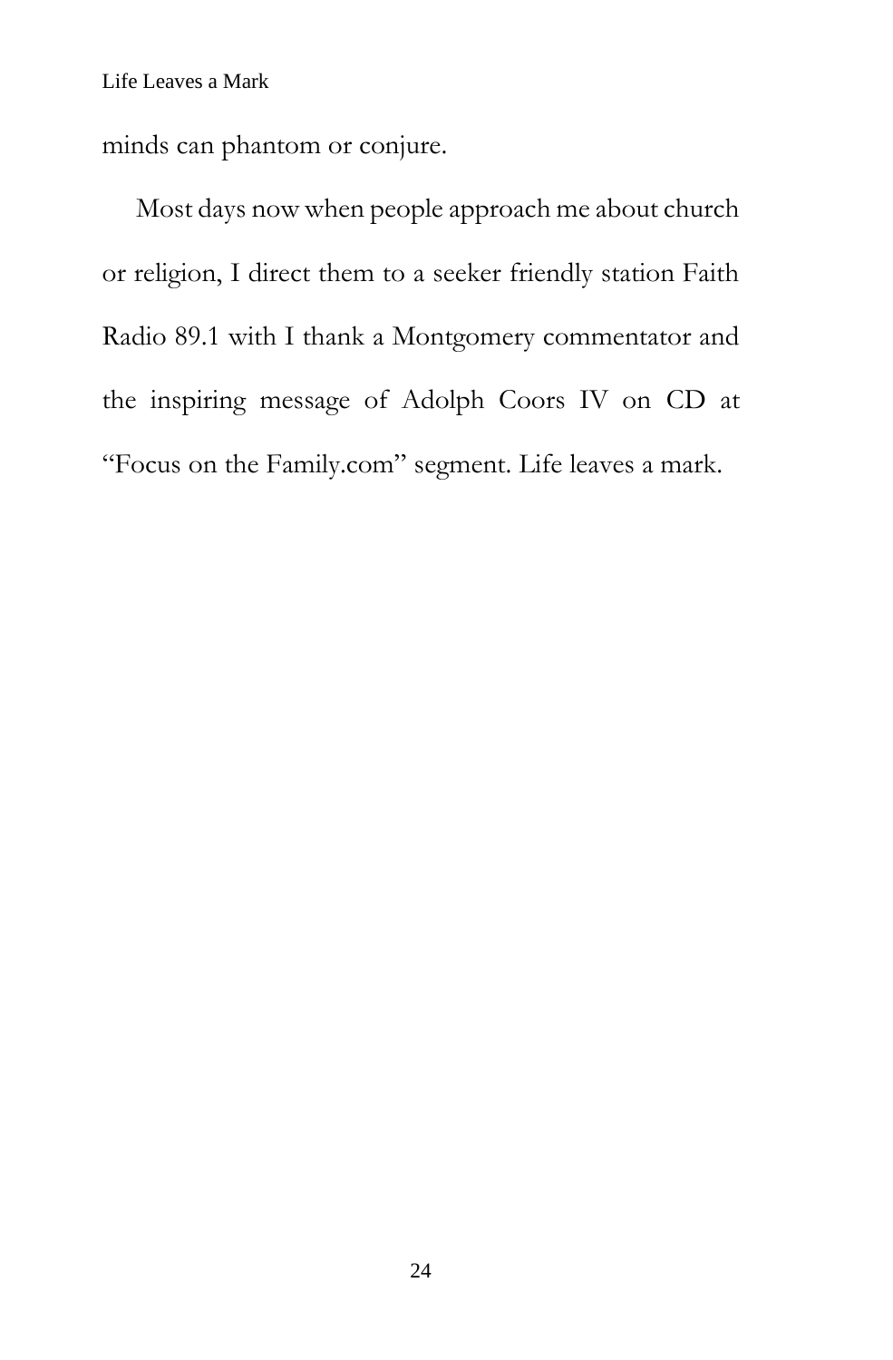minds can phantom or conjure.

Most days now when people approach me about church or religion, I direct them to a seeker friendly station Faith Radio 89.1 with I thank a Montgomery commentator and the inspiring message of Adolph Coors IV on CD at "Focus on the Family.com" segment. Life leaves a mark.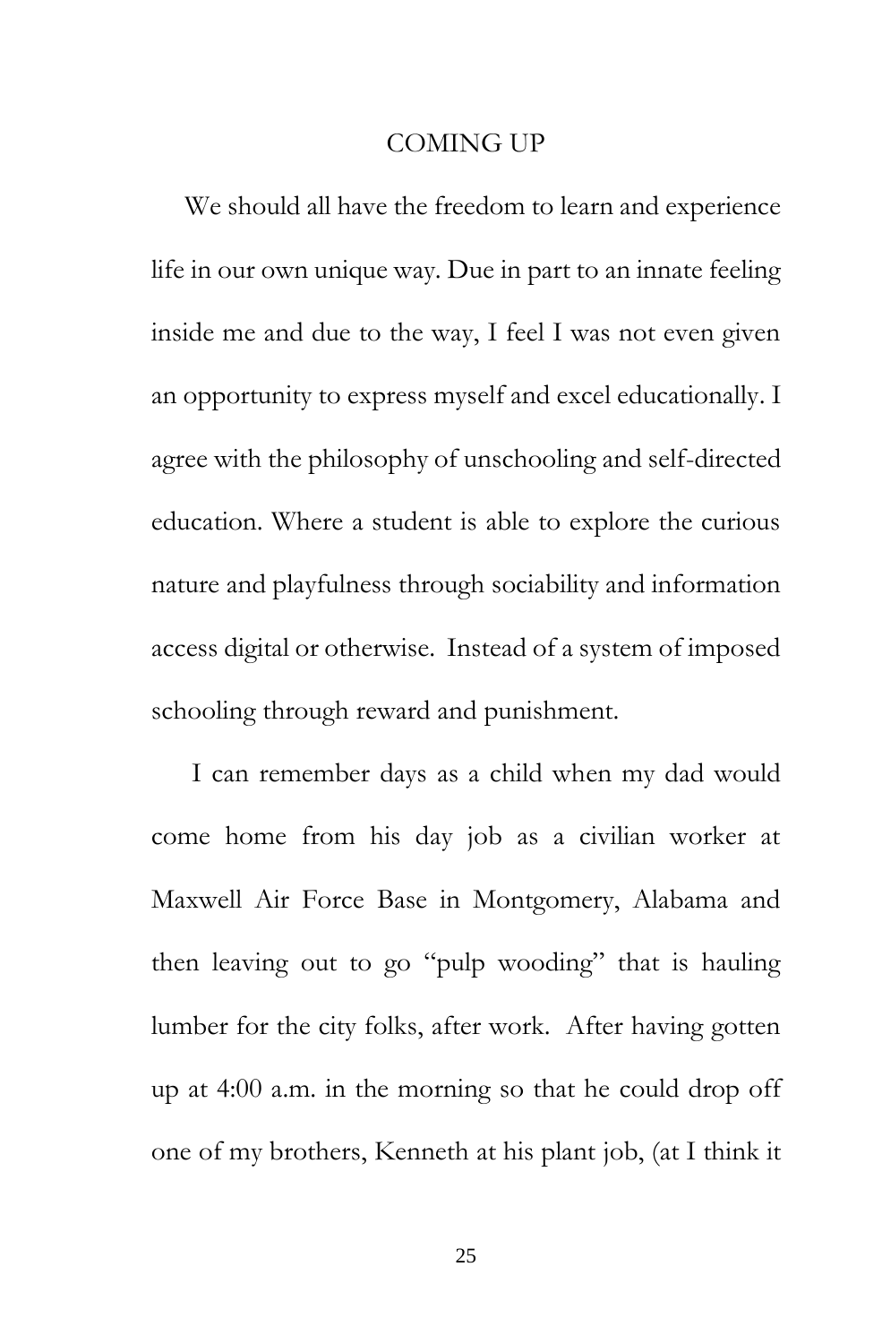# COMING UP

We should all have the freedom to learn and experience life in our own unique way. Due in part to an innate feeling inside me and due to the way, I feel I was not even given an opportunity to express myself and excel educationally. I agree with the philosophy of unschooling and self-directed education. Where a student is able to explore the curious nature and playfulness through sociability and information access digital or otherwise.  Instead of a system of imposed schooling through reward and punishment.

I can remember days as a child when my dad would come home from his day job as a civilian worker at Maxwell Air Force Base in Montgomery, Alabama and then leaving out to go "pulp wooding" that is hauling lumber for the city folks, after work.  After having gotten up at 4:00 a.m. in the morning so that he could drop off one of my brothers, Kenneth at his plant job, (at I think it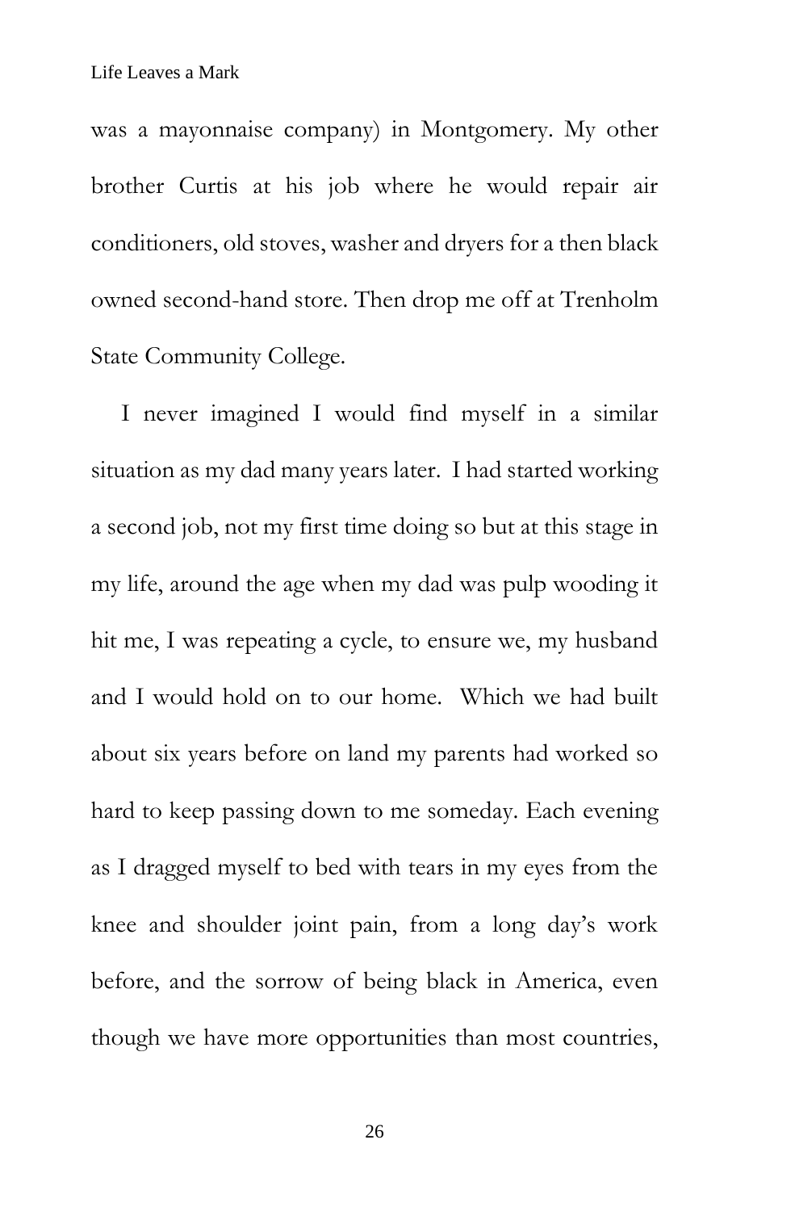was a mayonnaise company) in Montgomery. My other brother Curtis at his job where he would repair air conditioners, old stoves, washer and dryers for a then black owned second-hand store. Then drop me off at Trenholm State Community College.

I never imagined I would find myself in a similar situation as my dad many years later. I had started working a second job, not my first time doing so but at this stage in my life, around the age when my dad was pulp wooding it hit me, I was repeating a cycle, to ensure we, my husband and I would hold on to our home. Which we had built about six years before on land my parents had worked so hard to keep passing down to me someday. Each evening as I dragged myself to bed with tears in my eyes from the knee and shoulder joint pain, from a long day's work before, and the sorrow of being black in America, even though we have more opportunities than most countries,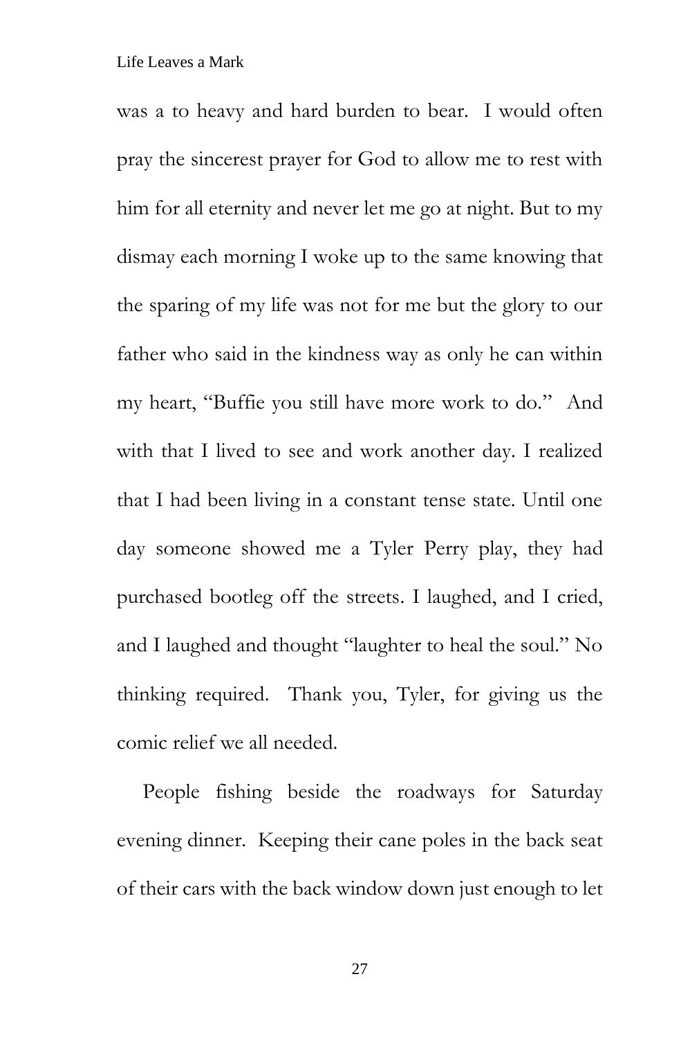was a to heavy and hard burden to bear. I would often pray the sincerest prayer for God to allow me to rest with him for all eternity and never let me go at night. But to my dismay each morning I woke up to the same knowing that the sparing of my life was not for me but the glory to our father who said in the kindness way as only he can within my heart, "Buffie you still have more work to do." And with that I lived to see and work another day. I realized that I had been living in a constant tense state. Until one day someone showed me a Tyler Perry play, they had purchased bootleg off the streets. I laughed, and I cried, and I laughed and thought "laughter to heal the soul." No thinking required. Thank you, Tyler, for giving us the comic relief we all needed.

People fishing beside the roadways for Saturday evening dinner. Keeping their cane poles in the back seat of their cars with the back window down just enough to let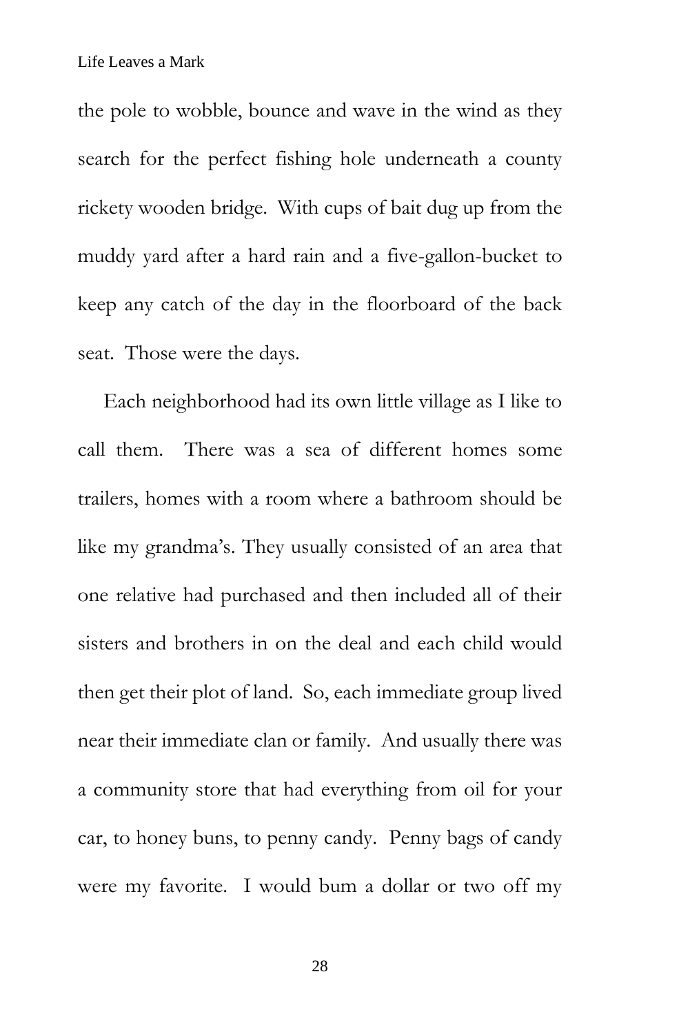the pole to wobble, bounce and wave in the wind as they search for the perfect fishing hole underneath a county rickety wooden bridge. With cups of bait dug up from the muddy yard after a hard rain and a five-gallon-bucket to keep any catch of the day in the floorboard of the back seat. Those were the days.

Each neighborhood had its own little village as I like to call them. There was a sea of different homes some trailers, homes with a room where a bathroom should be like my grandma's. They usually consisted of an area that one relative had purchased and then included all of their sisters and brothers in on the deal and each child would then get their plot of land. So, each immediate group lived near their immediate clan or family. And usually there was a community store that had everything from oil for your car, to honey buns, to penny candy. Penny bags of candy were my favorite. I would bum a dollar or two off my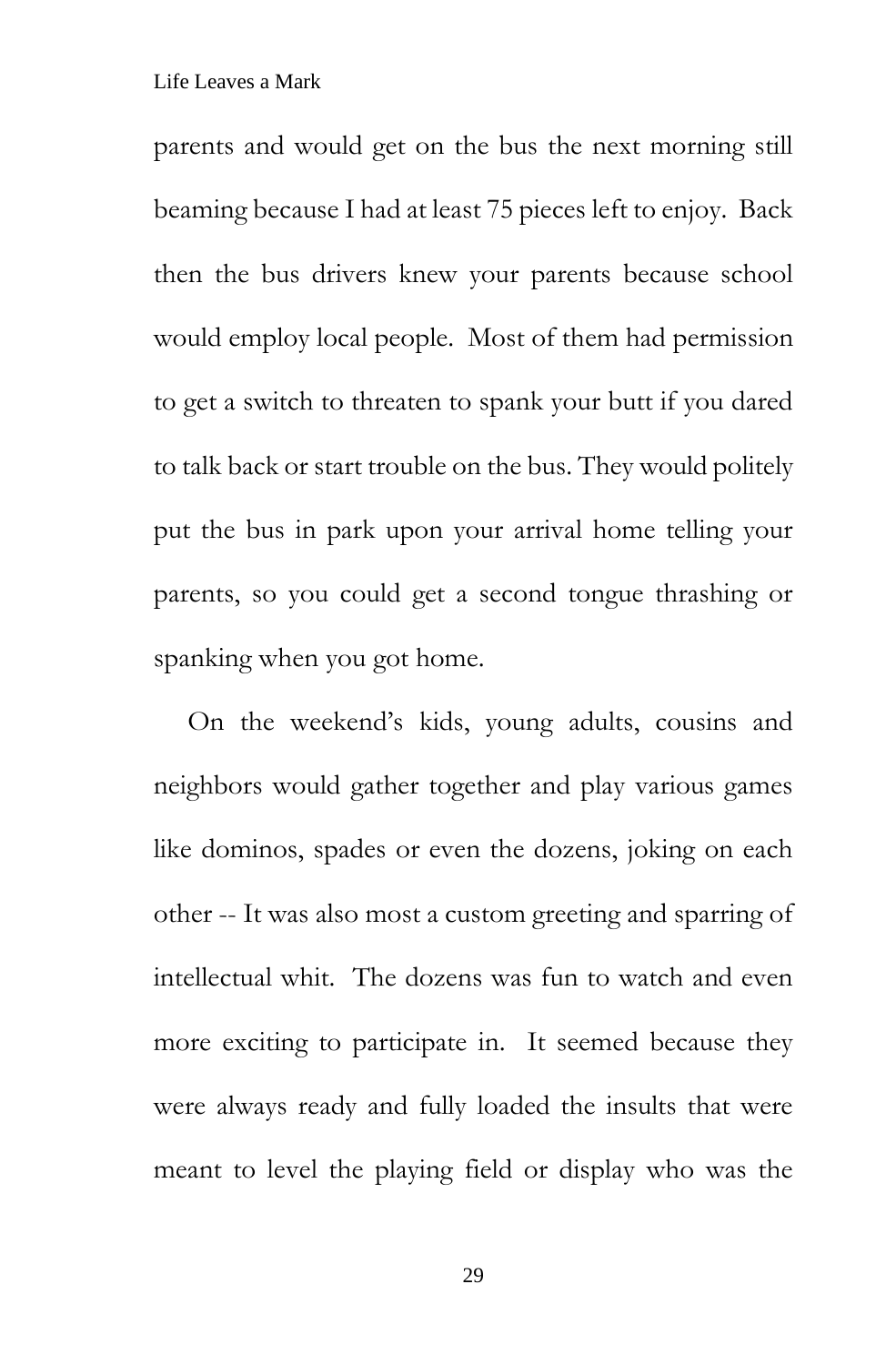parents and would get on the bus the next morning still beaming because I had at least 75 pieces left to enjoy.  Back then the bus drivers knew your parents because school would employ local people.  Most of them had permission to get a switch to threaten to spank your butt if you dared to talk back or start trouble on the bus. They would politely put the bus in park upon your arrival home telling your parents, so you could get a second tongue thrashing or spanking when you got home.

On the weekend's kids, young adults, cousins and neighbors would gather together and play various games like dominos, spades or even the dozens, joking on each other -- It was also most a custom greeting and sparring of intellectual whit.  The dozens was fun to watch and even more exciting to participate in.  It seemed because they were always ready and fully loaded the insults that were meant to level the playing field or display who was the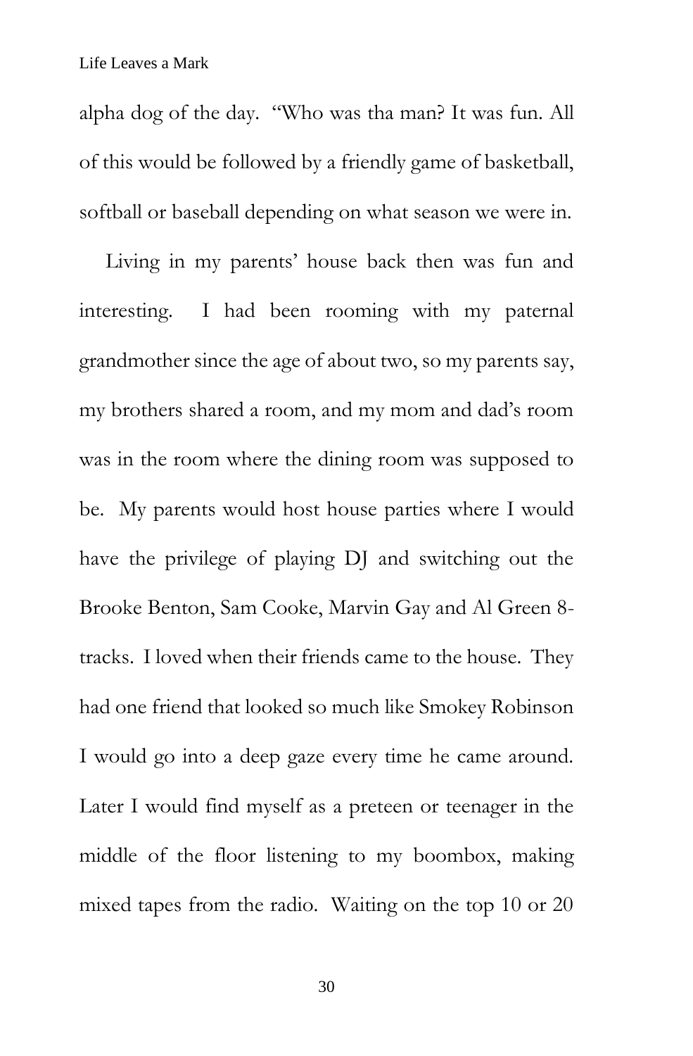alpha dog of the day. "Who was tha man? It was fun. All of this would be followed by a friendly game of basketball, softball or baseball depending on what season we were in.

Living in my parents' house back then was fun and interesting. I had been rooming with my paternal grandmother since the age of about two, so my parents say, my brothers shared a room, and my mom and dad's room was in the room where the dining room was supposed to be. My parents would host house parties where I would have the privilege of playing DJ and switching out the Brooke Benton, Sam Cooke, Marvin Gay and Al Green 8-tracks. I loved when their friends came to the house. They had one friend that looked so much like Smokey Robinson I would go into a deep gaze every time he came around. Later I would find myself as a preteen or teenager in the middle of the floor listening to my boombox, making mixed tapes from the radio. Waiting on the top 10 or 20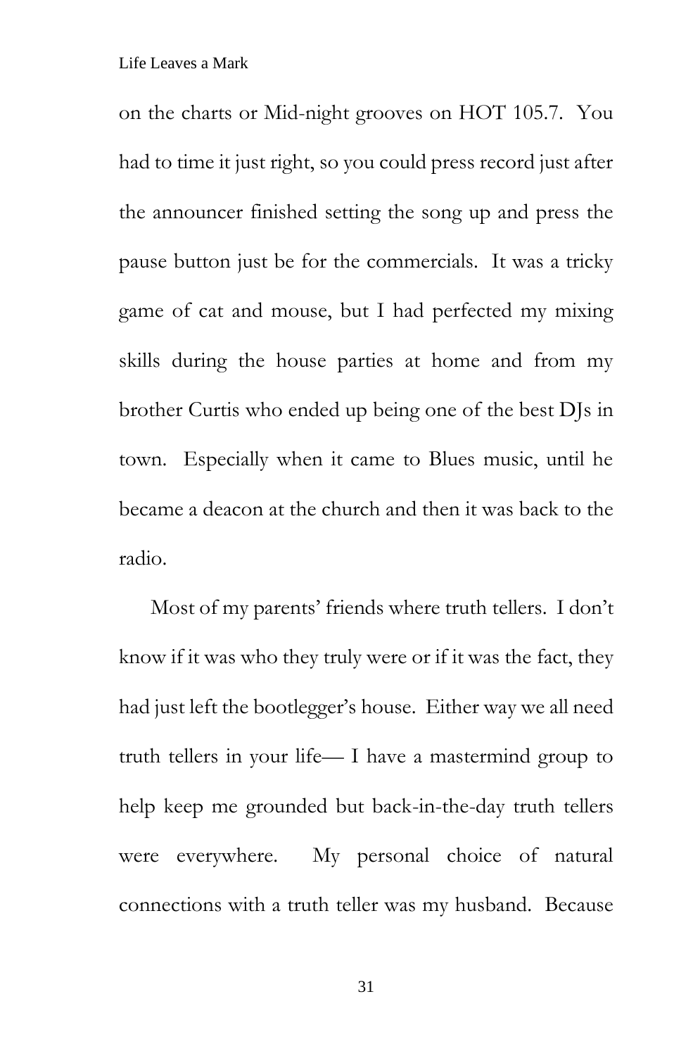on the charts or Mid-night grooves on HOT 105.7. You had to time it just right, so you could press record just after the announcer finished setting the song up and press the pause button just be for the commercials. It was a tricky game of cat and mouse, but I had perfected my mixing skills during the house parties at home and from my brother Curtis who ended up being one of the best DJs in town. Especially when it came to Blues music, until he became a deacon at the church and then it was back to the radio.

Most of my parents' friends where truth tellers. I don't know if it was who they truly were or if it was the fact, they had just left the bootlegger's house. Either way we all need truth tellers in your life— I have a mastermind group to help keep me grounded but back-in-the-day truth tellers were everywhere. My personal choice of natural connections with a truth teller was my husband. Because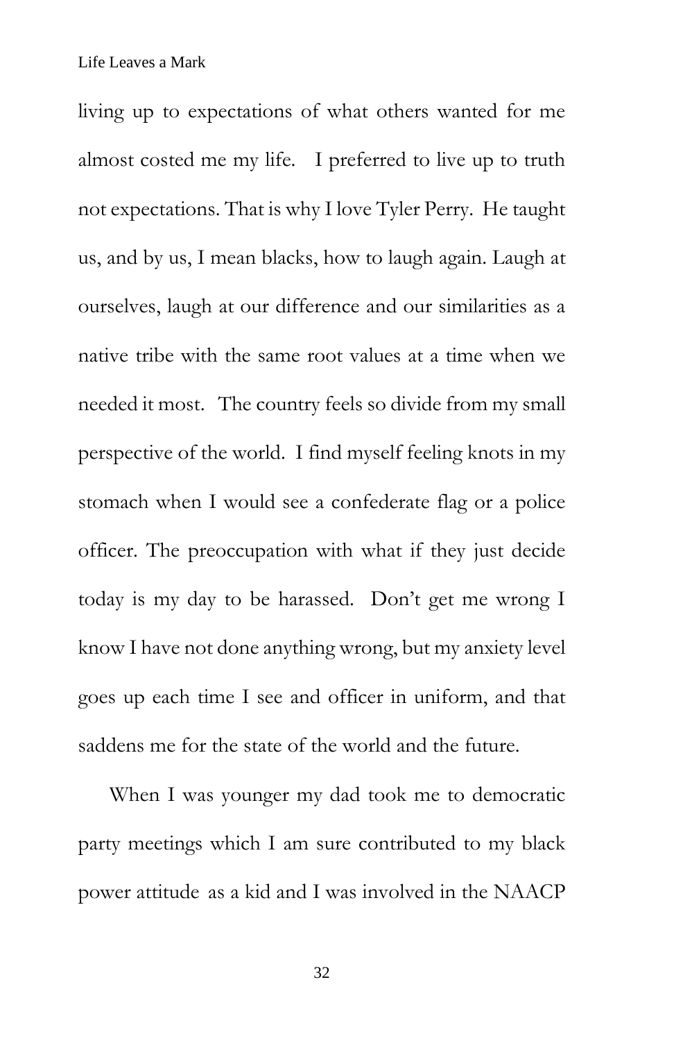living up to expectations of what others wanted for me almost costed me my life. I preferred to live up to truth not expectations. That is why I love Tyler Perry. He taught us, and by us, I mean blacks, how to laugh again. Laugh at ourselves, laugh at our difference and our similarities as a native tribe with the same root values at a time when we needed it most. The country feels so divide from my small perspective of the world. I find myself feeling knots in my stomach when I would see a confederate flag or a police officer. The preoccupation with what if they just decide today is my day to be harassed. Don't get me wrong I know I have not done anything wrong, but my anxiety level goes up each time I see and officer in uniform, and that saddens me for the state of the world and the future.

When I was younger my dad took me to democratic party meetings which I am sure contributed to my black power attitude as a kid and I was involved in the NAACP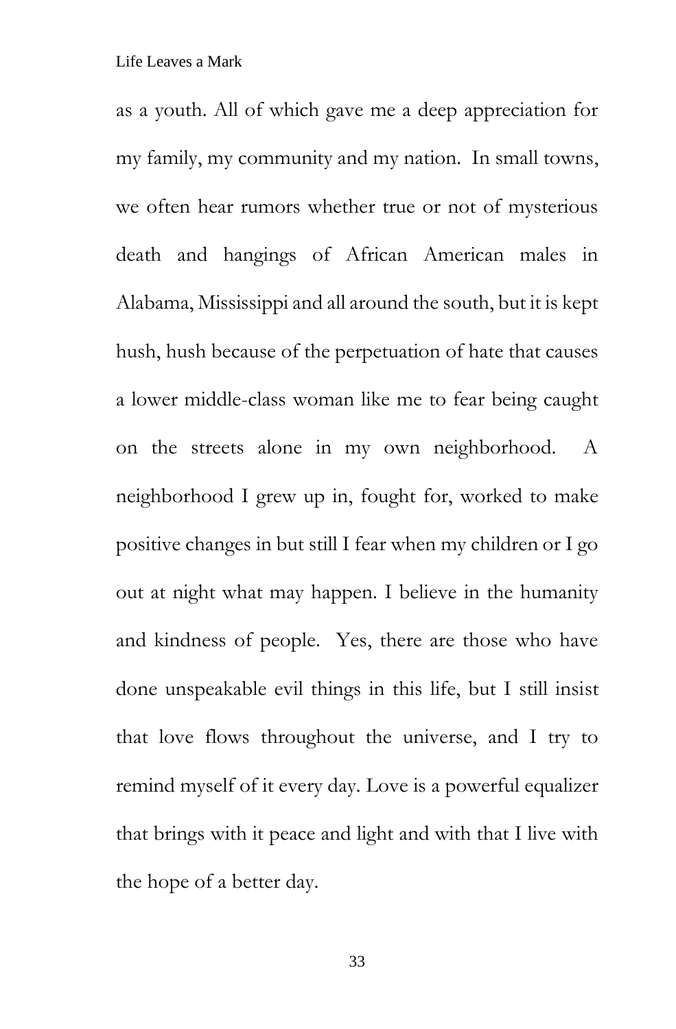as a youth. All of which gave me a deep appreciation for my family, my community and my nation. In small towns, we often hear rumors whether true or not of mysterious death and hangings of African American males in Alabama, Mississippi and all around the south, but it is kept hush, hush because of the perpetuation of hate that causes a lower middle-class woman like me to fear being caught on the streets alone in my own neighborhood. A neighborhood I grew up in, fought for, worked to make positive changes in but still I fear when my children or I go out at night what may happen. I believe in the humanity and kindness of people. Yes, there are those who have done unspeakable evil things in this life, but I still insist that love flows throughout the universe, and I try to remind myself of it every day. Love is a powerful equalizer that brings with it peace and light and with that I live with the hope of a better day.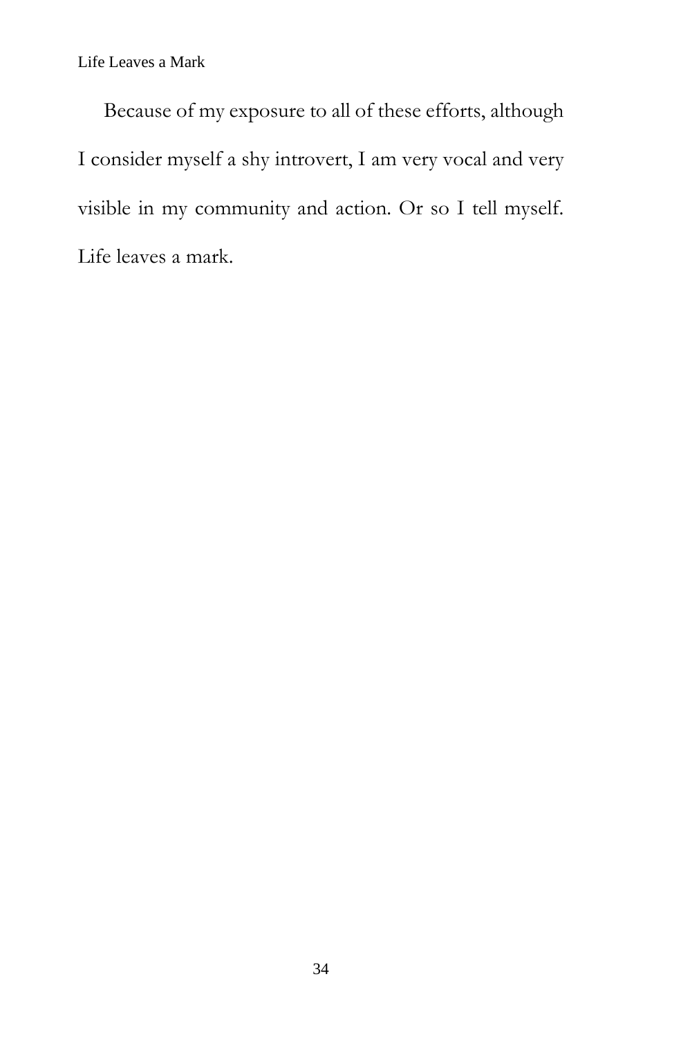Because of my exposure to all of these efforts, although I consider myself a shy introvert, I am very vocal and very visible in my community and action. Or so I tell myself. Life leaves a mark.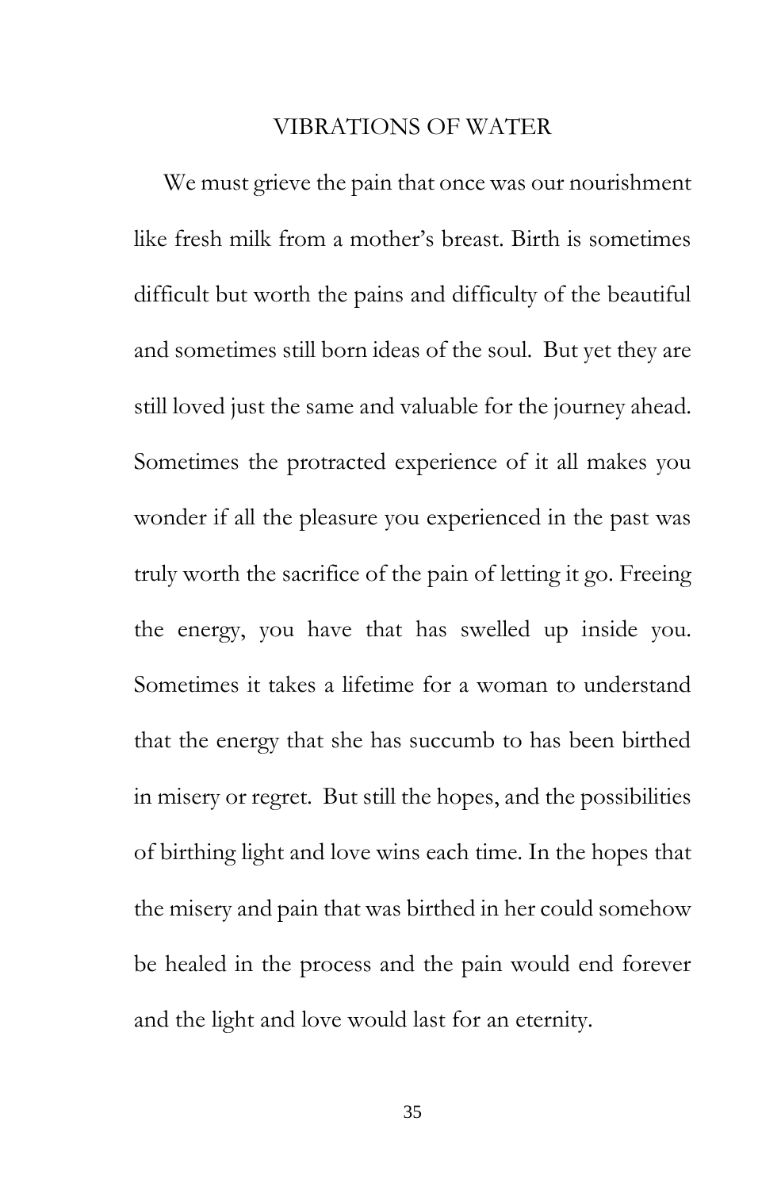# VIBRATIONS OF WATER

We must grieve the pain that once was our nourishment like fresh milk from a mother's breast. Birth is sometimes difficult but worth the pains and difficulty of the beautiful and sometimes still born ideas of the soul. But yet they are still loved just the same and valuable for the journey ahead. Sometimes the protracted experience of it all makes you wonder if all the pleasure you experienced in the past was truly worth the sacrifice of the pain of letting it go. Freeing the energy, you have that has swelled up inside you. Sometimes it takes a lifetime for a woman to understand that the energy that she has succumb to has been birthed in misery or regret. But still the hopes, and the possibilities of birthing light and love wins each time. In the hopes that the misery and pain that was birthed in her could somehow be healed in the process and the pain would end forever and the light and love would last for an eternity.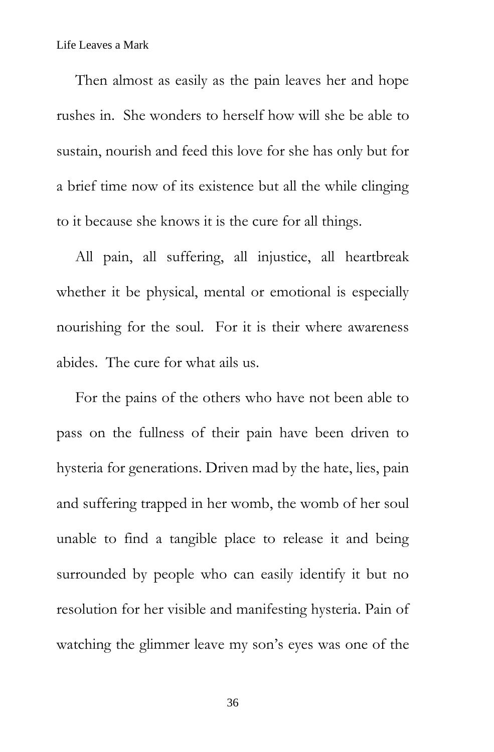Then almost as easily as the pain leaves her and hope rushes in. She wonders to herself how will she be able to sustain, nourish and feed this love for she has only but for a brief time now of its existence but all the while clinging to it because she knows it is the cure for all things.

All pain, all suffering, all injustice, all heartbreak whether it be physical, mental or emotional is especially nourishing for the soul. For it is their where awareness abides. The cure for what ails us.

For the pains of the others who have not been able to pass on the fullness of their pain have been driven to hysteria for generations. Driven mad by the hate, lies, pain and suffering trapped in her womb, the womb of her soul unable to find a tangible place to release it and being surrounded by people who can easily identify it but no resolution for her visible and manifesting hysteria. Pain of watching the glimmer leave my son's eyes was one of the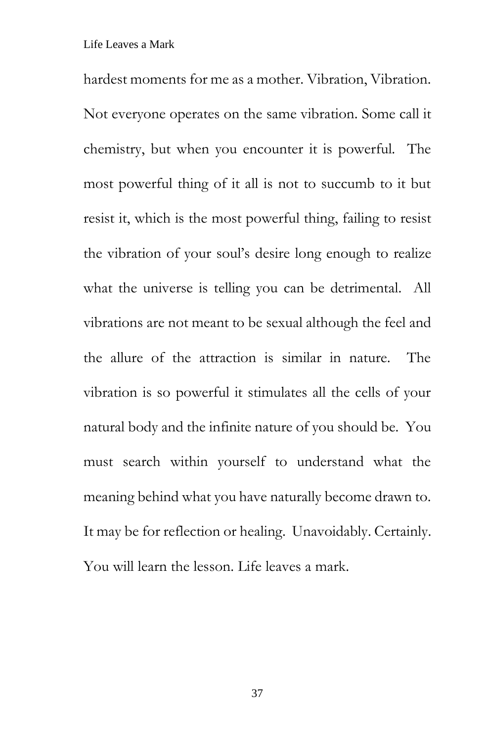hardest moments for me as a mother. Vibration, Vibration. Not everyone operates on the same vibration. Some call it chemistry, but when you encounter it is powerful. The most powerful thing of it all is not to succumb to it but resist it, which is the most powerful thing, failing to resist the vibration of your soul's desire long enough to realize what the universe is telling you can be detrimental. All vibrations are not meant to be sexual although the feel and the allure of the attraction is similar in nature. The vibration is so powerful it stimulates all the cells of your natural body and the infinite nature of you should be. You must search within yourself to understand what the meaning behind what you have naturally become drawn to. It may be for reflection or healing. Unavoidably. Certainly. You will learn the lesson. Life leaves a mark.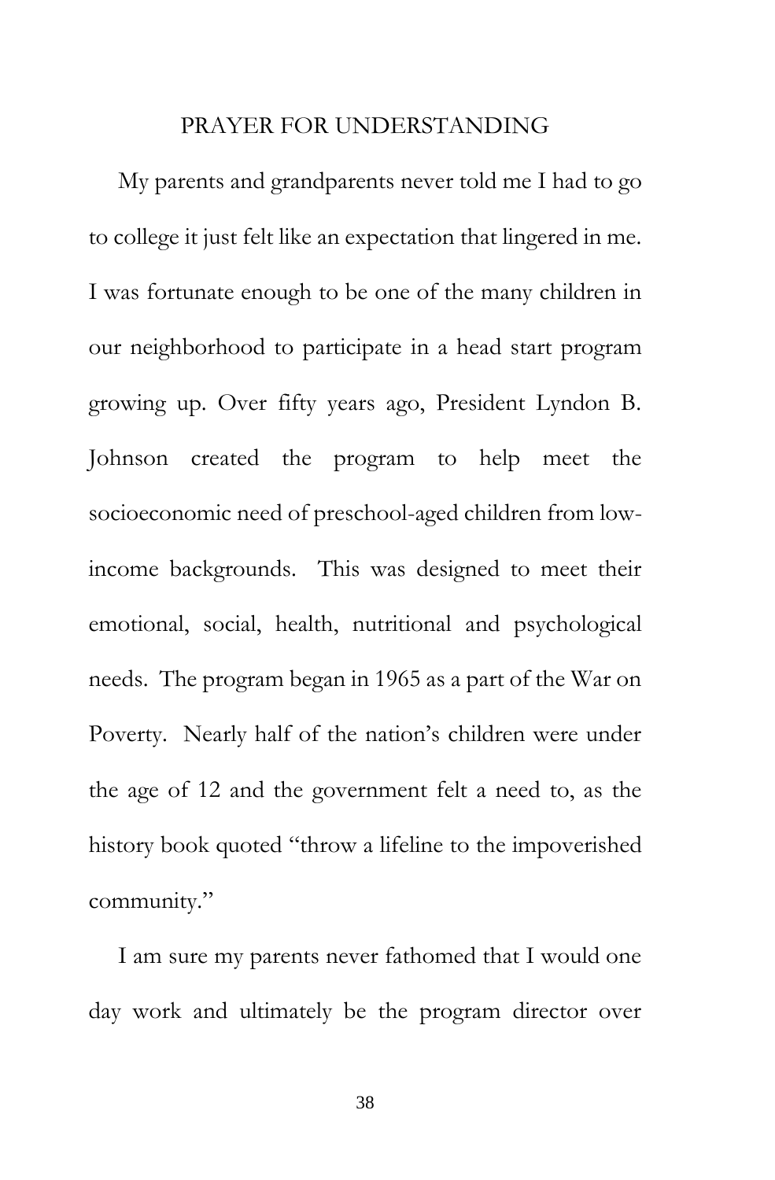## PRAYER FOR UNDERSTANDING

My parents and grandparents never told me I had to go to college it just felt like an expectation that lingered in me. I was fortunate enough to be one of the many children in our neighborhood to participate in a head start program growing up. Over fifty years ago, President Lyndon B. Johnson created the program to help meet the socioeconomic need of preschool-aged children from low-income backgrounds. This was designed to meet their emotional, social, health, nutritional and psychological needs. The program began in 1965 as a part of the War on Poverty. Nearly half of the nation's children were under the age of 12 and the government felt a need to, as the history book quoted "throw a lifeline to the impoverished community."

I am sure my parents never fathomed that I would one day work and ultimately be the program director over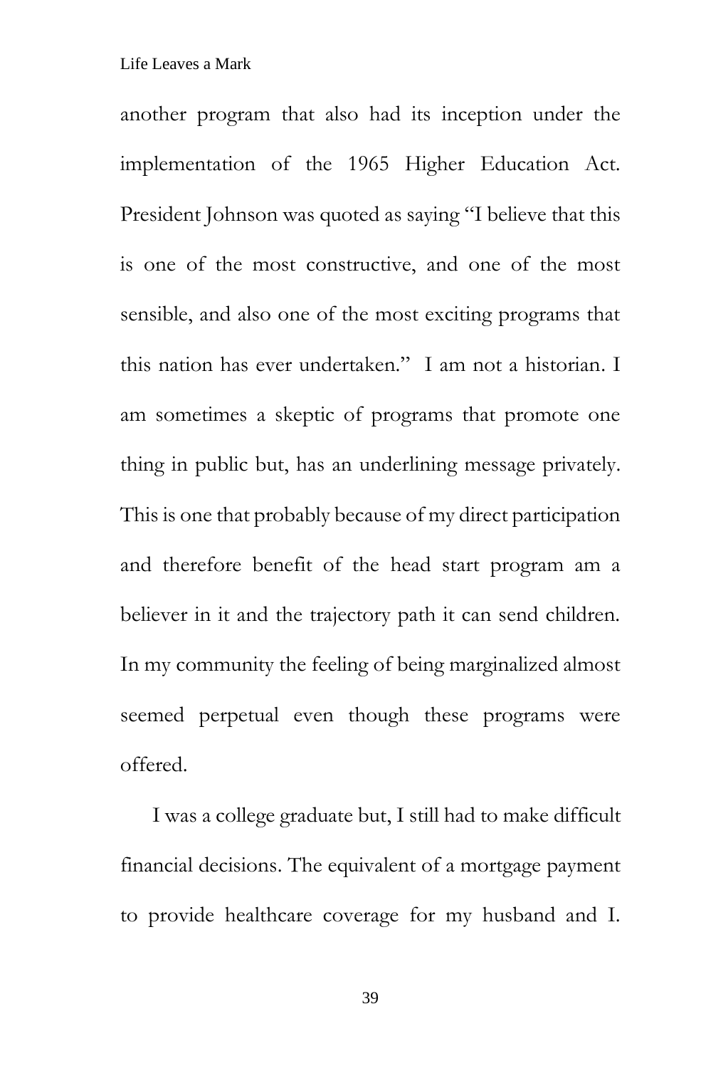another program that also had its inception under the implementation of the 1965 Higher Education Act. President Johnson was quoted as saying "I believe that this is one of the most constructive, and one of the most sensible, and also one of the most exciting programs that this nation has ever undertaken." I am not a historian. I am sometimes a skeptic of programs that promote one thing in public but, has an underlining message privately. This is one that probably because of my direct participation and therefore benefit of the head start program am a believer in it and the trajectory path it can send children. In my community the feeling of being marginalized almost seemed perpetual even though these programs were offered.

I was a college graduate but, I still had to make difficult financial decisions. The equivalent of a mortgage payment to provide healthcare coverage for my husband and I.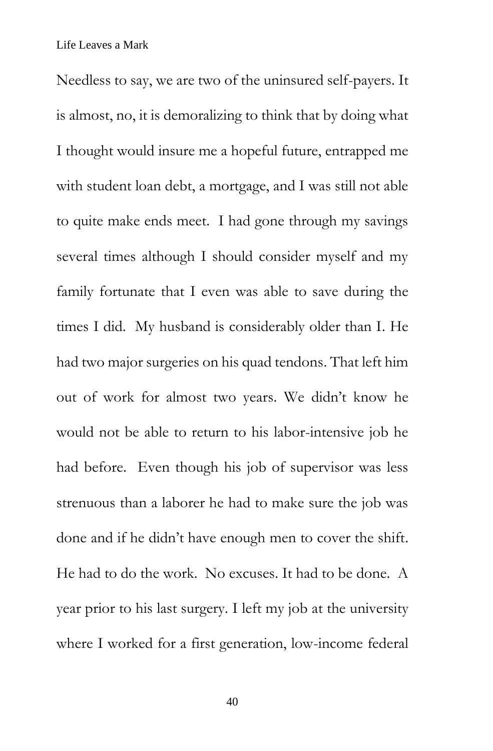Needless to say, we are two of the uninsured self-payers. It is almost, no, it is demoralizing to think that by doing what I thought would insure me a hopeful future, entrapped me with student loan debt, a mortgage, and I was still not able to quite make ends meet. I had gone through my savings several times although I should consider myself and my family fortunate that I even was able to save during the times I did. My husband is considerably older than I. He had two major surgeries on his quad tendons. That left him out of work for almost two years. We didn't know he would not be able to return to his labor-intensive job he had before. Even though his job of supervisor was less strenuous than a laborer he had to make sure the job was done and if he didn't have enough men to cover the shift. He had to do the work. No excuses. It had to be done. A year prior to his last surgery. I left my job at the university where I worked for a first generation, low-income federal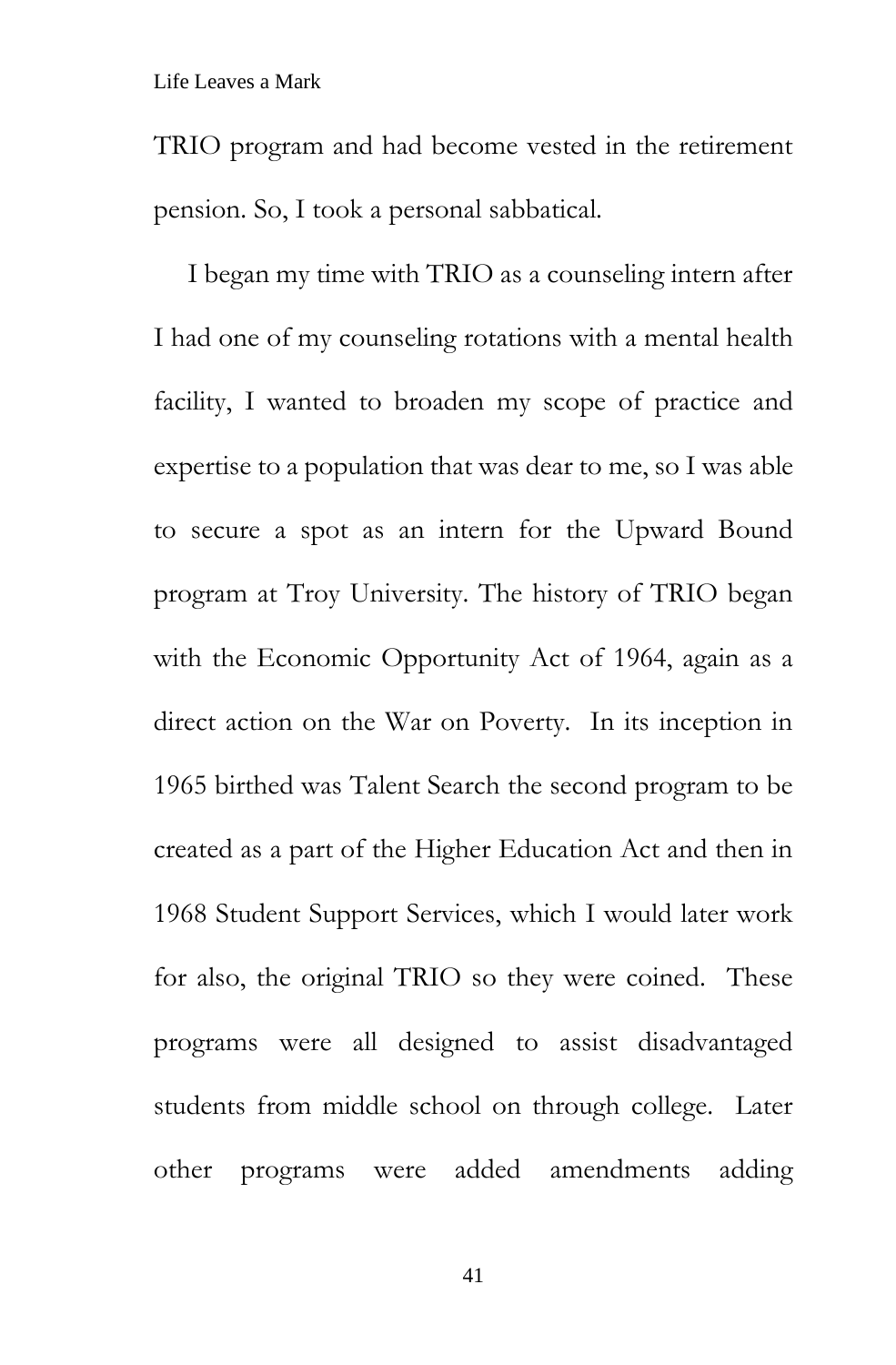TRIO program and had become vested in the retirement pension. So, I took a personal sabbatical.

I began my time with TRIO as a counseling intern after I had one of my counseling rotations with a mental health facility, I wanted to broaden my scope of practice and expertise to a population that was dear to me, so I was able to secure a spot as an intern for the Upward Bound program at Troy University. The history of TRIO began with the Economic Opportunity Act of 1964, again as a direct action on the War on Poverty. In its inception in 1965 birthed was Talent Search the second program to be created as a part of the Higher Education Act and then in 1968 Student Support Services, which I would later work for also, the original TRIO so they were coined. These programs were all designed to assist disadvantaged students from middle school on through college. Later other programs were added amendments adding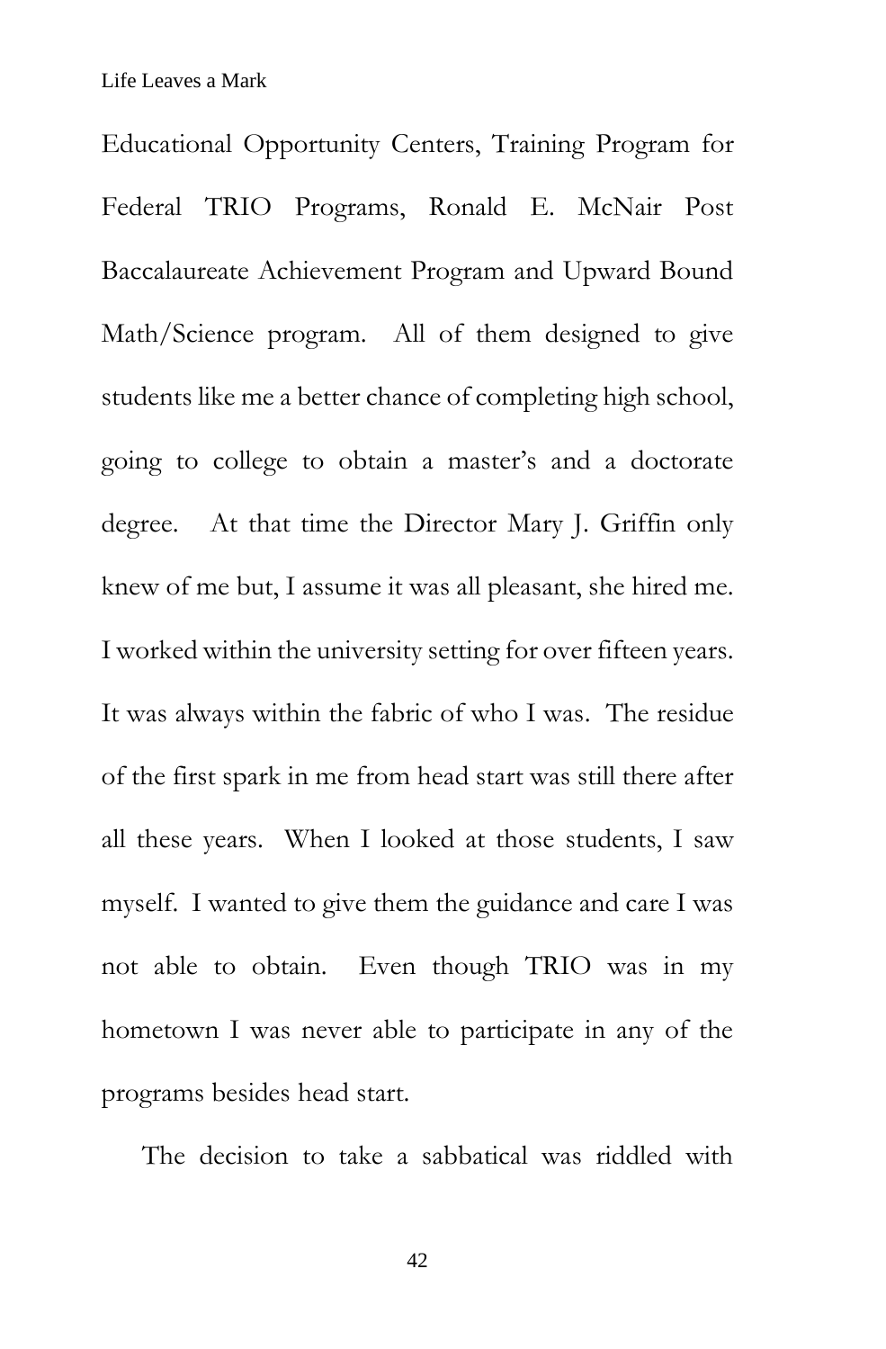Educational Opportunity Centers, Training Program for Federal TRIO Programs, Ronald E. McNair Post Baccalaureate Achievement Program and Upward Bound Math/Science program. All of them designed to give students like me a better chance of completing high school, going to college to obtain a master's and a doctorate degree. At that time the Director Mary J. Griffin only knew of me but, I assume it was all pleasant, she hired me. I worked within the university setting for over fifteen years. It was always within the fabric of who I was. The residue of the first spark in me from head start was still there after all these years. When I looked at those students, I saw myself. I wanted to give them the guidance and care I was not able to obtain. Even though TRIO was in my hometown I was never able to participate in any of the programs besides head start.

The decision to take a sabbatical was riddled with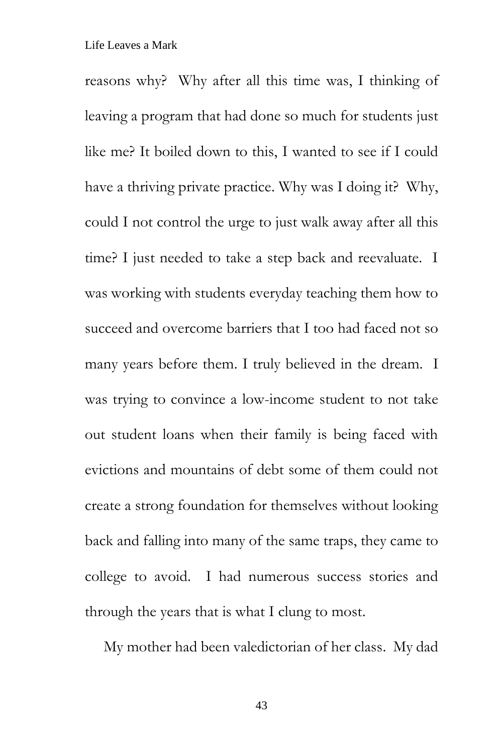reasons why? Why after all this time was, I thinking of leaving a program that had done so much for students just like me? It boiled down to this, I wanted to see if I could have a thriving private practice. Why was I doing it? Why, could I not control the urge to just walk away after all this time? I just needed to take a step back and reevaluate. I was working with students everyday teaching them how to succeed and overcome barriers that I too had faced not so many years before them. I truly believed in the dream. I was trying to convince a low-income student to not take out student loans when their family is being faced with evictions and mountains of debt some of them could not create a strong foundation for themselves without looking back and falling into many of the same traps, they came to college to avoid. I had numerous success stories and through the years that is what I clung to most.

My mother had been valedictorian of her class. My dad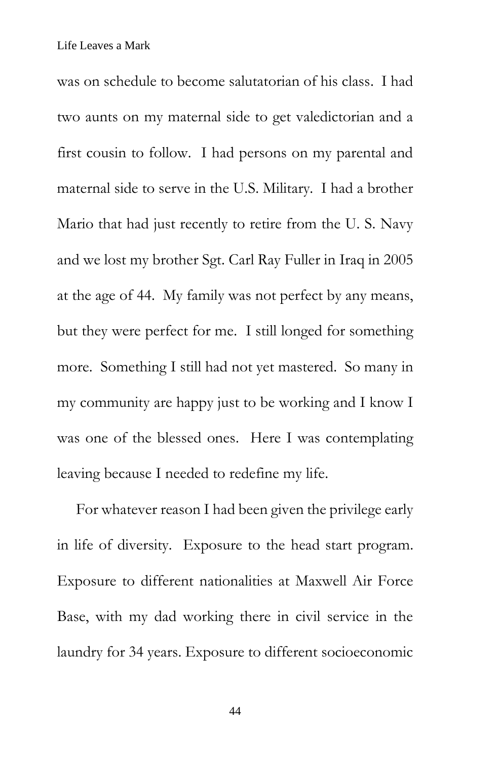was on schedule to become salutatorian of his class. I had two aunts on my maternal side to get valedictorian and a first cousin to follow. I had persons on my parental and maternal side to serve in the U.S. Military. I had a brother Mario that had just recently to retire from the U. S. Navy and we lost my brother Sgt. Carl Ray Fuller in Iraq in 2005 at the age of 44. My family was not perfect by any means, but they were perfect for me. I still longed for something more. Something I still had not yet mastered. So many in my community are happy just to be working and I know I was one of the blessed ones. Here I was contemplating leaving because I needed to redefine my life.

For whatever reason I had been given the privilege early in life of diversity. Exposure to the head start program. Exposure to different nationalities at Maxwell Air Force Base, with my dad working there in civil service in the laundry for 34 years. Exposure to different socioeconomic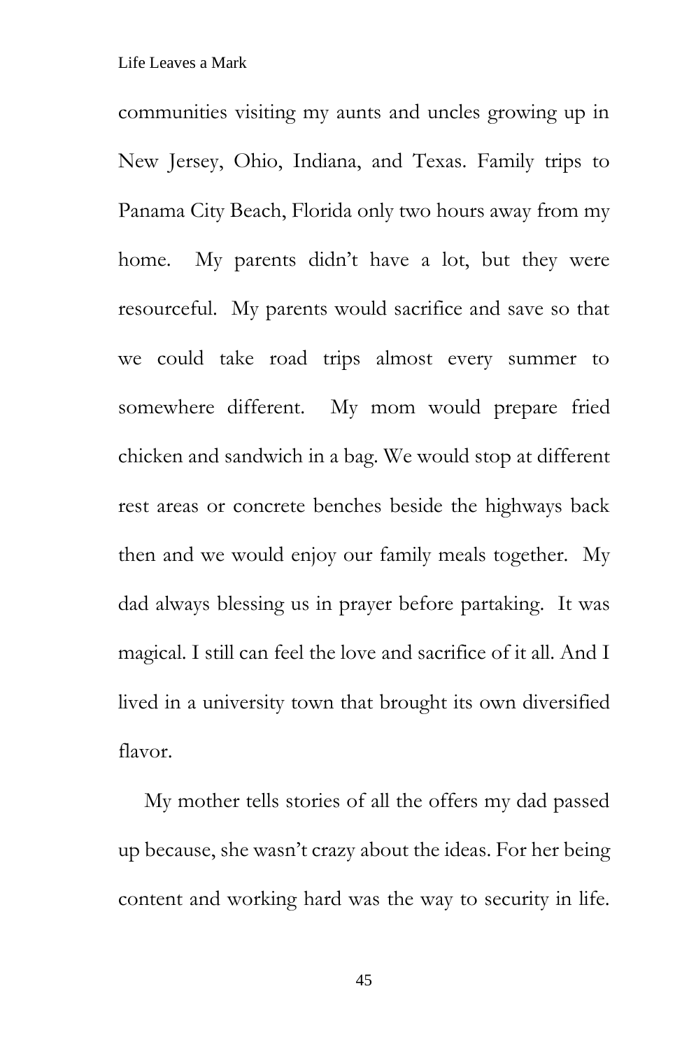communities visiting my aunts and uncles growing up in New Jersey, Ohio, Indiana, and Texas. Family trips to Panama City Beach, Florida only two hours away from my home. My parents didn't have a lot, but they were resourceful. My parents would sacrifice and save so that we could take road trips almost every summer to somewhere different. My mom would prepare fried chicken and sandwich in a bag. We would stop at different rest areas or concrete benches beside the highways back then and we would enjoy our family meals together. My dad always blessing us in prayer before partaking. It was magical. I still can feel the love and sacrifice of it all. And I lived in a university town that brought its own diversified flavor.

My mother tells stories of all the offers my dad passed up because, she wasn't crazy about the ideas. For her being content and working hard was the way to security in life.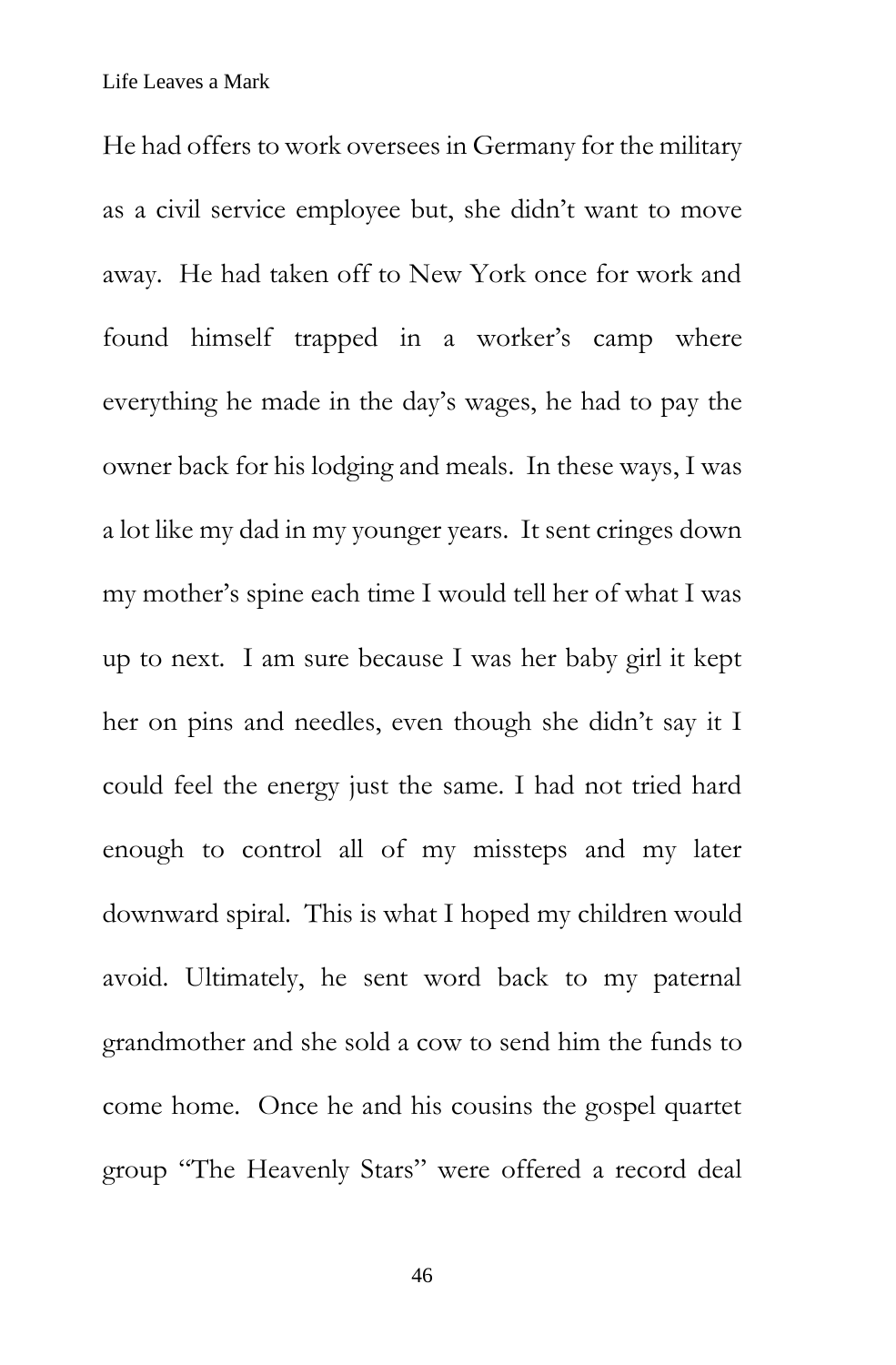He had offers to work oversees in Germany for the military as a civil service employee but, she didn't want to move away. He had taken off to New York once for work and found himself trapped in a worker's camp where everything he made in the day's wages, he had to pay the owner back for his lodging and meals. In these ways, I was a lot like my dad in my younger years. It sent cringes down my mother's spine each time I would tell her of what I was up to next. I am sure because I was her baby girl it kept her on pins and needles, even though she didn't say it I could feel the energy just the same. I had not tried hard enough to control all of my missteps and my later downward spiral. This is what I hoped my children would avoid. Ultimately, he sent word back to my paternal grandmother and she sold a cow to send him the funds to come home. Once he and his cousins the gospel quartet group "The Heavenly Stars" were offered a record deal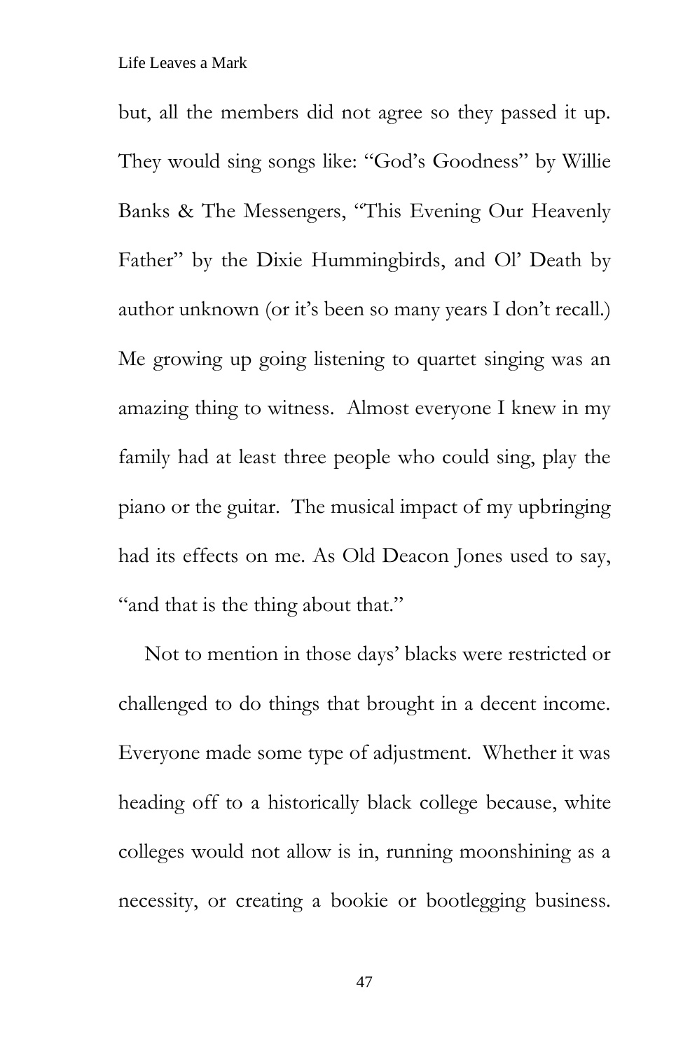but, all the members did not agree so they passed it up. They would sing songs like: "God's Goodness" by Willie Banks & The Messengers, "This Evening Our Heavenly Father" by the Dixie Hummingbirds, and Ol' Death by author unknown (or it's been so many years I don't recall.) Me growing up going listening to quartet singing was an amazing thing to witness. Almost everyone I knew in my family had at least three people who could sing, play the piano or the guitar. The musical impact of my upbringing had its effects on me. As Old Deacon Jones used to say, "and that is the thing about that."

Not to mention in those days' blacks were restricted or challenged to do things that brought in a decent income. Everyone made some type of adjustment. Whether it was heading off to a historically black college because, white colleges would not allow is in, running moonshining as a necessity, or creating a bookie or bootlegging business.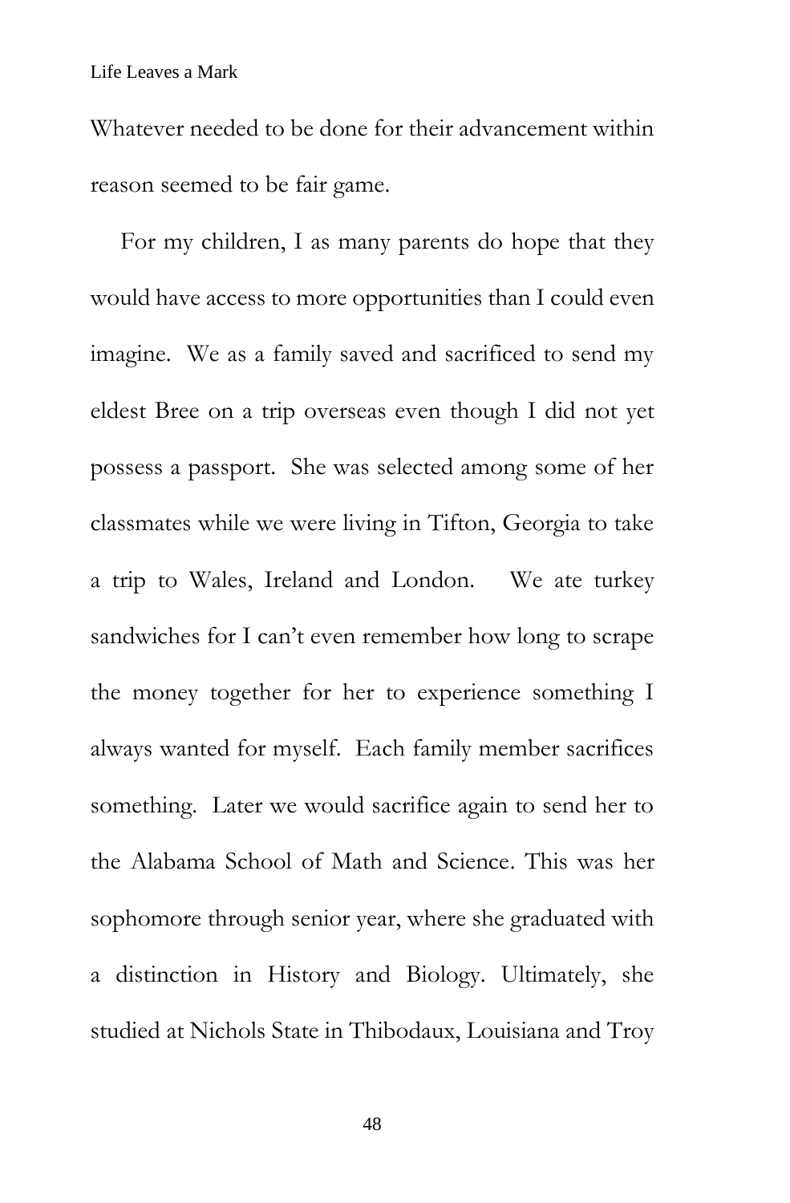Whatever needed to be done for their advancement within reason seemed to be fair game.

For my children, I as many parents do hope that they would have access to more opportunities than I could even imagine. We as a family saved and sacrificed to send my eldest Bree on a trip overseas even though I did not yet possess a passport. She was selected among some of her classmates while we were living in Tifton, Georgia to take a trip to Wales, Ireland and London. We ate turkey sandwiches for I can't even remember how long to scrape the money together for her to experience something I always wanted for myself. Each family member sacrifices something. Later we would sacrifice again to send her to the Alabama School of Math and Science. This was her sophomore through senior year, where she graduated with a distinction in History and Biology. Ultimately, she studied at Nichols State in Thibodaux, Louisiana and Troy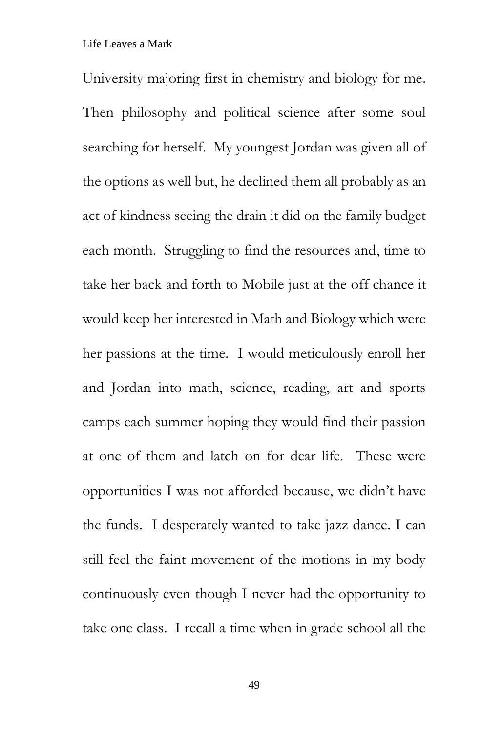University majoring first in chemistry and biology for me. Then philosophy and political science after some soul searching for herself. My youngest Jordan was given all of the options as well but, he declined them all probably as an act of kindness seeing the drain it did on the family budget each month. Struggling to find the resources and, time to take her back and forth to Mobile just at the off chance it would keep her interested in Math and Biology which were her passions at the time. I would meticulously enroll her and Jordan into math, science, reading, art and sports camps each summer hoping they would find their passion at one of them and latch on for dear life. These were opportunities I was not afforded because, we didn't have the funds. I desperately wanted to take jazz dance. I can still feel the faint movement of the motions in my body continuously even though I never had the opportunity to take one class. I recall a time when in grade school all the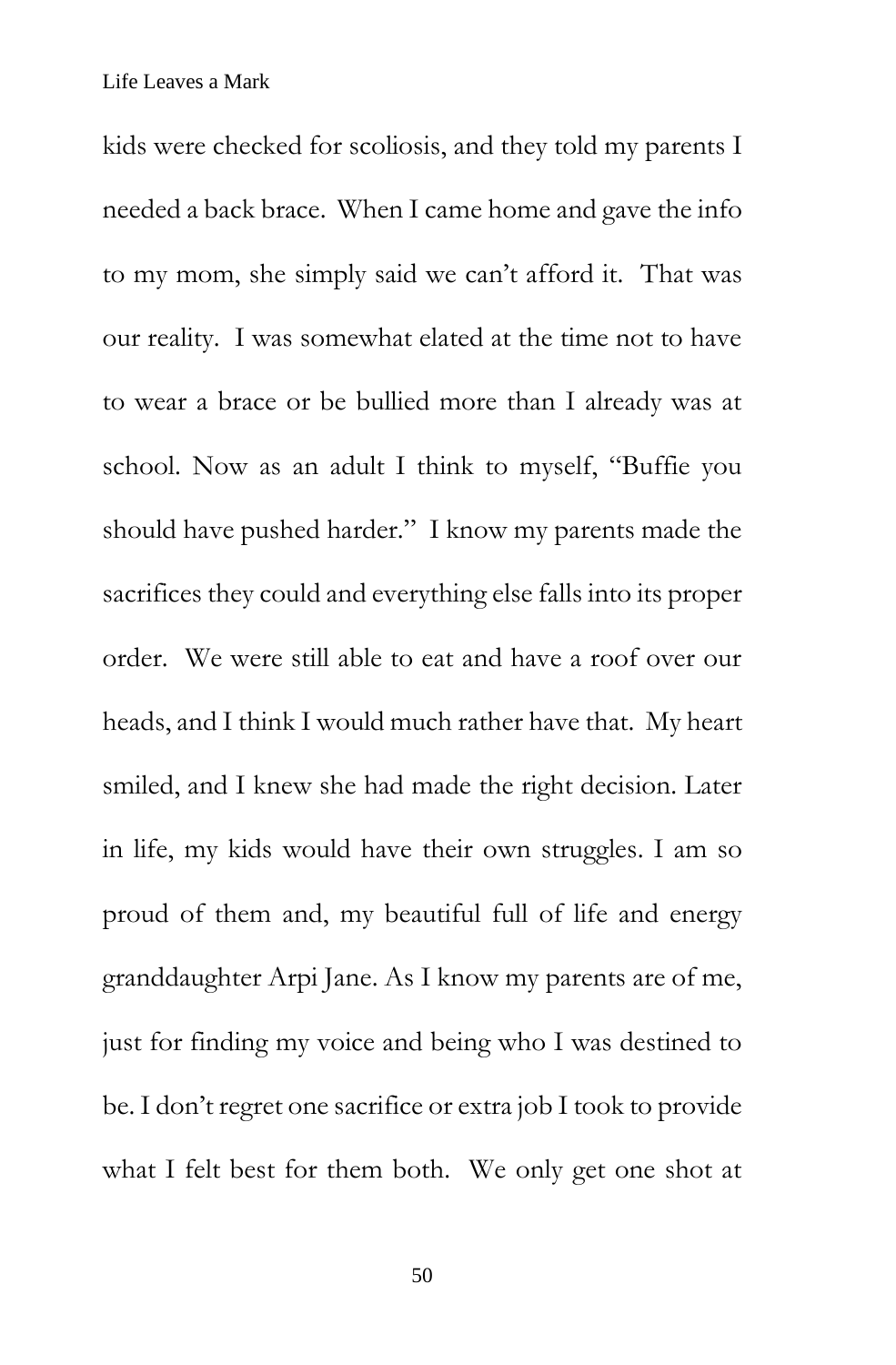kids were checked for scoliosis, and they told my parents I needed a back brace. When I came home and gave the info to my mom, she simply said we can't afford it. That was our reality. I was somewhat elated at the time not to have to wear a brace or be bullied more than I already was at school. Now as an adult I think to myself, "Buffie you should have pushed harder." I know my parents made the sacrifices they could and everything else falls into its proper order. We were still able to eat and have a roof over our heads, and I think I would much rather have that. My heart smiled, and I knew she had made the right decision. Later in life, my kids would have their own struggles. I am so proud of them and, my beautiful full of life and energy granddaughter Arpi Jane. As I know my parents are of me, just for finding my voice and being who I was destined to be. I don't regret one sacrifice or extra job I took to provide what I felt best for them both. We only get one shot at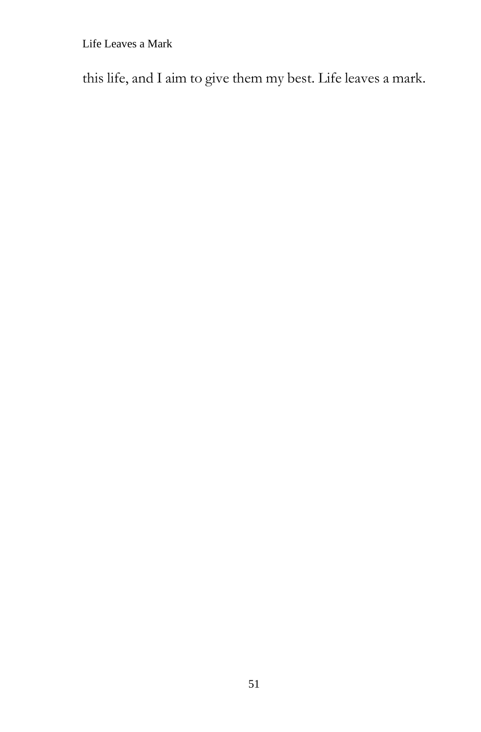this life, and I aim to give them my best. Life leaves a mark.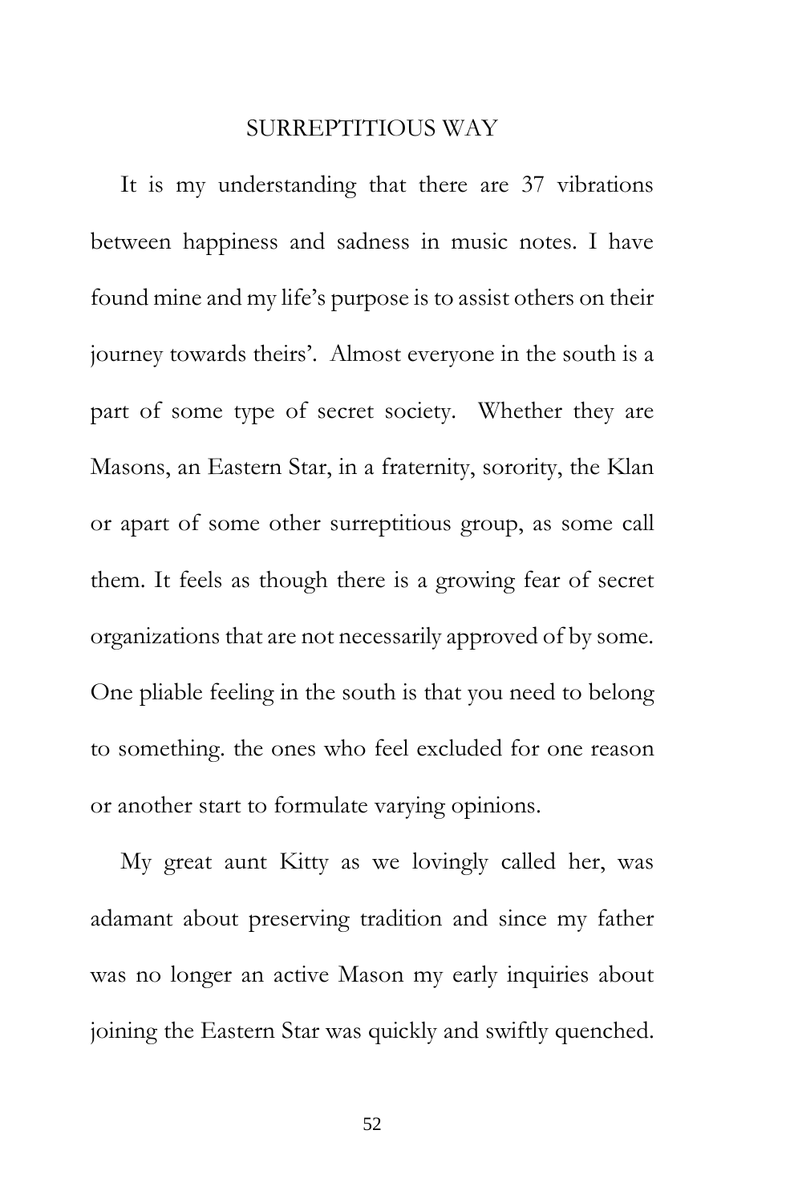## SURREPTITIOUS WAY

It is my understanding that there are 37 vibrations between happiness and sadness in music notes. I have found mine and my life's purpose is to assist others on their journey towards theirs'. Almost everyone in the south is a part of some type of secret society. Whether they are Masons, an Eastern Star, in a fraternity, sorority, the Klan or apart of some other surreptitious group, as some call them. It feels as though there is a growing fear of secret organizations that are not necessarily approved of by some. One pliable feeling in the south is that you need to belong to something. the ones who feel excluded for one reason or another start to formulate varying opinions.

My great aunt Kitty as we lovingly called her, was adamant about preserving tradition and since my father was no longer an active Mason my early inquiries about joining the Eastern Star was quickly and swiftly quenched.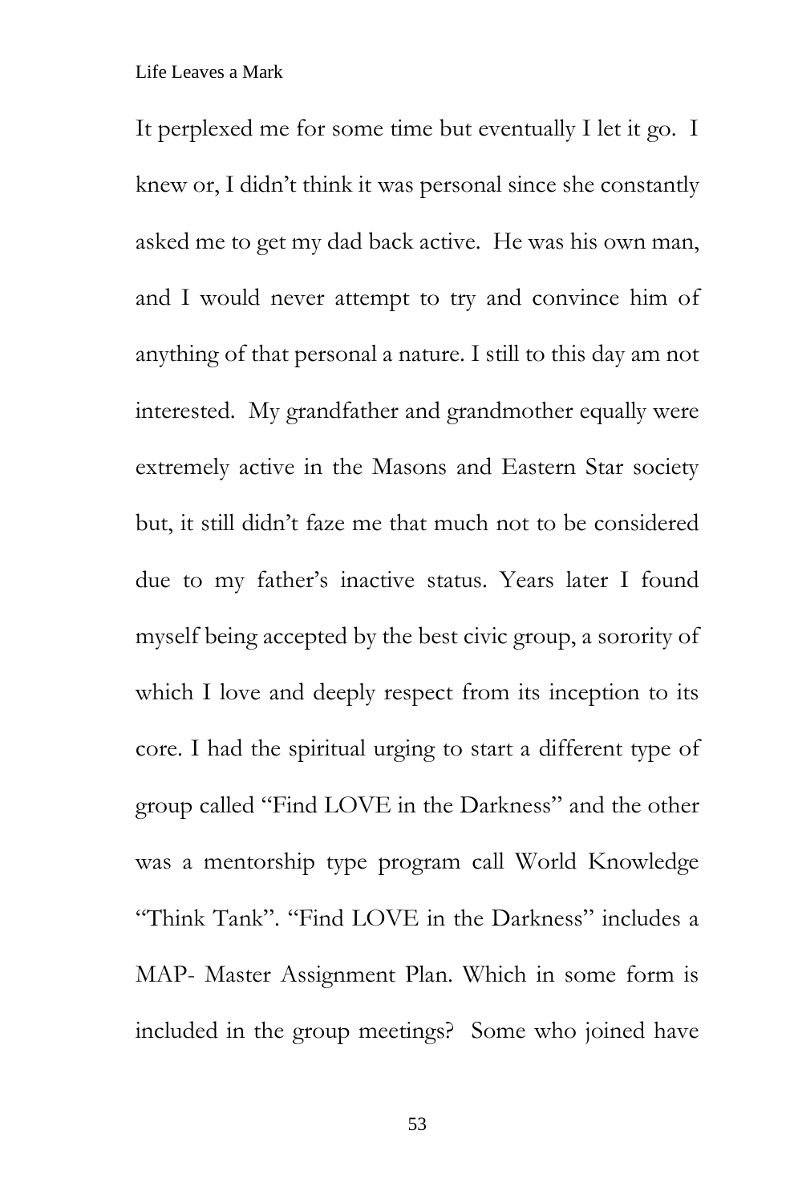It perplexed me for some time but eventually I let it go. I knew or, I didn't think it was personal since she constantly asked me to get my dad back active. He was his own man, and I would never attempt to try and convince him of anything of that personal a nature. I still to this day am not interested. My grandfather and grandmother equally were extremely active in the Masons and Eastern Star society but, it still didn't faze me that much not to be considered due to my father's inactive status. Years later I found myself being accepted by the best civic group, a sorority of which I love and deeply respect from its inception to its core. I had the spiritual urging to start a different type of group called "Find LOVE in the Darkness" and the other was a mentorship type program call World Knowledge "Think Tank". "Find LOVE in the Darkness" includes a MAP- Master Assignment Plan. Which in some form is included in the group meetings? Some who joined have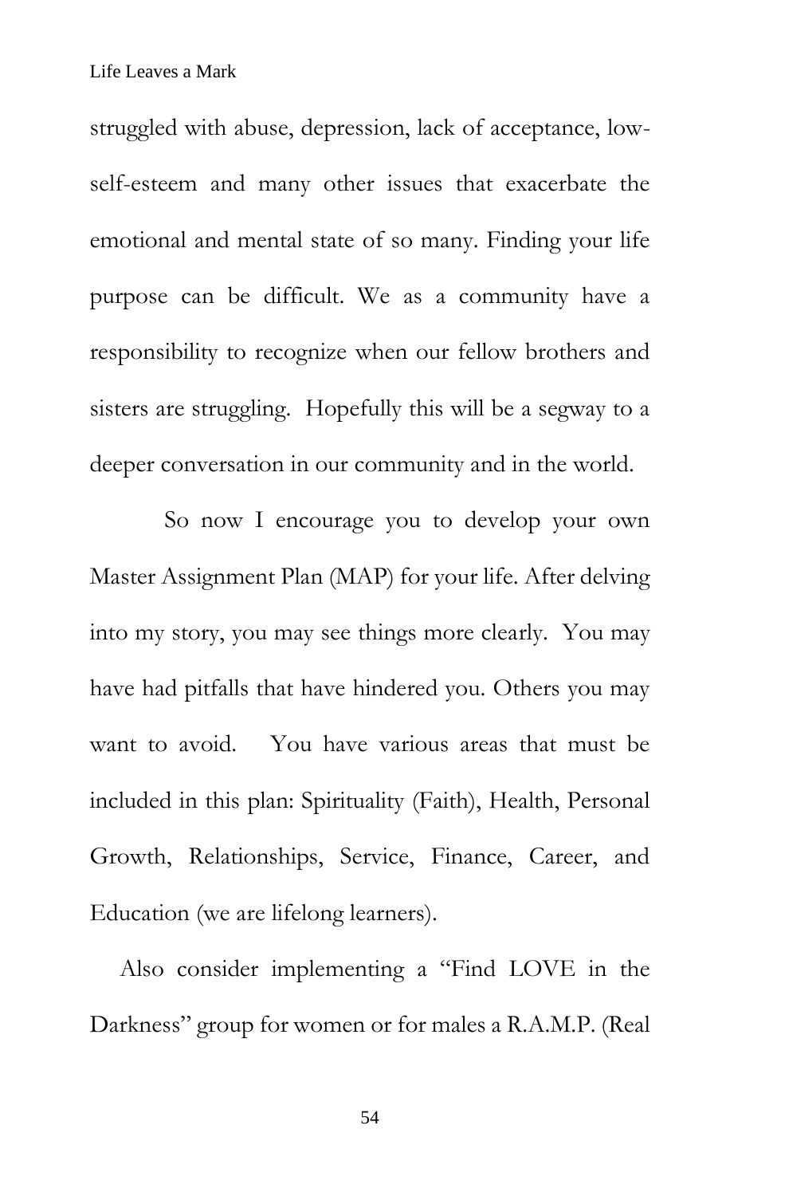struggled with abuse, depression, lack of acceptance, low-self-esteem and many other issues that exacerbate the emotional and mental state of so many. Finding your life purpose can be difficult. We as a community have a responsibility to recognize when our fellow brothers and sisters are struggling. Hopefully this will be a segway to a deeper conversation in our community and in the world.

So now I encourage you to develop your own Master Assignment Plan (MAP) for your life. After delving into my story, you may see things more clearly. You may have had pitfalls that have hindered you. Others you may want to avoid. You have various areas that must be included in this plan: Spirituality (Faith), Health, Personal Growth, Relationships, Service, Finance, Career, and Education (we are lifelong learners).

Also consider implementing a "Find LOVE in the Darkness" group for women or for males a R.A.M.P. (Real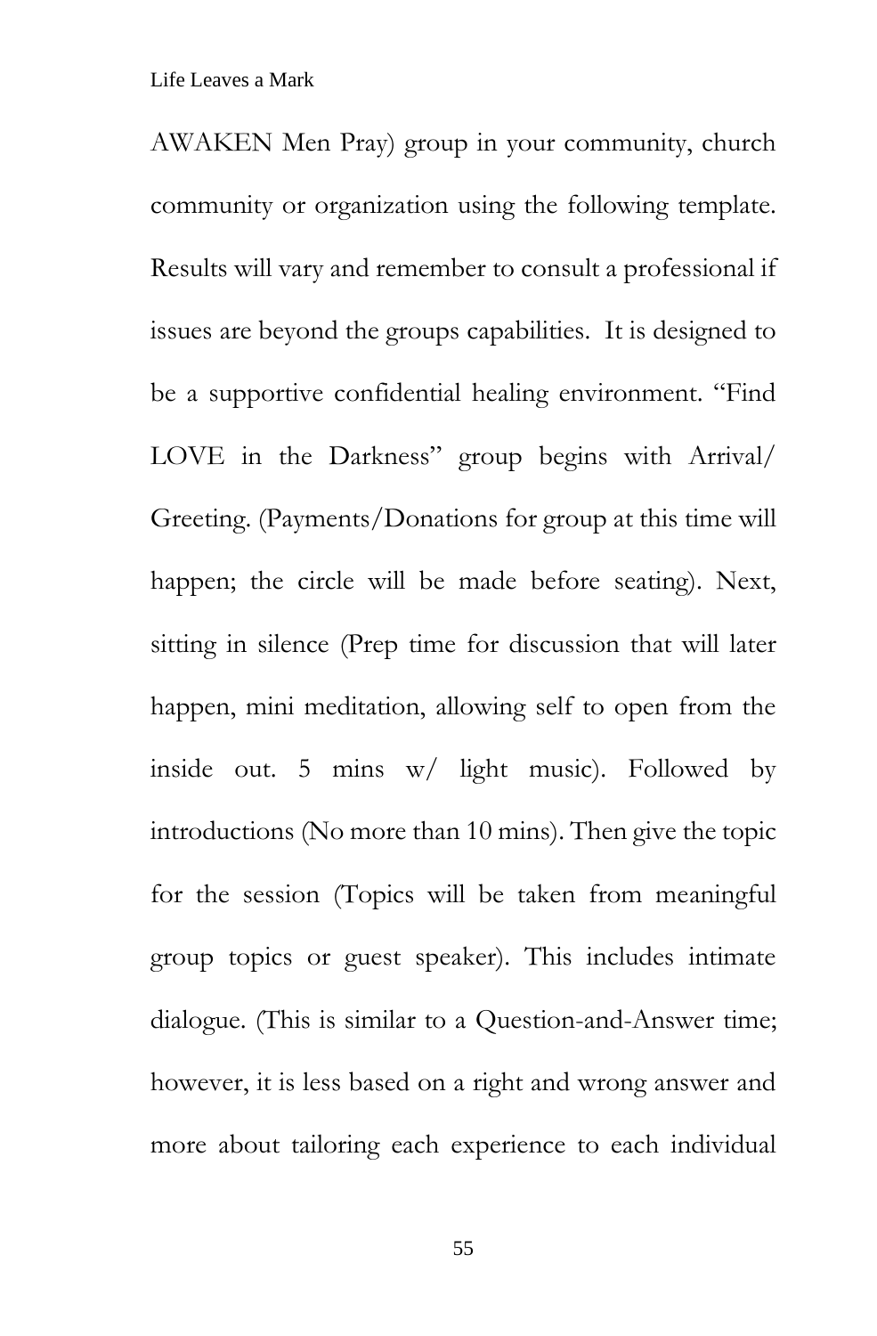AWAKEN Men Pray) group in your community, church community or organization using the following template. Results will vary and remember to consult a professional if issues are beyond the groups capabilities. It is designed to be a supportive confidential healing environment. "Find LOVE in the Darkness" group begins with Arrival/ Greeting. (Payments/Donations for group at this time will happen; the circle will be made before seating). Next, sitting in silence (Prep time for discussion that will later happen, mini meditation, allowing self to open from the inside out. 5 mins w/ light music). Followed by introductions (No more than 10 mins). Then give the topic for the session (Topics will be taken from meaningful group topics or guest speaker). This includes intimate dialogue. (This is similar to a Question-and-Answer time; however, it is less based on a right and wrong answer and more about tailoring each experience to each individual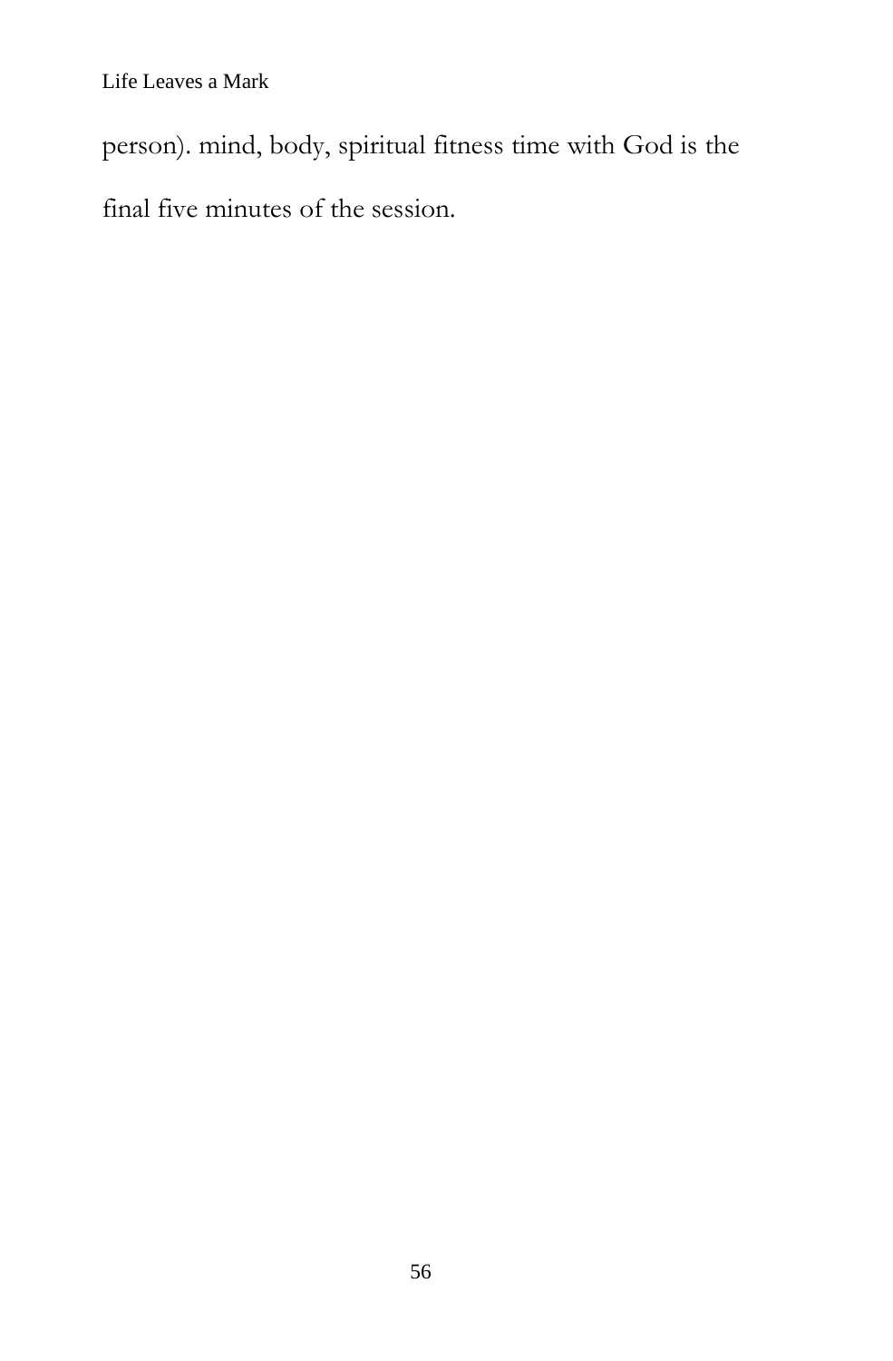person). mind, body, spiritual fitness time with God is the final five minutes of the session.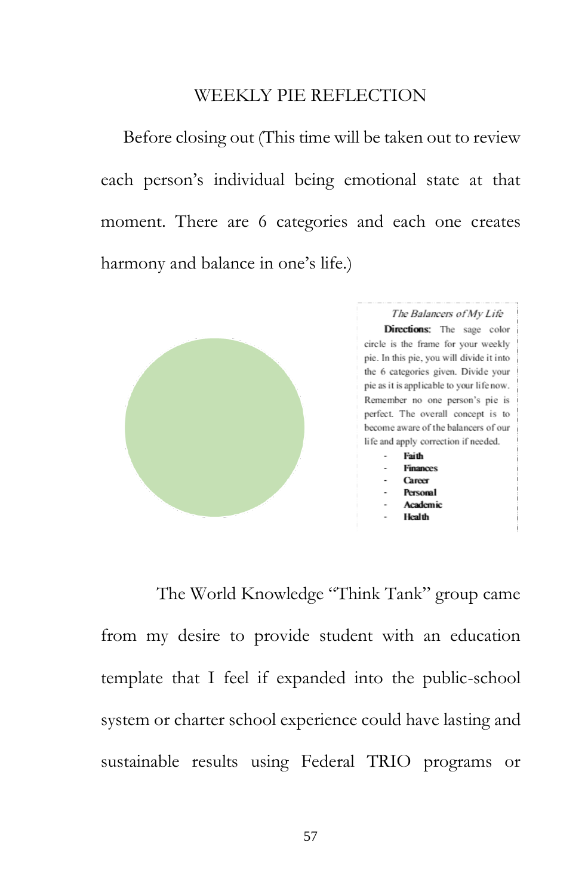# WEEKLY PIE REFLECTION

Before closing out (This time will be taken out to review each person's individual being emotional state at that moment. There are 6 categories and each one creates harmony and balance in one's life.)

*The Balancers of My Life*

**Directions:** The sage color circle is the frame for your weekly pie. In this pie, you will divide it into the 6 categories given. Divide your pie as it is applicable to your life now. Remember no one person's pie is perfect. The overall concept is to become aware of the balancers of our life and apply correction if needed.

- **Faith**
- **Finances**
- **Career**
- **Personal**
- **Academic**
- **Health**

The World Knowledge "Think Tank" group came from my desire to provide student with an education template that I feel if expanded into the public-school system or charter school experience could have lasting and sustainable results using Federal TRIO programs or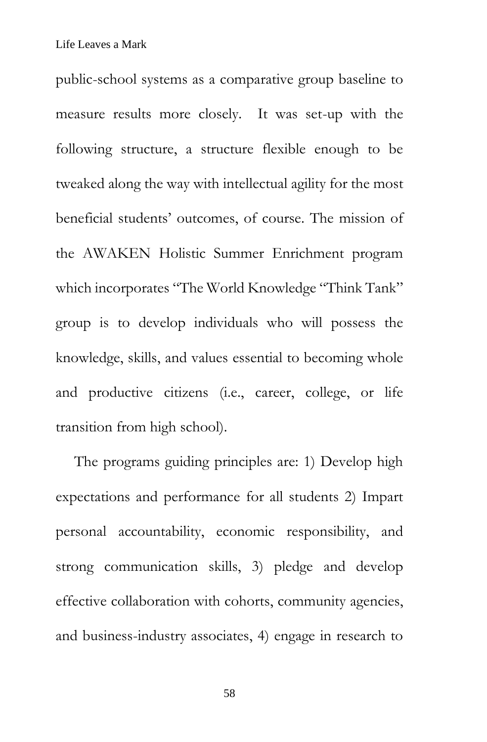public-school systems as a comparative group baseline to measure results more closely. It was set-up with the following structure, a structure flexible enough to be tweaked along the way with intellectual agility for the most beneficial students' outcomes, of course. The mission of the AWAKEN Holistic Summer Enrichment program which incorporates "The World Knowledge "Think Tank" group is to develop individuals who will possess the knowledge, skills, and values essential to becoming whole and productive citizens (i.e., career, college, or life transition from high school).

The programs guiding principles are: 1) Develop high expectations and performance for all students 2) Impart personal accountability, economic responsibility, and strong communication skills, 3) pledge and develop effective collaboration with cohorts, community agencies, and business-industry associates, 4) engage in research to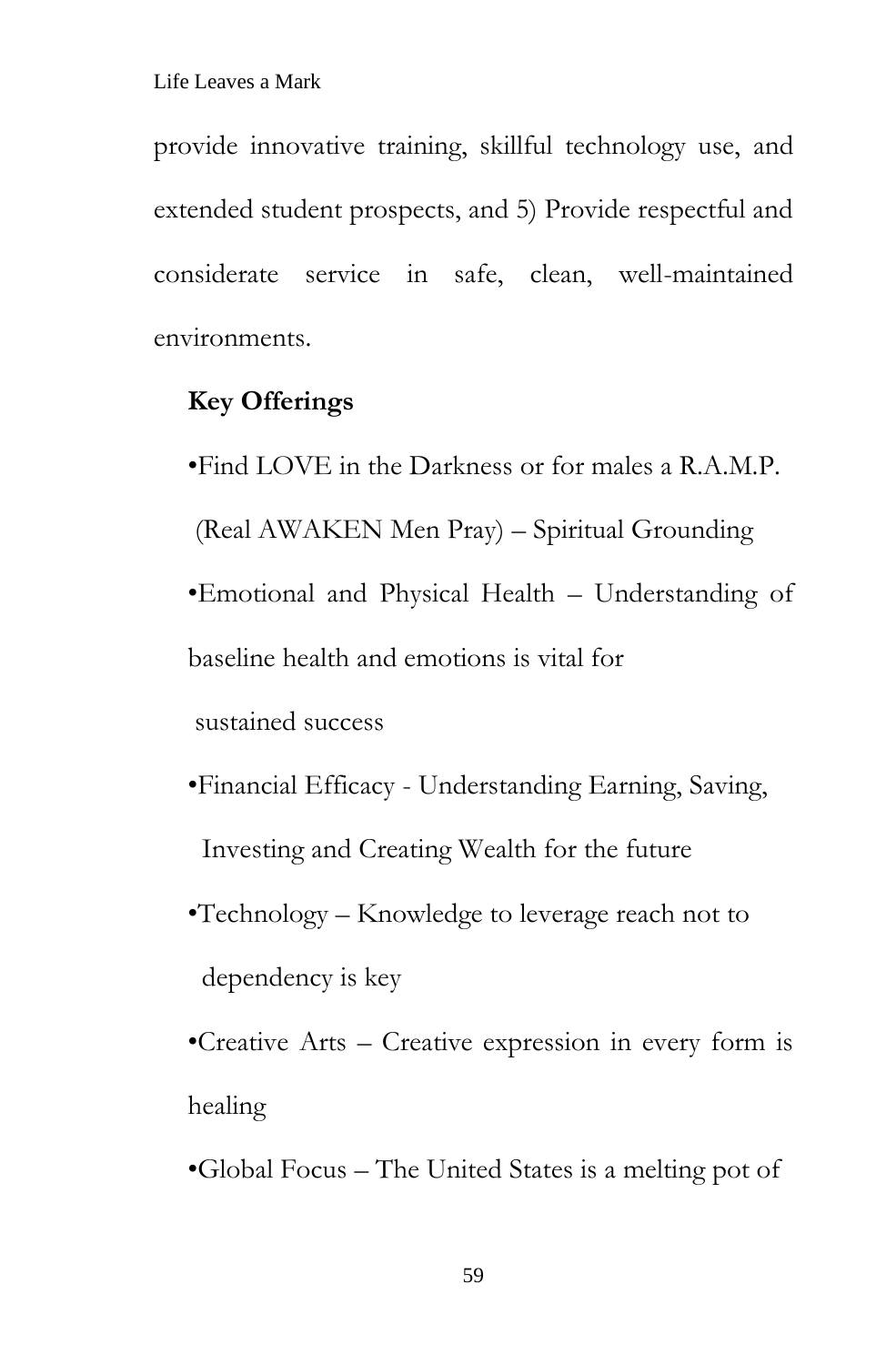provide innovative training, skillful technology use, and extended student prospects, and 5) Provide respectful and considerate service in safe, clean, well-maintained environments.

**Key Offerings**

- Find LOVE in the Darkness or for males a R.A.M.P. (Real AWAKEN Men Pray) – Spiritual Grounding
- Emotional and Physical Health – Understanding of baseline health and emotions is vital for sustained success
- Financial Efficacy - Understanding Earning, Saving, Investing and Creating Wealth for the future
- Technology – Knowledge to leverage reach not to dependency is key
- Creative Arts – Creative expression in every form is healing
- Global Focus – The United States is a melting pot of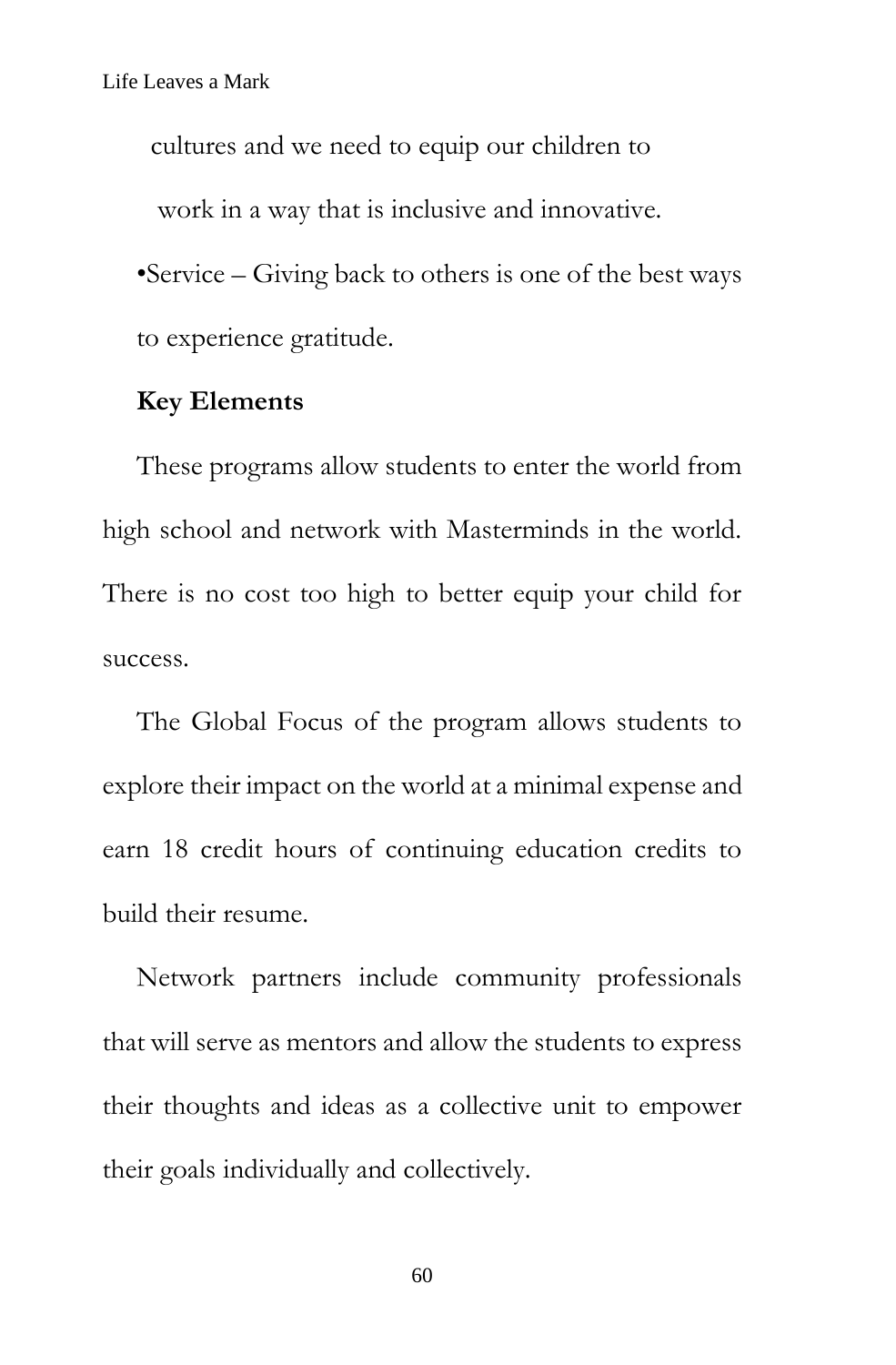cultures and we need to equip our children to work in a way that is inclusive and innovative.

- Service – Giving back to others is one of the best ways to experience gratitude.

**Key Elements**

These programs allow students to enter the world from high school and network with Masterminds in the world. There is no cost too high to better equip your child for success.

The Global Focus of the program allows students to explore their impact on the world at a minimal expense and earn 18 credit hours of continuing education credits to build their resume.

Network partners include community professionals that will serve as mentors and allow the students to express their thoughts and ideas as a collective unit to empower their goals individually and collectively.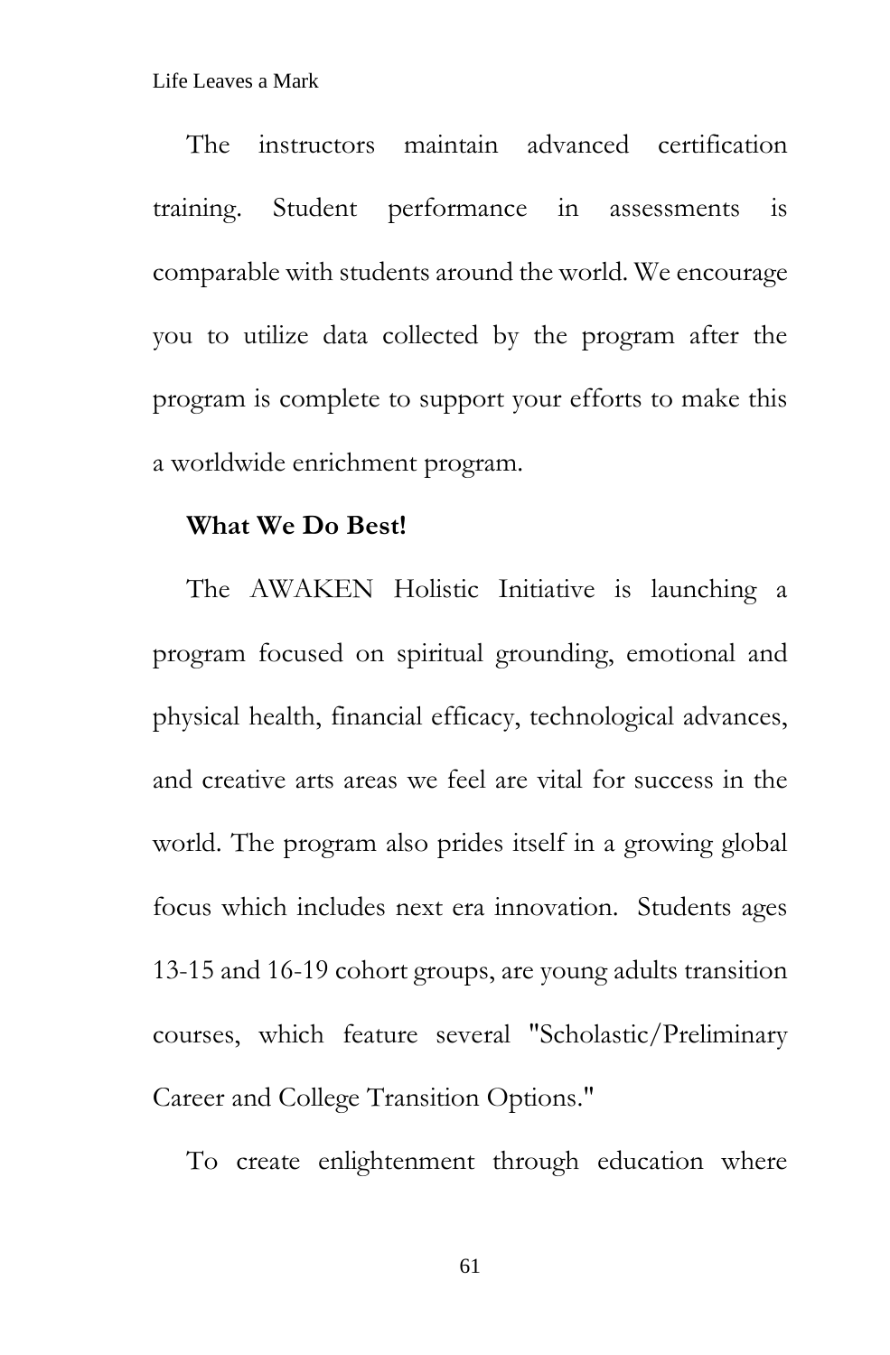The instructors maintain advanced certification training. Student performance in assessments is comparable with students around the world. We encourage you to utilize data collected by the program after the program is complete to support your efforts to make this a worldwide enrichment program.

**What We Do Best!**

The AWAKEN Holistic Initiative is launching a program focused on spiritual grounding, emotional and physical health, financial efficacy, technological advances, and creative arts areas we feel are vital for success in the world. The program also prides itself in a growing global focus which includes next era innovation. Students ages 13-15 and 16-19 cohort groups, are young adults transition courses, which feature several "Scholastic/Preliminary Career and College Transition Options."

To create enlightenment through education where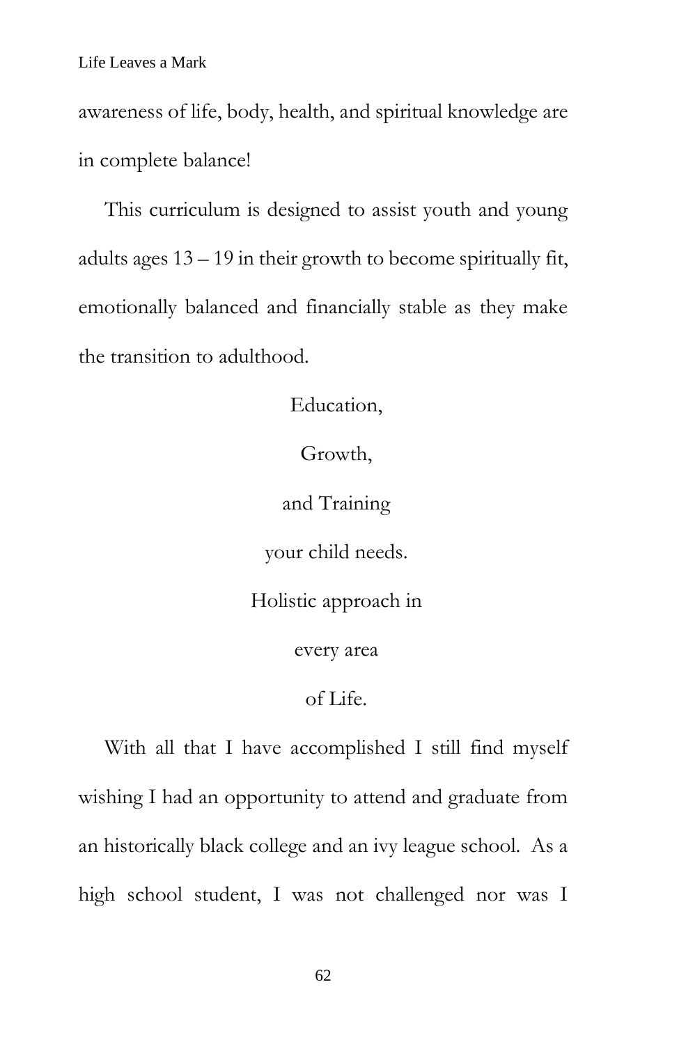awareness of life, body, health, and spiritual knowledge are in complete balance!

This curriculum is designed to assist youth and young adults ages 13 – 19 in their growth to become spiritually fit, emotionally balanced and financially stable as they make the transition to adulthood.

Education,

Growth,

and Training

your child needs.

Holistic approach in

every area

of Life.

With all that I have accomplished I still find myself wishing I had an opportunity to attend and graduate from an historically black college and an ivy league school. As a high school student, I was not challenged nor was I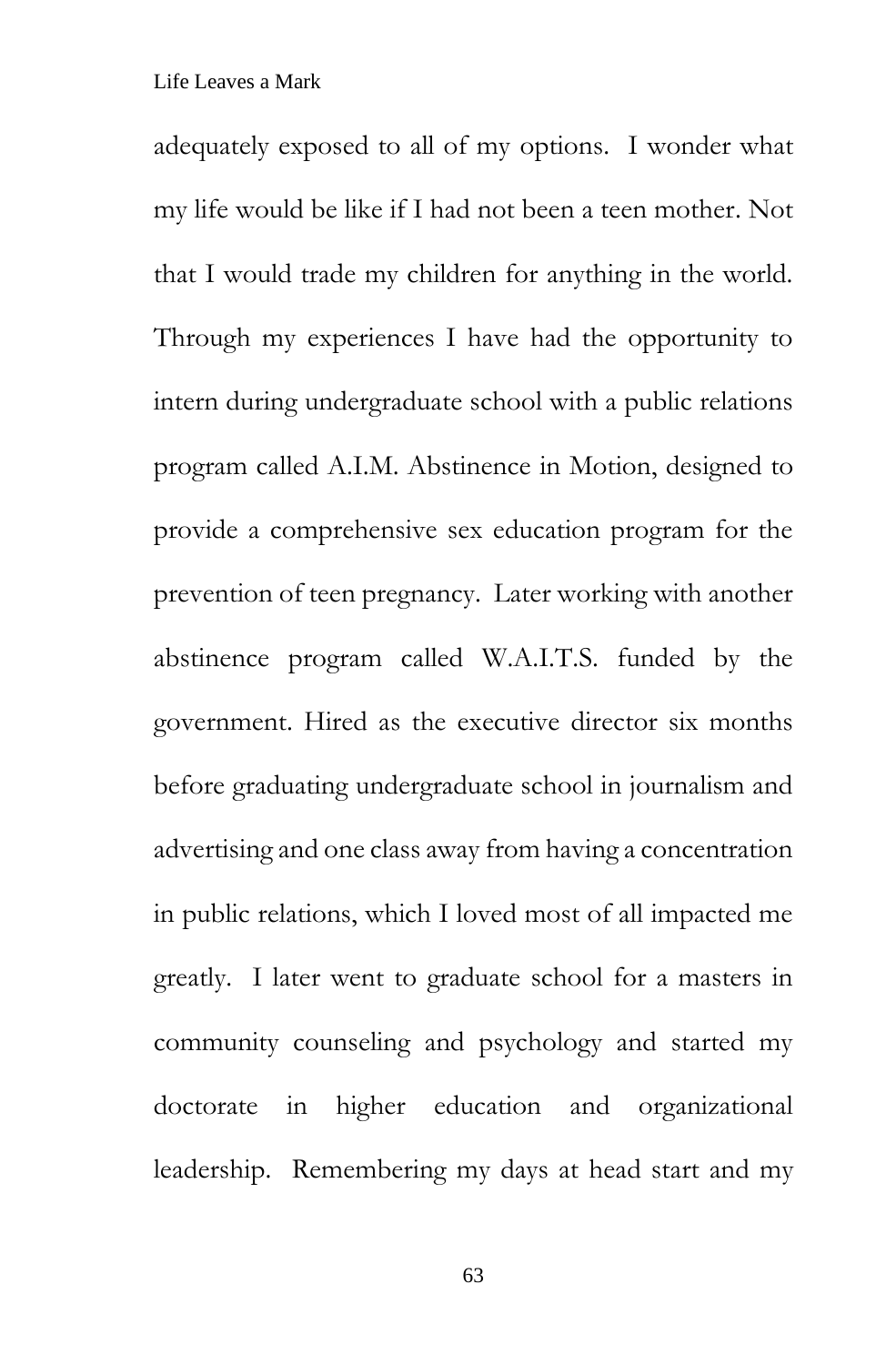adequately exposed to all of my options. I wonder what my life would be like if I had not been a teen mother. Not that I would trade my children for anything in the world. Through my experiences I have had the opportunity to intern during undergraduate school with a public relations program called A.I.M. Abstinence in Motion, designed to provide a comprehensive sex education program for the prevention of teen pregnancy. Later working with another abstinence program called W.A.I.T.S. funded by the government. Hired as the executive director six months before graduating undergraduate school in journalism and advertising and one class away from having a concentration in public relations, which I loved most of all impacted me greatly. I later went to graduate school for a masters in community counseling and psychology and started my doctorate in higher education and organizational leadership. Remembering my days at head start and my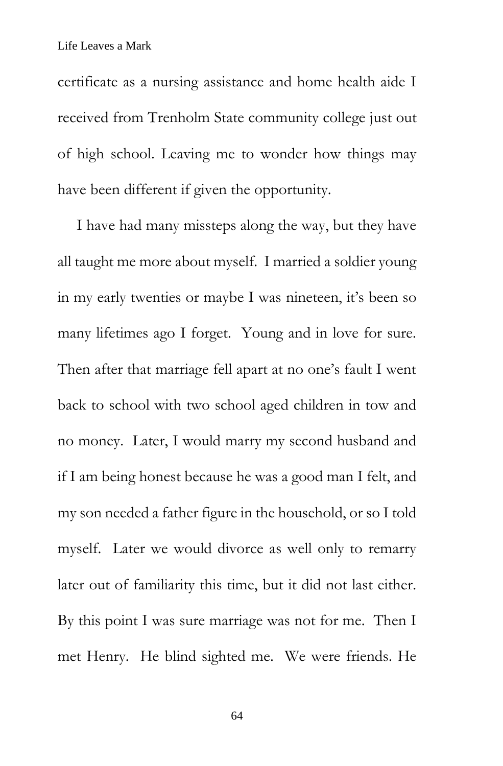certificate as a nursing assistance and home health aide I received from Trenholm State community college just out of high school. Leaving me to wonder how things may have been different if given the opportunity.

I have had many missteps along the way, but they have all taught me more about myself. I married a soldier young in my early twenties or maybe I was nineteen, it's been so many lifetimes ago I forget. Young and in love for sure. Then after that marriage fell apart at no one's fault I went back to school with two school aged children in tow and no money. Later, I would marry my second husband and if I am being honest because he was a good man I felt, and my son needed a father figure in the household, or so I told myself. Later we would divorce as well only to remarry later out of familiarity this time, but it did not last either. By this point I was sure marriage was not for me. Then I met Henry. He blind sighted me. We were friends. He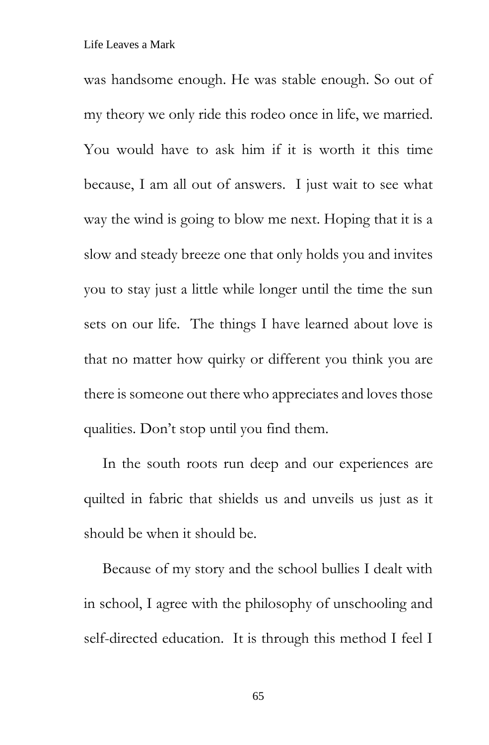was handsome enough. He was stable enough. So out of my theory we only ride this rodeo once in life, we married. You would have to ask him if it is worth it this time because, I am all out of answers. I just wait to see what way the wind is going to blow me next. Hoping that it is a slow and steady breeze one that only holds you and invites you to stay just a little while longer until the time the sun sets on our life. The things I have learned about love is that no matter how quirky or different you think you are there is someone out there who appreciates and loves those qualities. Don't stop until you find them.

In the south roots run deep and our experiences are quilted in fabric that shields us and unveils us just as it should be when it should be.

Because of my story and the school bullies I dealt with in school, I agree with the philosophy of unschooling and self-directed education. It is through this method I feel I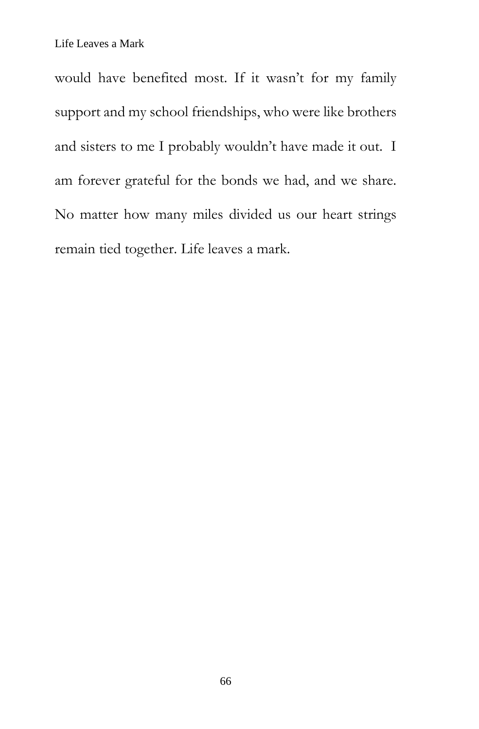would have benefited most. If it wasn't for my family support and my school friendships, who were like brothers and sisters to me I probably wouldn't have made it out. I am forever grateful for the bonds we had, and we share. No matter how many miles divided us our heart strings remain tied together. Life leaves a mark.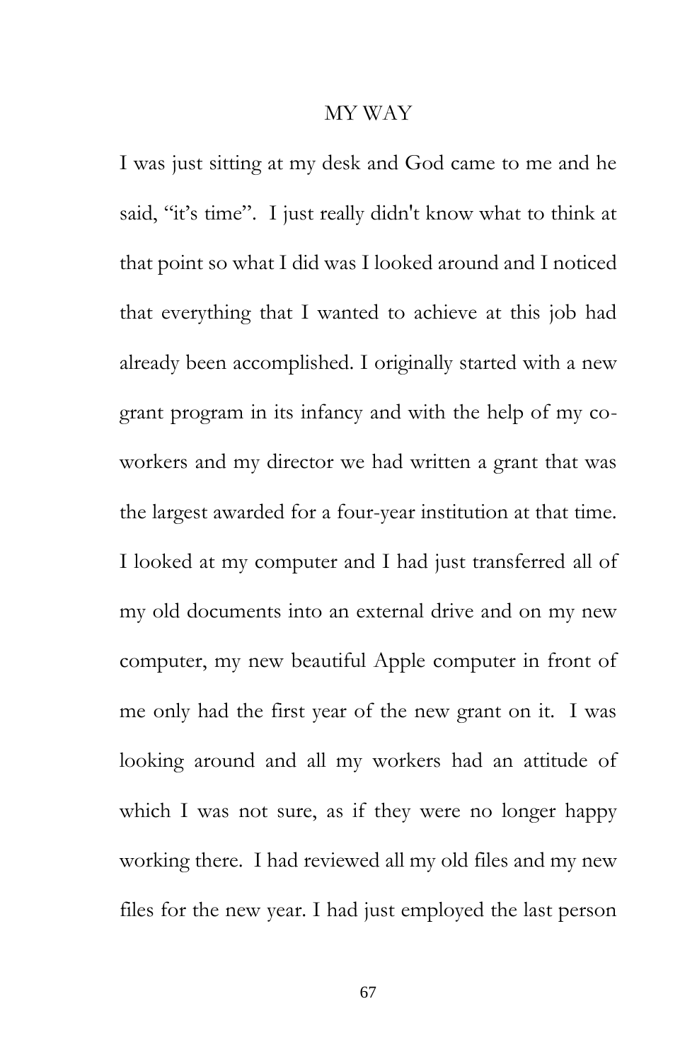# MY WAY

I was just sitting at my desk and God came to me and he said, "it's time". I just really didn't know what to think at that point so what I did was I looked around and I noticed that everything that I wanted to achieve at this job had already been accomplished. I originally started with a new grant program in its infancy and with the help of my co-workers and my director we had written a grant that was the largest awarded for a four-year institution at that time. I looked at my computer and I had just transferred all of my old documents into an external drive and on my new computer, my new beautiful Apple computer in front of me only had the first year of the new grant on it. I was looking around and all my workers had an attitude of which I was not sure, as if they were no longer happy working there. I had reviewed all my old files and my new files for the new year. I had just employed the last person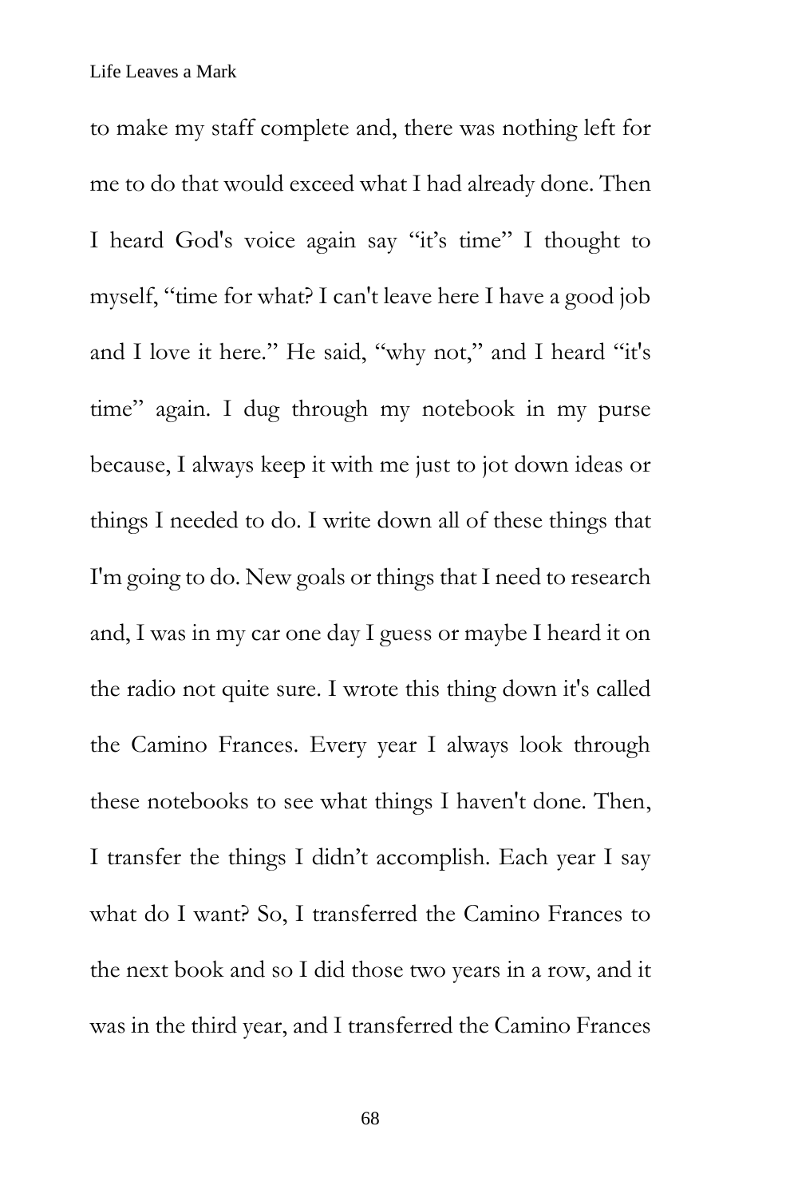to make my staff complete and, there was nothing left for me to do that would exceed what I had already done. Then I heard God's voice again say "it's time" I thought to myself, "time for what? I can't leave here I have a good job and I love it here." He said, "why not," and I heard "it's time" again. I dug through my notebook in my purse because, I always keep it with me just to jot down ideas or things I needed to do. I write down all of these things that I'm going to do. New goals or things that I need to research and, I was in my car one day I guess or maybe I heard it on the radio not quite sure. I wrote this thing down it's called the Camino Frances. Every year I always look through these notebooks to see what things I haven't done. Then, I transfer the things I didn't accomplish. Each year I say what do I want? So, I transferred the Camino Frances to the next book and so I did those two years in a row, and it was in the third year, and I transferred the Camino Frances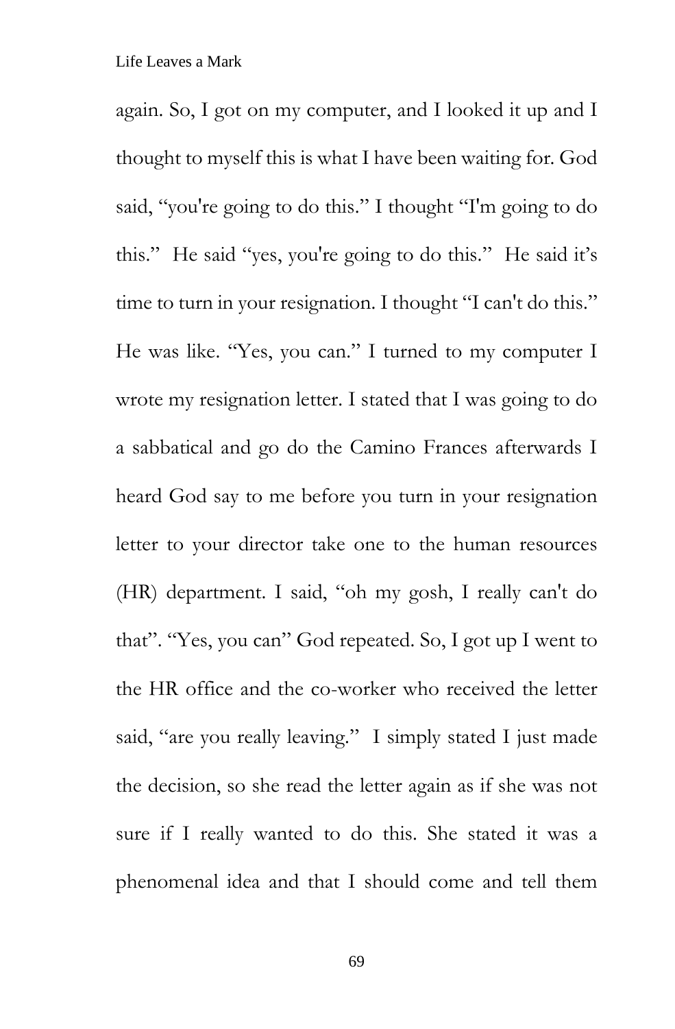again. So, I got on my computer, and I looked it up and I thought to myself this is what I have been waiting for. God said, "you're going to do this." I thought "I'm going to do this." He said "yes, you're going to do this." He said it's time to turn in your resignation. I thought "I can't do this." He was like. "Yes, you can." I turned to my computer I wrote my resignation letter. I stated that I was going to do a sabbatical and go do the Camino Frances afterwards I heard God say to me before you turn in your resignation letter to your director take one to the human resources (HR) department. I said, "oh my gosh, I really can't do that". "Yes, you can" God repeated. So, I got up I went to the HR office and the co-worker who received the letter said, "are you really leaving." I simply stated I just made the decision, so she read the letter again as if she was not sure if I really wanted to do this. She stated it was a phenomenal idea and that I should come and tell them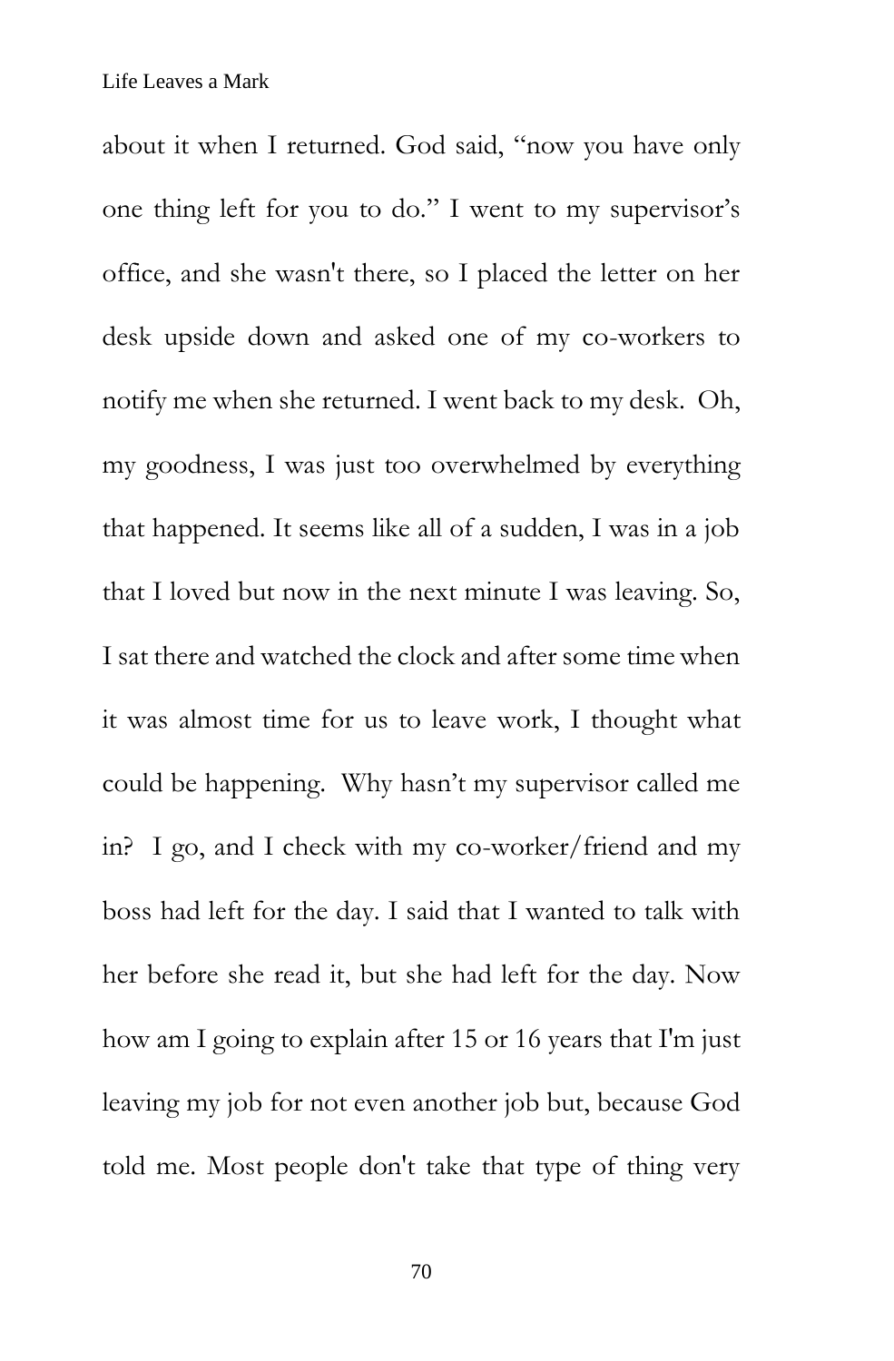about it when I returned. God said, "now you have only one thing left for you to do." I went to my supervisor's office, and she wasn't there, so I placed the letter on her desk upside down and asked one of my co-workers to notify me when she returned. I went back to my desk. Oh, my goodness, I was just too overwhelmed by everything that happened. It seems like all of a sudden, I was in a job that I loved but now in the next minute I was leaving. So, I sat there and watched the clock and after some time when it was almost time for us to leave work, I thought what could be happening. Why hasn't my supervisor called me in? I go, and I check with my co-worker/friend and my boss had left for the day. I said that I wanted to talk with her before she read it, but she had left for the day. Now how am I going to explain after 15 or 16 years that I'm just leaving my job for not even another job but, because God told me. Most people don't take that type of thing very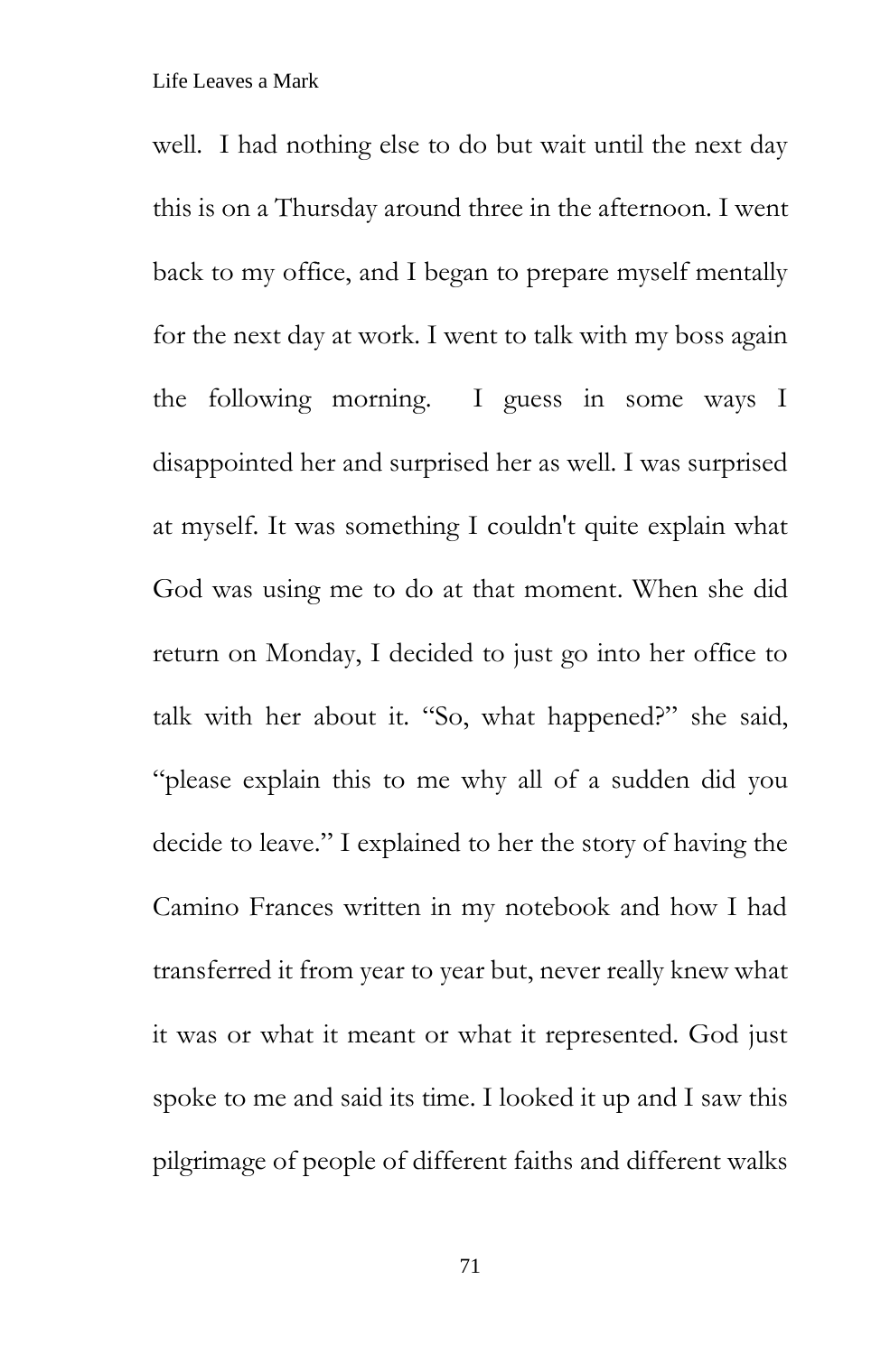well. I had nothing else to do but wait until the next day this is on a Thursday around three in the afternoon. I went back to my office, and I began to prepare myself mentally for the next day at work. I went to talk with my boss again the following morning. I guess in some ways I disappointed her and surprised her as well. I was surprised at myself. It was something I couldn't quite explain what God was using me to do at that moment. When she did return on Monday, I decided to just go into her office to talk with her about it. "So, what happened?" she said, "please explain this to me why all of a sudden did you decide to leave." I explained to her the story of having the Camino Frances written in my notebook and how I had transferred it from year to year but, never really knew what it was or what it meant or what it represented. God just spoke to me and said its time. I looked it up and I saw this pilgrimage of people of different faiths and different walks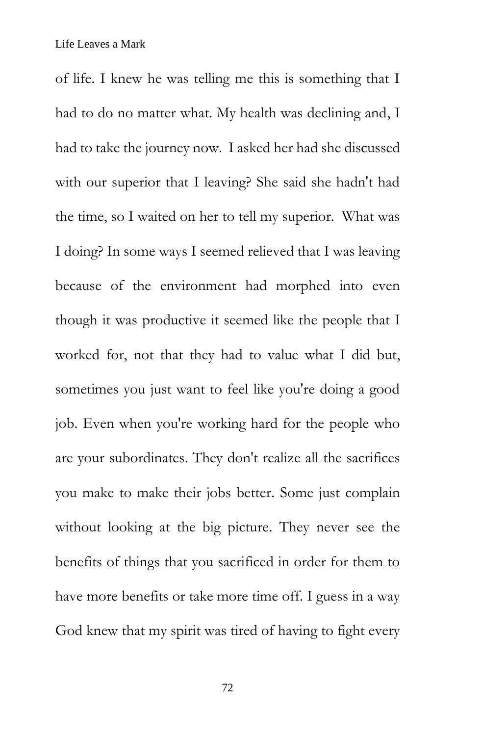of life. I knew he was telling me this is something that I had to do no matter what. My health was declining and, I had to take the journey now.  I asked her had she discussed with our superior that I leaving? She said she hadn't had the time, so I waited on her to tell my superior.  What was I doing? In some ways I seemed relieved that I was leaving because of the environment had morphed into even though it was productive it seemed like the people that I worked for, not that they had to value what I did but, sometimes you just want to feel like you're doing a good job. Even when you're working hard for the people who are your subordinates. They don't realize all the sacrifices you make to make their jobs better. Some just complain without looking at the big picture. They never see the benefits of things that you sacrificed in order for them to have more benefits or take more time off. I guess in a way God knew that my spirit was tired of having to fight every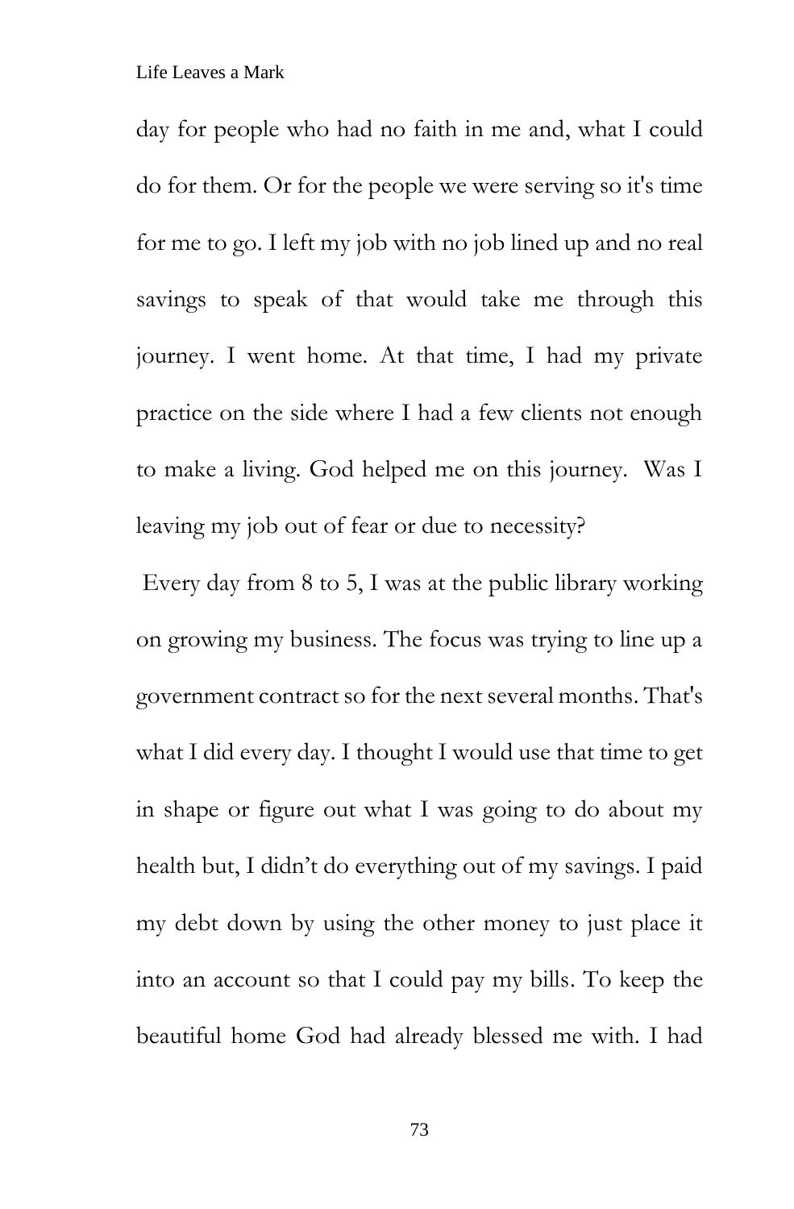day for people who had no faith in me and, what I could do for them. Or for the people we were serving so it's time for me to go. I left my job with no job lined up and no real savings to speak of that would take me through this journey. I went home. At that time, I had my private practice on the side where I had a few clients not enough to make a living. God helped me on this journey. Was I leaving my job out of fear or due to necessity?

Every day from 8 to 5, I was at the public library working on growing my business. The focus was trying to line up a government contract so for the next several months. That's what I did every day. I thought I would use that time to get in shape or figure out what I was going to do about my health but, I didn't do everything out of my savings. I paid my debt down by using the other money to just place it into an account so that I could pay my bills. To keep the beautiful home God had already blessed me with. I had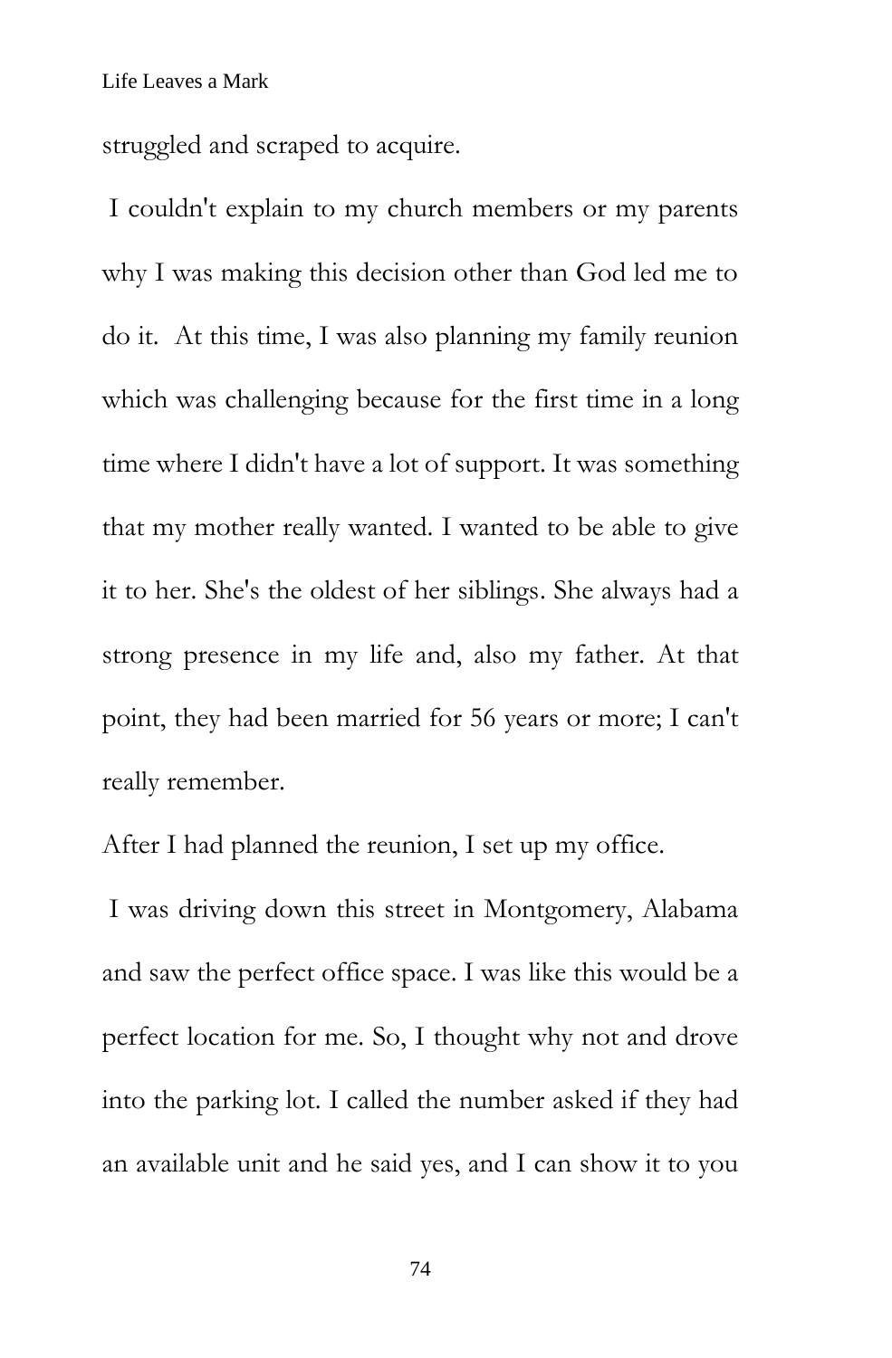struggled and scraped to acquire.

I couldn't explain to my church members or my parents why I was making this decision other than God led me to do it. At this time, I was also planning my family reunion which was challenging because for the first time in a long time where I didn't have a lot of support. It was something that my mother really wanted. I wanted to be able to give it to her. She's the oldest of her siblings. She always had a strong presence in my life and, also my father. At that point, they had been married for 56 years or more; I can't really remember.

After I had planned the reunion, I set up my office.

I was driving down this street in Montgomery, Alabama and saw the perfect office space. I was like this would be a perfect location for me. So, I thought why not and drove into the parking lot. I called the number asked if they had an available unit and he said yes, and I can show it to you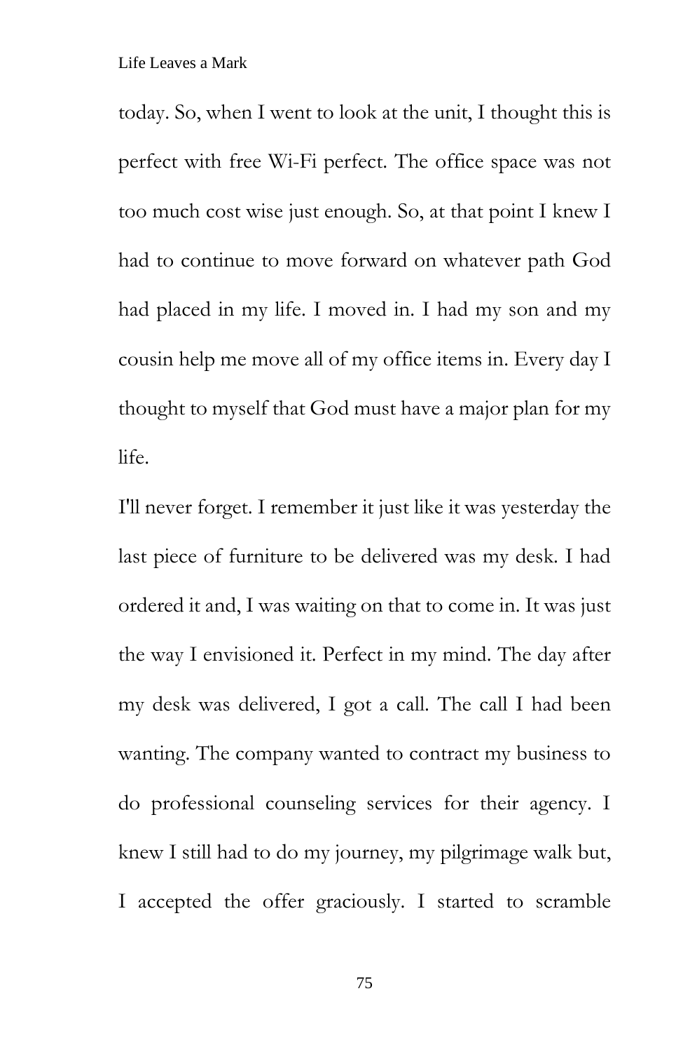today. So, when I went to look at the unit, I thought this is perfect with free Wi-Fi perfect. The office space was not too much cost wise just enough. So, at that point I knew I had to continue to move forward on whatever path God had placed in my life. I moved in. I had my son and my cousin help me move all of my office items in. Every day I thought to myself that God must have a major plan for my life.

I'll never forget. I remember it just like it was yesterday the last piece of furniture to be delivered was my desk. I had ordered it and, I was waiting on that to come in. It was just the way I envisioned it. Perfect in my mind. The day after my desk was delivered, I got a call. The call I had been wanting. The company wanted to contract my business to do professional counseling services for their agency. I knew I still had to do my journey, my pilgrimage walk but, I accepted the offer graciously. I started to scramble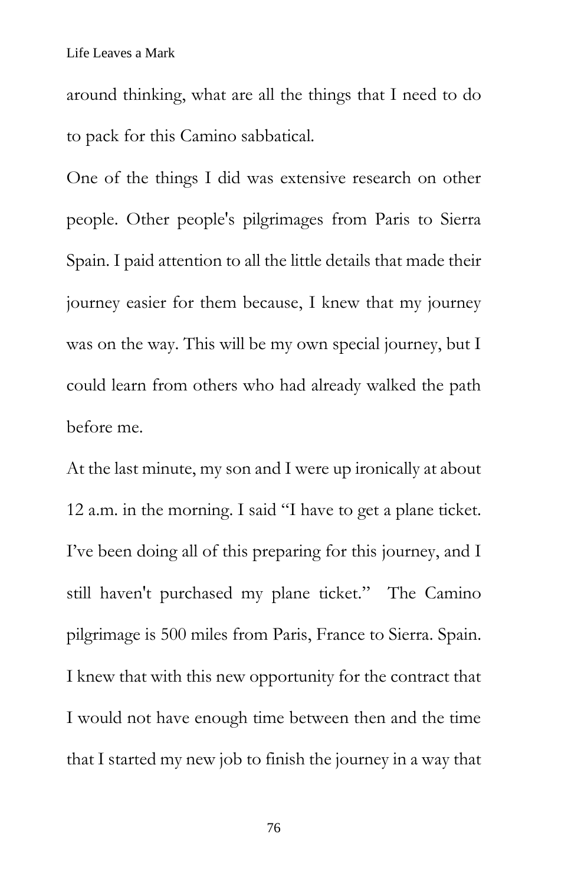around thinking, what are all the things that I need to do to pack for this Camino sabbatical.

One of the things I did was extensive research on other people. Other people's pilgrimages from Paris to Sierra Spain. I paid attention to all the little details that made their journey easier for them because, I knew that my journey was on the way. This will be my own special journey, but I could learn from others who had already walked the path before me.

At the last minute, my son and I were up ironically at about 12 a.m. in the morning. I said "I have to get a plane ticket. I've been doing all of this preparing for this journey, and I still haven't purchased my plane ticket." The Camino pilgrimage is 500 miles from Paris, France to Sierra. Spain. I knew that with this new opportunity for the contract that I would not have enough time between then and the time that I started my new job to finish the journey in a way that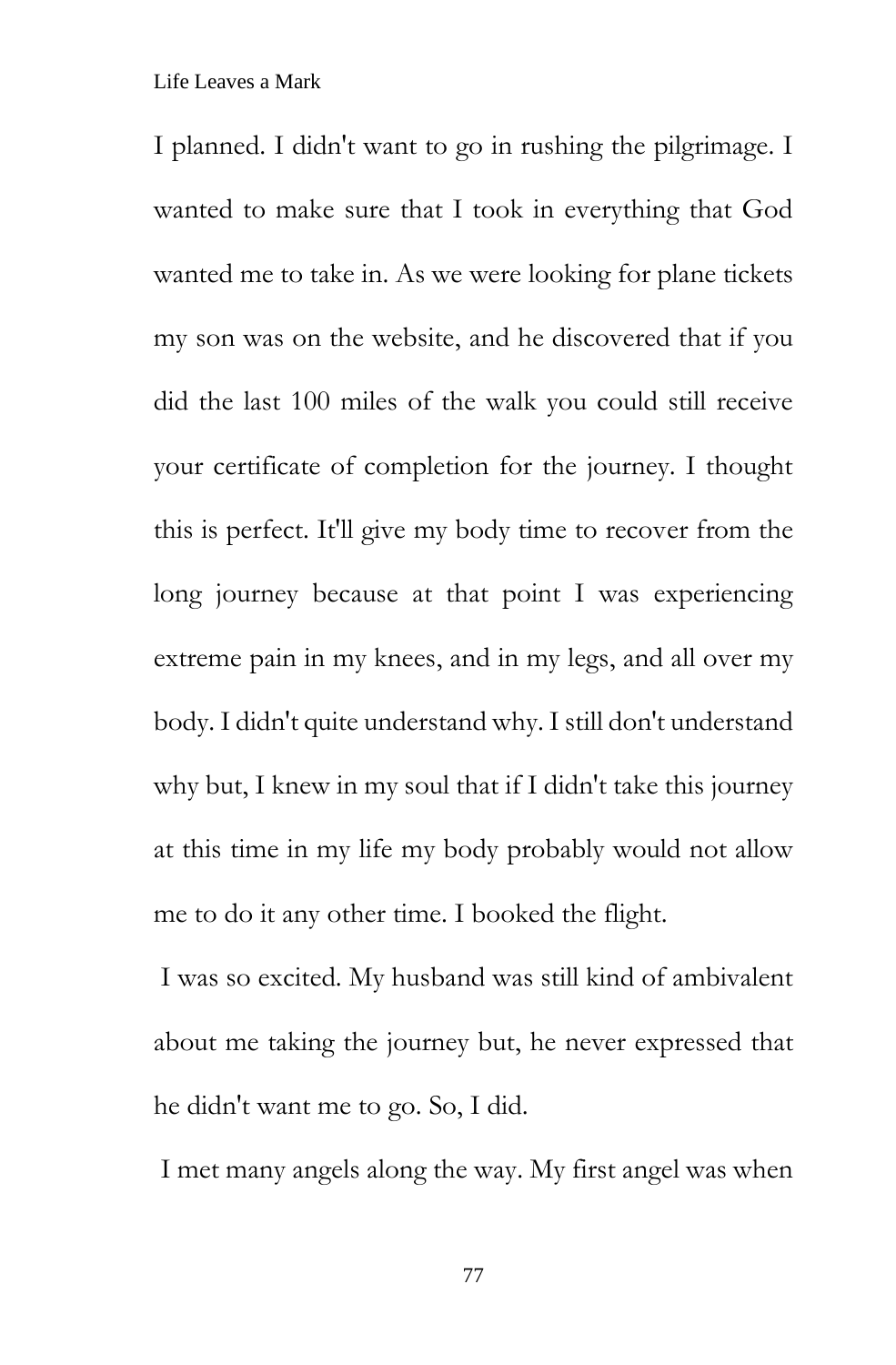I planned. I didn't want to go in rushing the pilgrimage. I wanted to make sure that I took in everything that God wanted me to take in. As we were looking for plane tickets my son was on the website, and he discovered that if you did the last 100 miles of the walk you could still receive your certificate of completion for the journey. I thought this is perfect. It'll give my body time to recover from the long journey because at that point I was experiencing extreme pain in my knees, and in my legs, and all over my body. I didn't quite understand why. I still don't understand why but, I knew in my soul that if I didn't take this journey at this time in my life my body probably would not allow me to do it any other time. I booked the flight.

I was so excited. My husband was still kind of ambivalent about me taking the journey but, he never expressed that he didn't want me to go. So, I did.

I met many angels along the way. My first angel was when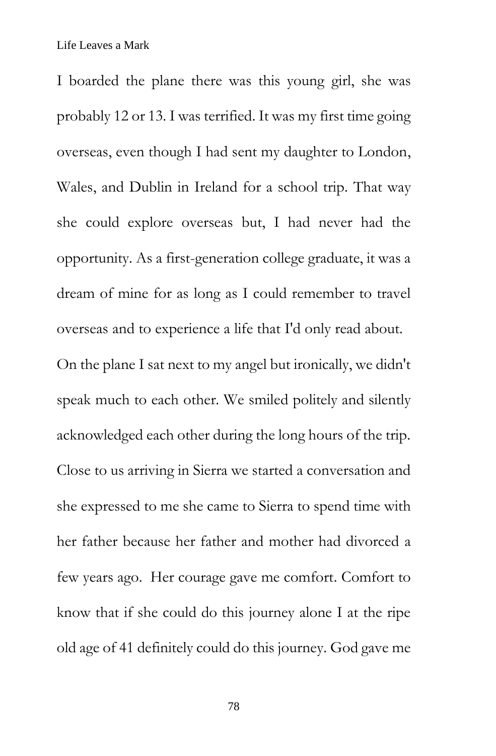I boarded the plane there was this young girl, she was probably 12 or 13. I was terrified. It was my first time going overseas, even though I had sent my daughter to London, Wales, and Dublin in Ireland for a school trip. That way she could explore overseas but, I had never had the opportunity. As a first-generation college graduate, it was a dream of mine for as long as I could remember to travel overseas and to experience a life that I'd only read about.

On the plane I sat next to my angel but ironically, we didn't speak much to each other. We smiled politely and silently acknowledged each other during the long hours of the trip. Close to us arriving in Sierra we started a conversation and she expressed to me she came to Sierra to spend time with her father because her father and mother had divorced a few years ago. Her courage gave me comfort. Comfort to know that if she could do this journey alone I at the ripe old age of 41 definitely could do this journey. God gave me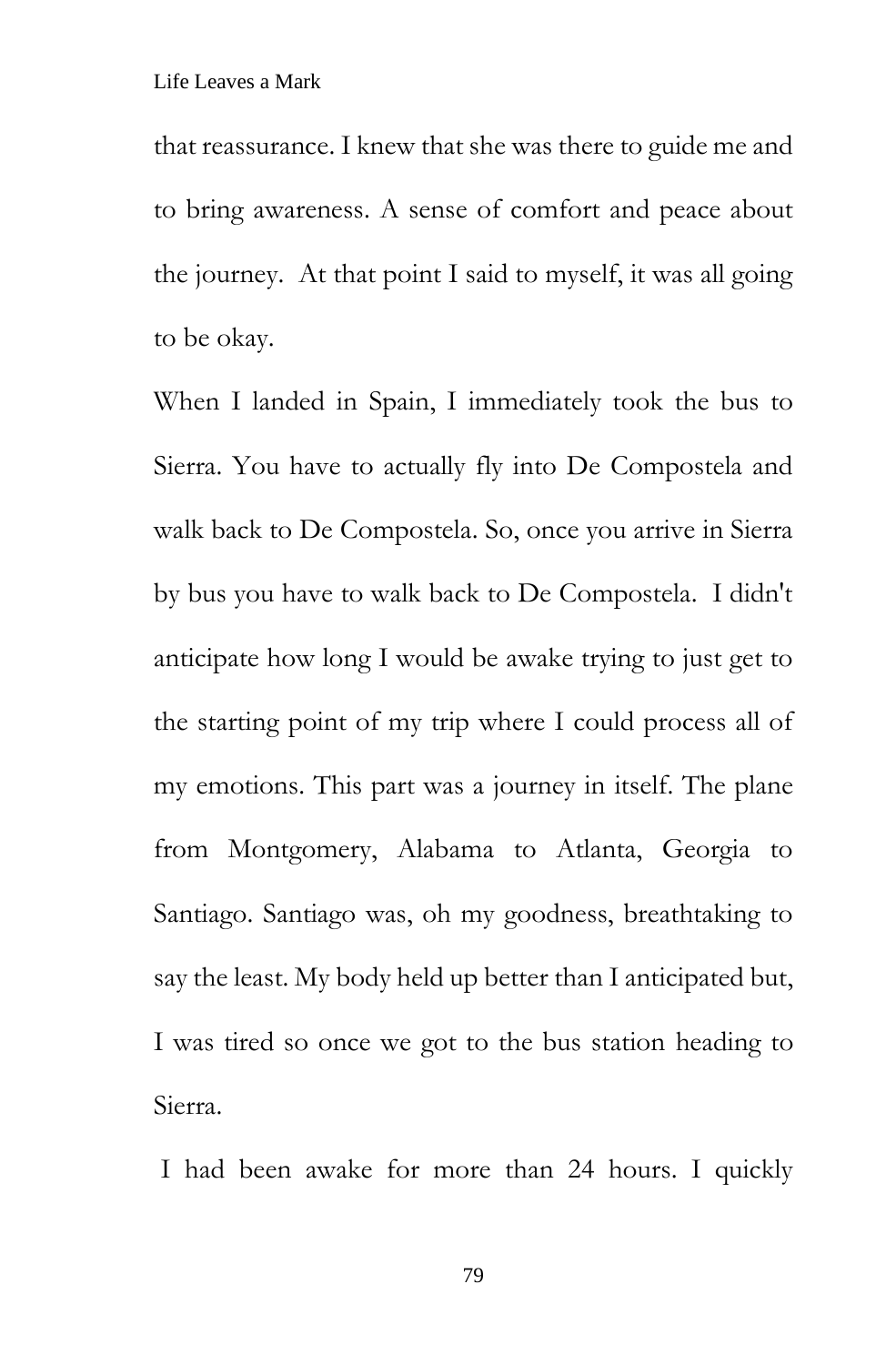that reassurance. I knew that she was there to guide me and to bring awareness. A sense of comfort and peace about the journey. At that point I said to myself, it was all going to be okay.

When I landed in Spain, I immediately took the bus to Sierra. You have to actually fly into De Compostela and walk back to De Compostela. So, once you arrive in Sierra by bus you have to walk back to De Compostela. I didn't anticipate how long I would be awake trying to just get to the starting point of my trip where I could process all of my emotions. This part was a journey in itself. The plane from Montgomery, Alabama to Atlanta, Georgia to Santiago. Santiago was, oh my goodness, breathtaking to say the least. My body held up better than I anticipated but, I was tired so once we got to the bus station heading to Sierra.

I had been awake for more than 24 hours. I quickly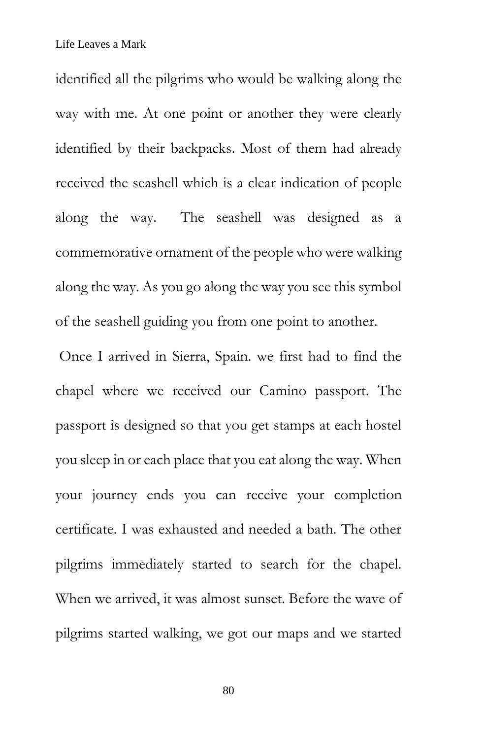identified all the pilgrims who would be walking along the way with me. At one point or another they were clearly identified by their backpacks. Most of them had already received the seashell which is a clear indication of people along the way.  The seashell was designed as a commemorative ornament of the people who were walking along the way. As you go along the way you see this symbol of the seashell guiding you from one point to another.

Once I arrived in Sierra, Spain. we first had to find the chapel where we received our Camino passport. The passport is designed so that you get stamps at each hostel you sleep in or each place that you eat along the way. When your journey ends you can receive your completion certificate. I was exhausted and needed a bath. The other pilgrims immediately started to search for the chapel. When we arrived, it was almost sunset. Before the wave of pilgrims started walking, we got our maps and we started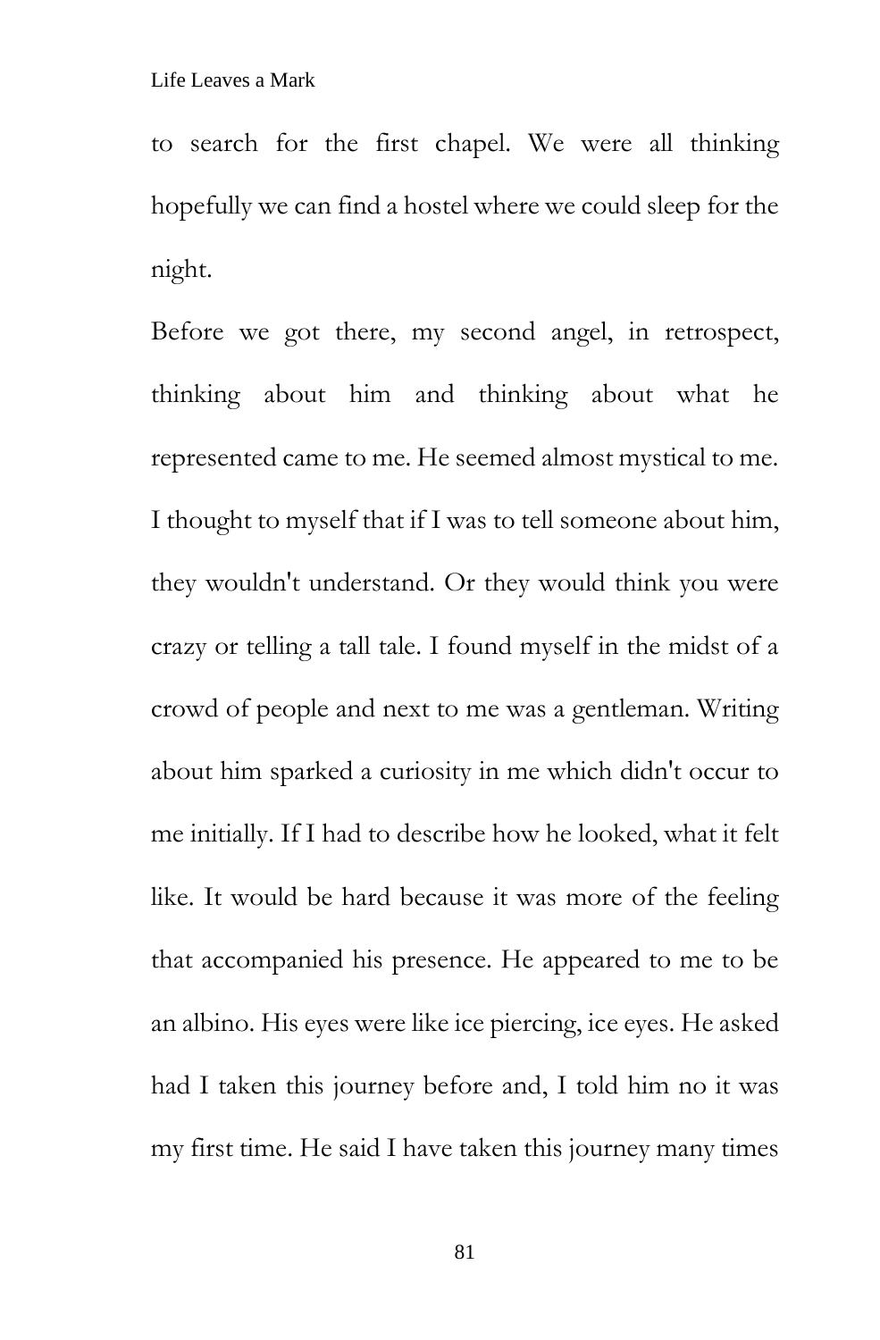to search for the first chapel. We were all thinking hopefully we can find a hostel where we could sleep for the night.

Before we got there, my second angel, in retrospect, thinking about him and thinking about what he represented came to me. He seemed almost mystical to me. I thought to myself that if I was to tell someone about him, they wouldn't understand. Or they would think you were crazy or telling a tall tale. I found myself in the midst of a crowd of people and next to me was a gentleman. Writing about him sparked a curiosity in me which didn't occur to me initially. If I had to describe how he looked, what it felt like. It would be hard because it was more of the feeling that accompanied his presence. He appeared to me to be an albino. His eyes were like ice piercing, ice eyes. He asked had I taken this journey before and, I told him no it was my first time. He said I have taken this journey many times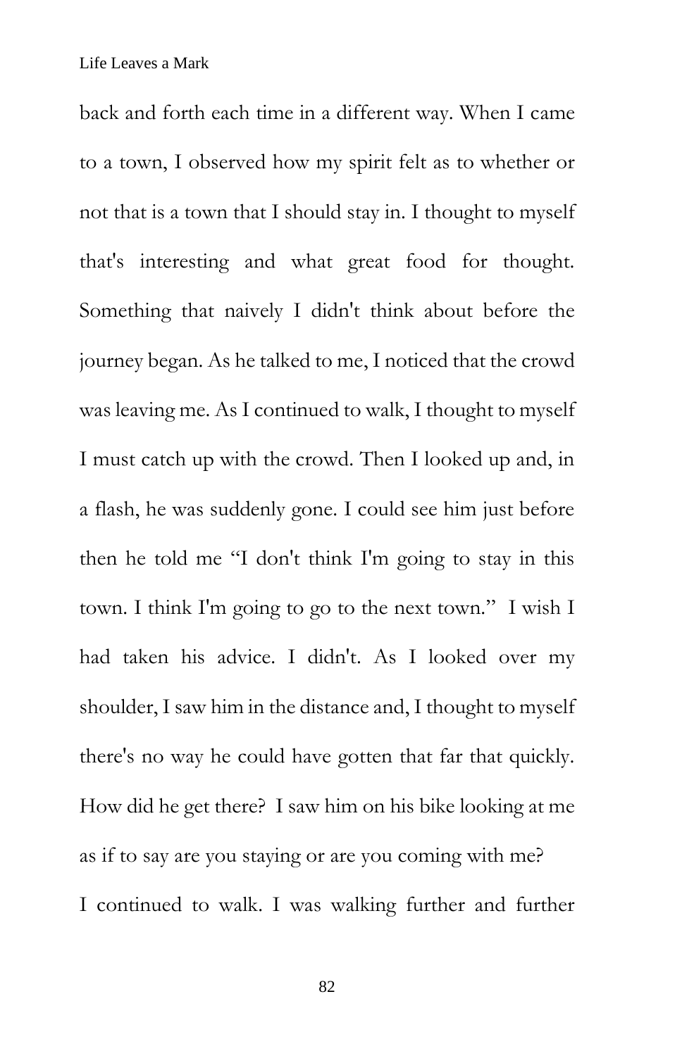back and forth each time in a different way. When I came to a town, I observed how my spirit felt as to whether or not that is a town that I should stay in. I thought to myself that's interesting and what great food for thought. Something that naively I didn't think about before the journey began. As he talked to me, I noticed that the crowd was leaving me. As I continued to walk, I thought to myself I must catch up with the crowd. Then I looked up and, in a flash, he was suddenly gone. I could see him just before then he told me "I don't think I'm going to stay in this town. I think I'm going to go to the next town." I wish I had taken his advice. I didn't. As I looked over my shoulder, I saw him in the distance and, I thought to myself there's no way he could have gotten that far that quickly. How did he get there? I saw him on his bike looking at me as if to say are you staying or are you coming with me?

I continued to walk. I was walking further and further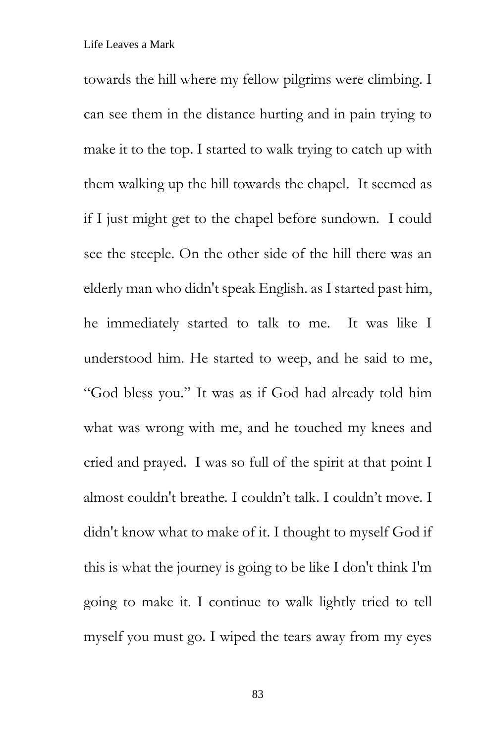towards the hill where my fellow pilgrims were climbing. I can see them in the distance hurting and in pain trying to make it to the top. I started to walk trying to catch up with them walking up the hill towards the chapel. It seemed as if I just might get to the chapel before sundown. I could see the steeple. On the other side of the hill there was an elderly man who didn't speak English. as I started past him, he immediately started to talk to me. It was like I understood him. He started to weep, and he said to me, "God bless you." It was as if God had already told him what was wrong with me, and he touched my knees and cried and prayed. I was so full of the spirit at that point I almost couldn't breathe. I couldn't talk. I couldn't move. I didn't know what to make of it. I thought to myself God if this is what the journey is going to be like I don't think I'm going to make it. I continue to walk lightly tried to tell myself you must go. I wiped the tears away from my eyes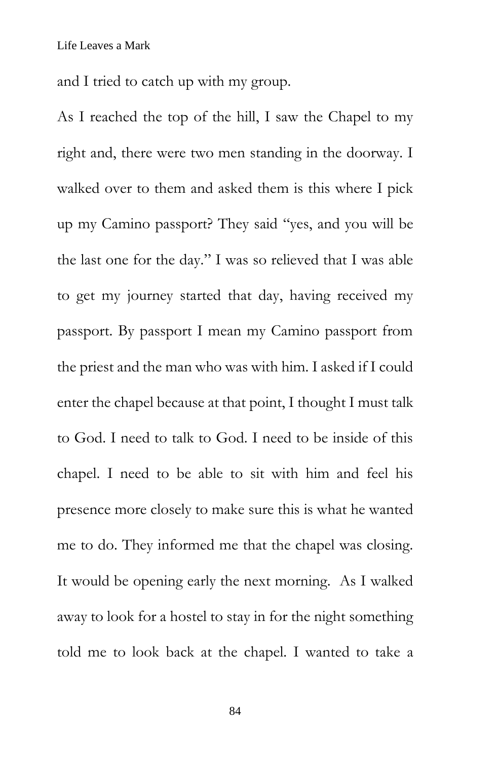and I tried to catch up with my group.

As I reached the top of the hill, I saw the Chapel to my right and, there were two men standing in the doorway. I walked over to them and asked them is this where I pick up my Camino passport? They said "yes, and you will be the last one for the day." I was so relieved that I was able to get my journey started that day, having received my passport. By passport I mean my Camino passport from the priest and the man who was with him. I asked if I could enter the chapel because at that point, I thought I must talk to God. I need to talk to God. I need to be inside of this chapel. I need to be able to sit with him and feel his presence more closely to make sure this is what he wanted me to do. They informed me that the chapel was closing. It would be opening early the next morning. As I walked away to look for a hostel to stay in for the night something told me to look back at the chapel. I wanted to take a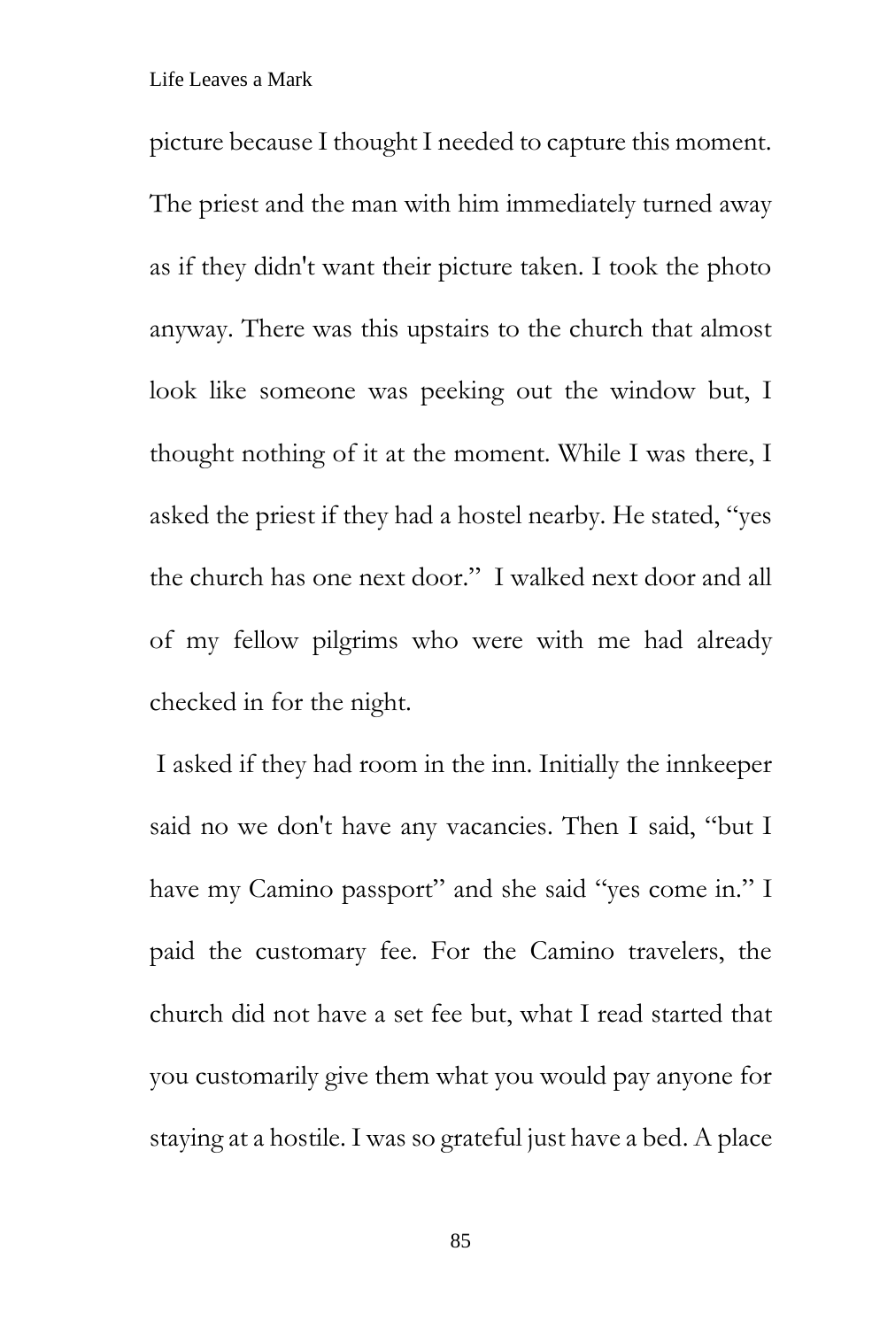picture because I thought I needed to capture this moment. The priest and the man with him immediately turned away as if they didn't want their picture taken. I took the photo anyway. There was this upstairs to the church that almost look like someone was peeking out the window but, I thought nothing of it at the moment. While I was there, I asked the priest if they had a hostel nearby. He stated, "yes the church has one next door." I walked next door and all of my fellow pilgrims who were with me had already checked in for the night.

I asked if they had room in the inn. Initially the innkeeper said no we don't have any vacancies. Then I said, "but I have my Camino passport" and she said "yes come in." I paid the customary fee. For the Camino travelers, the church did not have a set fee but, what I read started that you customarily give them what you would pay anyone for staying at a hostile. I was so grateful just have a bed. A place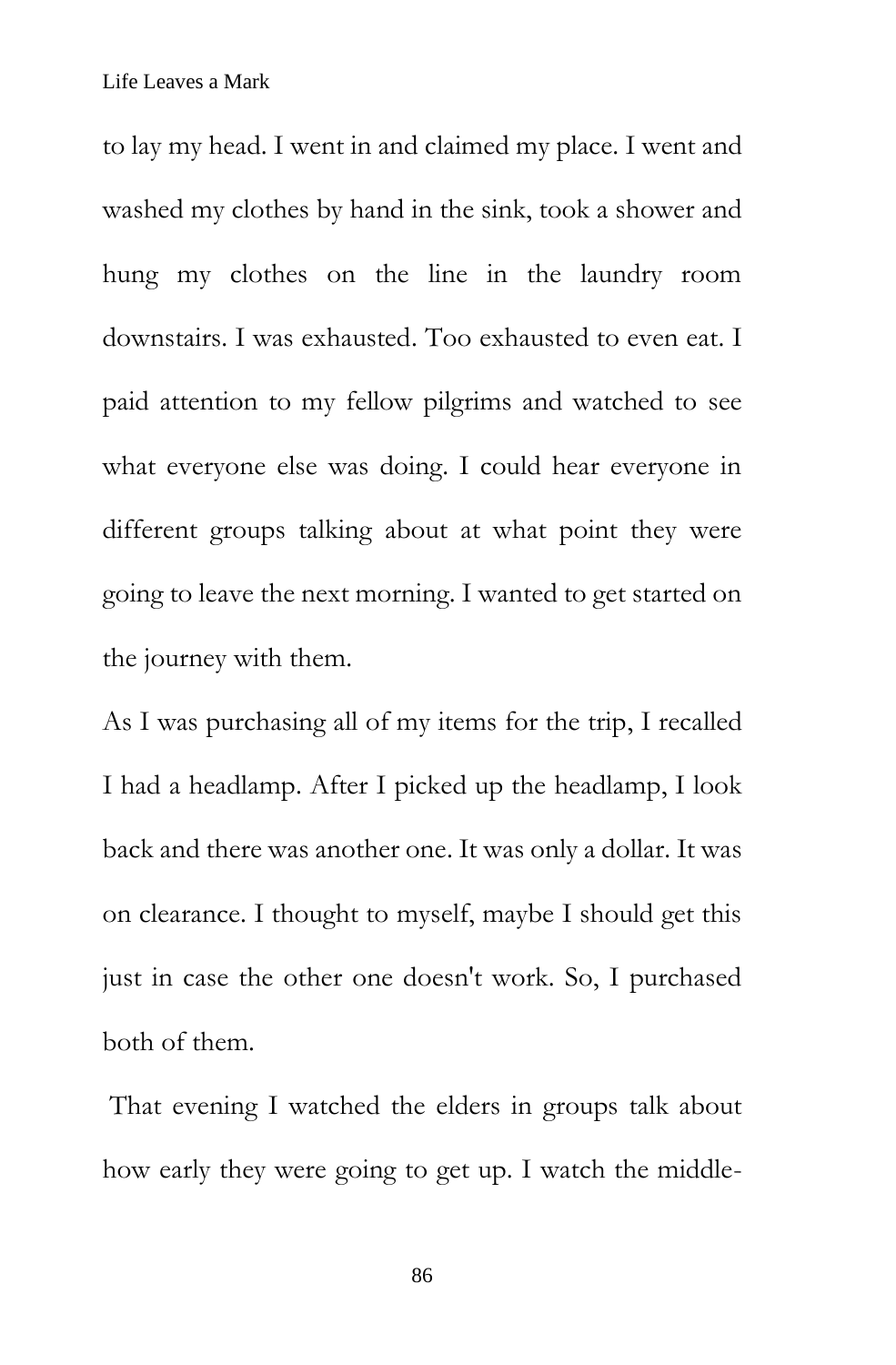to lay my head. I went in and claimed my place. I went and washed my clothes by hand in the sink, took a shower and hung my clothes on the line in the laundry room downstairs. I was exhausted. Too exhausted to even eat. I paid attention to my fellow pilgrims and watched to see what everyone else was doing. I could hear everyone in different groups talking about at what point they were going to leave the next morning. I wanted to get started on the journey with them.

As I was purchasing all of my items for the trip, I recalled I had a headlamp. After I picked up the headlamp, I look back and there was another one. It was only a dollar. It was on clearance. I thought to myself, maybe I should get this just in case the other one doesn't work. So, I purchased both of them.

That evening I watched the elders in groups talk about how early they were going to get up. I watch the middle-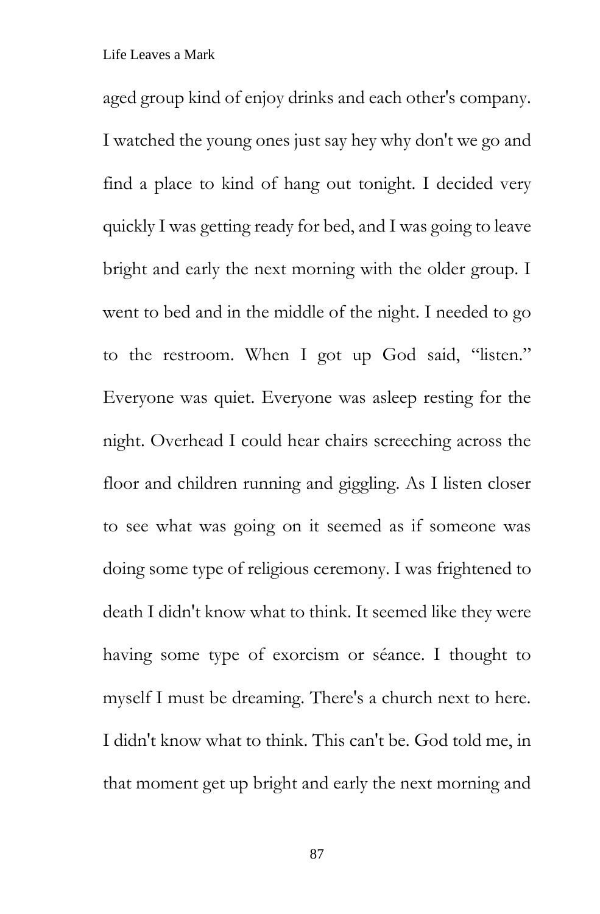aged group kind of enjoy drinks and each other's company. I watched the young ones just say hey why don't we go and find a place to kind of hang out tonight. I decided very quickly I was getting ready for bed, and I was going to leave bright and early the next morning with the older group. I went to bed and in the middle of the night. I needed to go to the restroom. When I got up God said, "listen." Everyone was quiet. Everyone was asleep resting for the night. Overhead I could hear chairs screeching across the floor and children running and giggling. As I listen closer to see what was going on it seemed as if someone was doing some type of religious ceremony. I was frightened to death I didn't know what to think. It seemed like they were having some type of exorcism or séance. I thought to myself I must be dreaming. There's a church next to here. I didn't know what to think. This can't be. God told me, in that moment get up bright and early the next morning and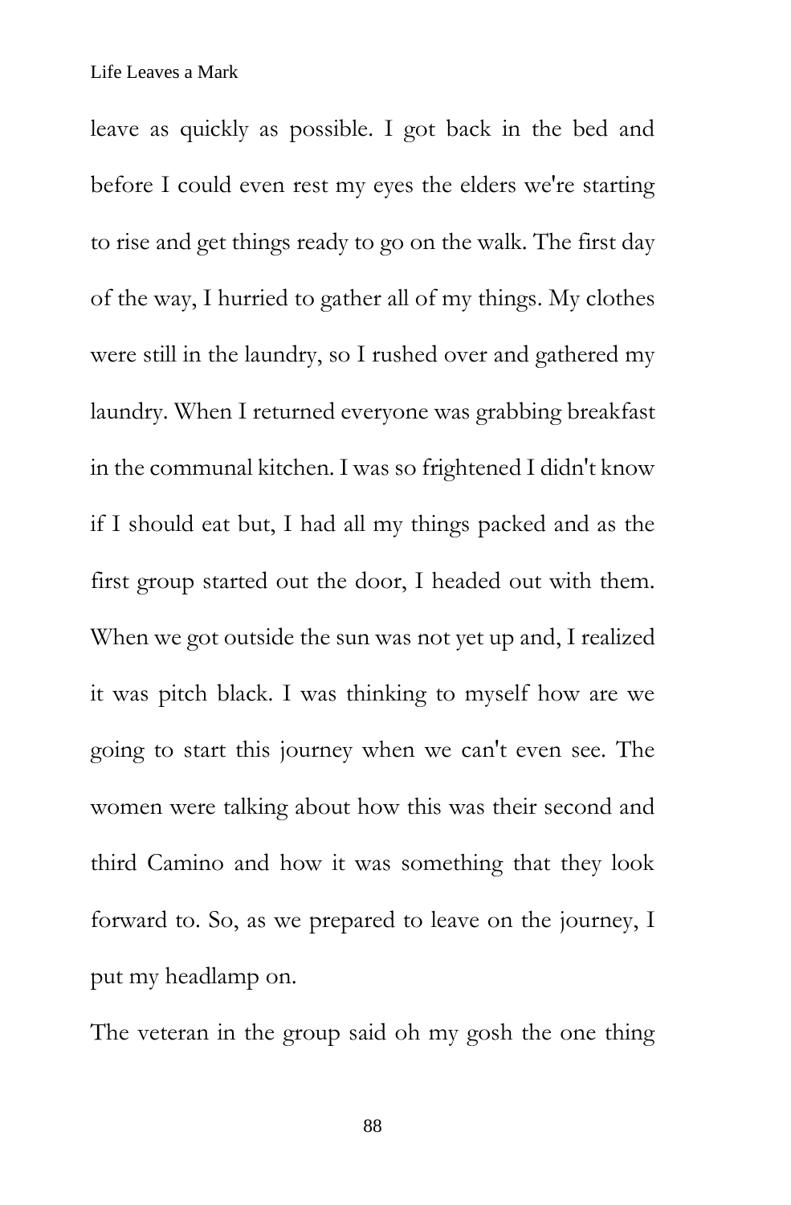leave as quickly as possible. I got back in the bed and before I could even rest my eyes the elders we're starting to rise and get things ready to go on the walk. The first day of the way, I hurried to gather all of my things. My clothes were still in the laundry, so I rushed over and gathered my laundry. When I returned everyone was grabbing breakfast in the communal kitchen. I was so frightened I didn't know if I should eat but, I had all my things packed and as the first group started out the door, I headed out with them. When we got outside the sun was not yet up and, I realized it was pitch black. I was thinking to myself how are we going to start this journey when we can't even see. The women were talking about how this was their second and third Camino and how it was something that they look forward to. So, as we prepared to leave on the journey, I put my headlamp on.

The veteran in the group said oh my gosh the one thing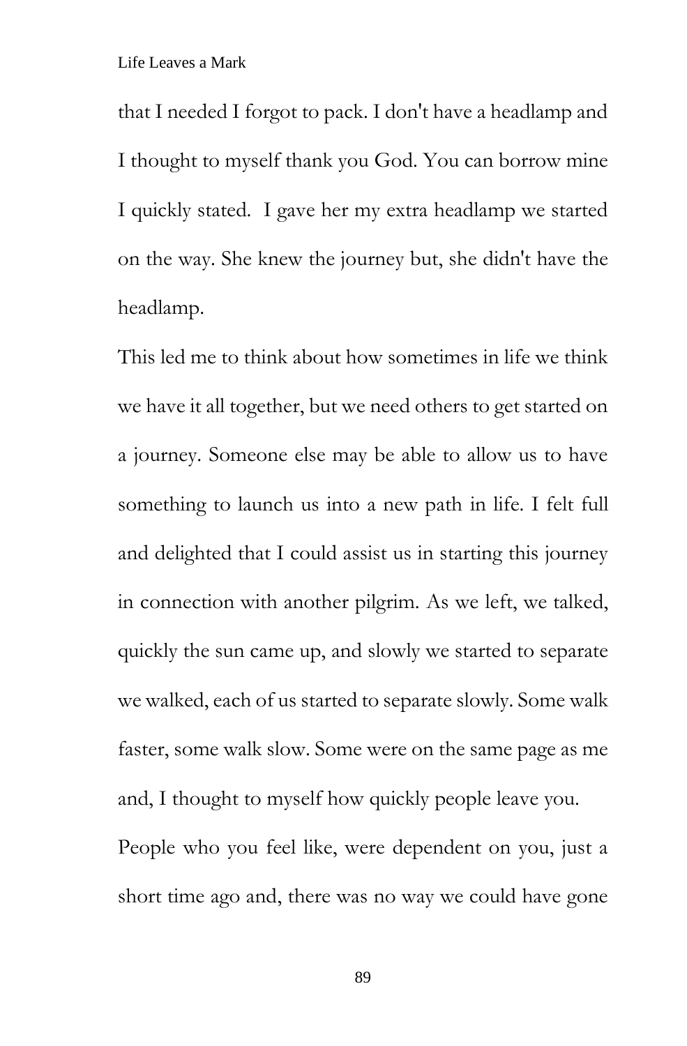that I needed I forgot to pack. I don't have a headlamp and I thought to myself thank you God. You can borrow mine I quickly stated. I gave her my extra headlamp we started on the way. She knew the journey but, she didn't have the headlamp.

This led me to think about how sometimes in life we think we have it all together, but we need others to get started on a journey. Someone else may be able to allow us to have something to launch us into a new path in life. I felt full and delighted that I could assist us in starting this journey in connection with another pilgrim. As we left, we talked, quickly the sun came up, and slowly we started to separate we walked, each of us started to separate slowly. Some walk faster, some walk slow. Some were on the same page as me and, I thought to myself how quickly people leave you. People who you feel like, were dependent on you, just a short time ago and, there was no way we could have gone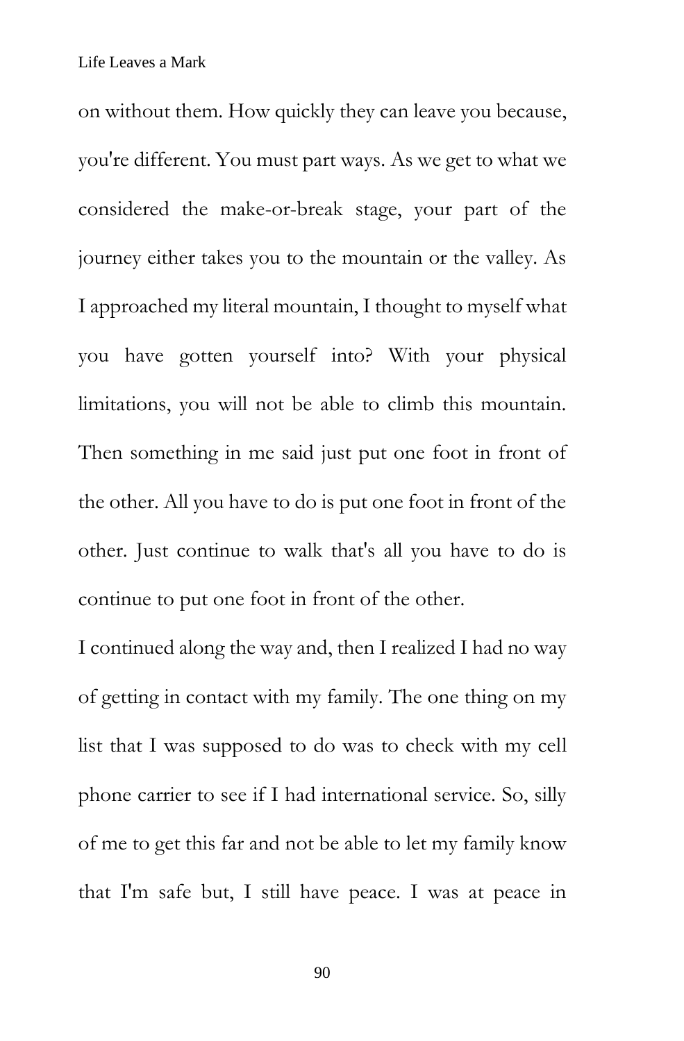on without them. How quickly they can leave you because, you're different. You must part ways. As we get to what we considered the make-or-break stage, your part of the journey either takes you to the mountain or the valley. As I approached my literal mountain, I thought to myself what you have gotten yourself into? With your physical limitations, you will not be able to climb this mountain. Then something in me said just put one foot in front of the other. All you have to do is put one foot in front of the other. Just continue to walk that's all you have to do is continue to put one foot in front of the other.

I continued along the way and, then I realized I had no way of getting in contact with my family. The one thing on my list that I was supposed to do was to check with my cell phone carrier to see if I had international service. So, silly of me to get this far and not be able to let my family know that I'm safe but, I still have peace. I was at peace in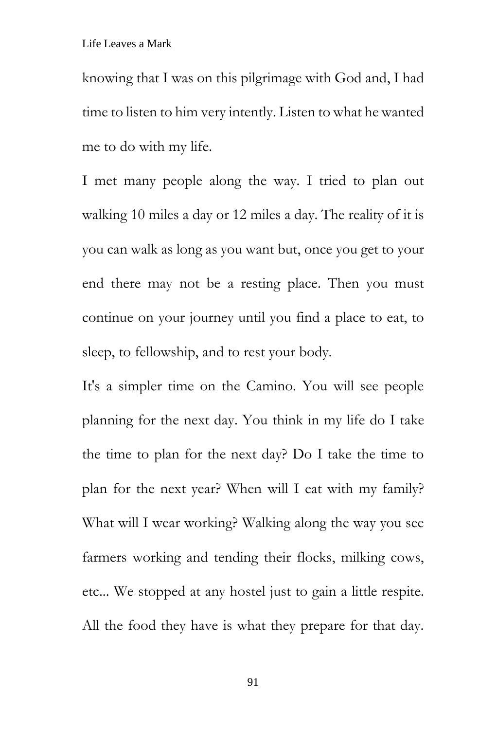knowing that I was on this pilgrimage with God and, I had time to listen to him very intently. Listen to what he wanted me to do with my life.

I met many people along the way. I tried to plan out walking 10 miles a day or 12 miles a day. The reality of it is you can walk as long as you want but, once you get to your end there may not be a resting place. Then you must continue on your journey until you find a place to eat, to sleep, to fellowship, and to rest your body.

It's a simpler time on the Camino. You will see people planning for the next day. You think in my life do I take the time to plan for the next day? Do I take the time to plan for the next year? When will I eat with my family? What will I wear working? Walking along the way you see farmers working and tending their flocks, milking cows, etc... We stopped at any hostel just to gain a little respite. All the food they have is what they prepare for that day.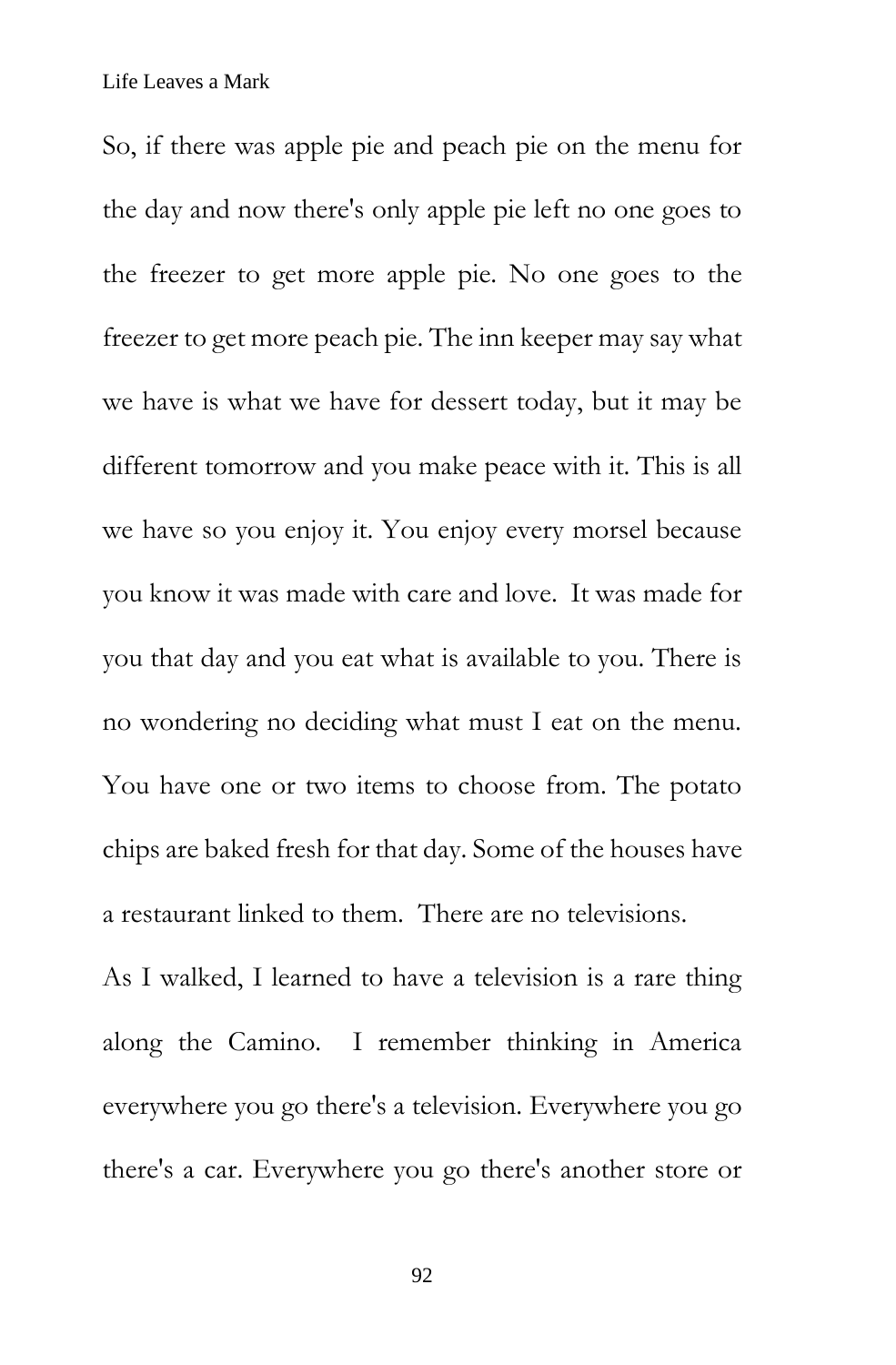So, if there was apple pie and peach pie on the menu for the day and now there's only apple pie left no one goes to the freezer to get more apple pie. No one goes to the freezer to get more peach pie. The inn keeper may say what we have is what we have for dessert today, but it may be different tomorrow and you make peace with it. This is all we have so you enjoy it. You enjoy every morsel because you know it was made with care and love. It was made for you that day and you eat what is available to you. There is no wondering no deciding what must I eat on the menu. You have one or two items to choose from. The potato chips are baked fresh for that day. Some of the houses have a restaurant linked to them. There are no televisions.

As I walked, I learned to have a television is a rare thing along the Camino. I remember thinking in America everywhere you go there's a television. Everywhere you go there's a car. Everywhere you go there's another store or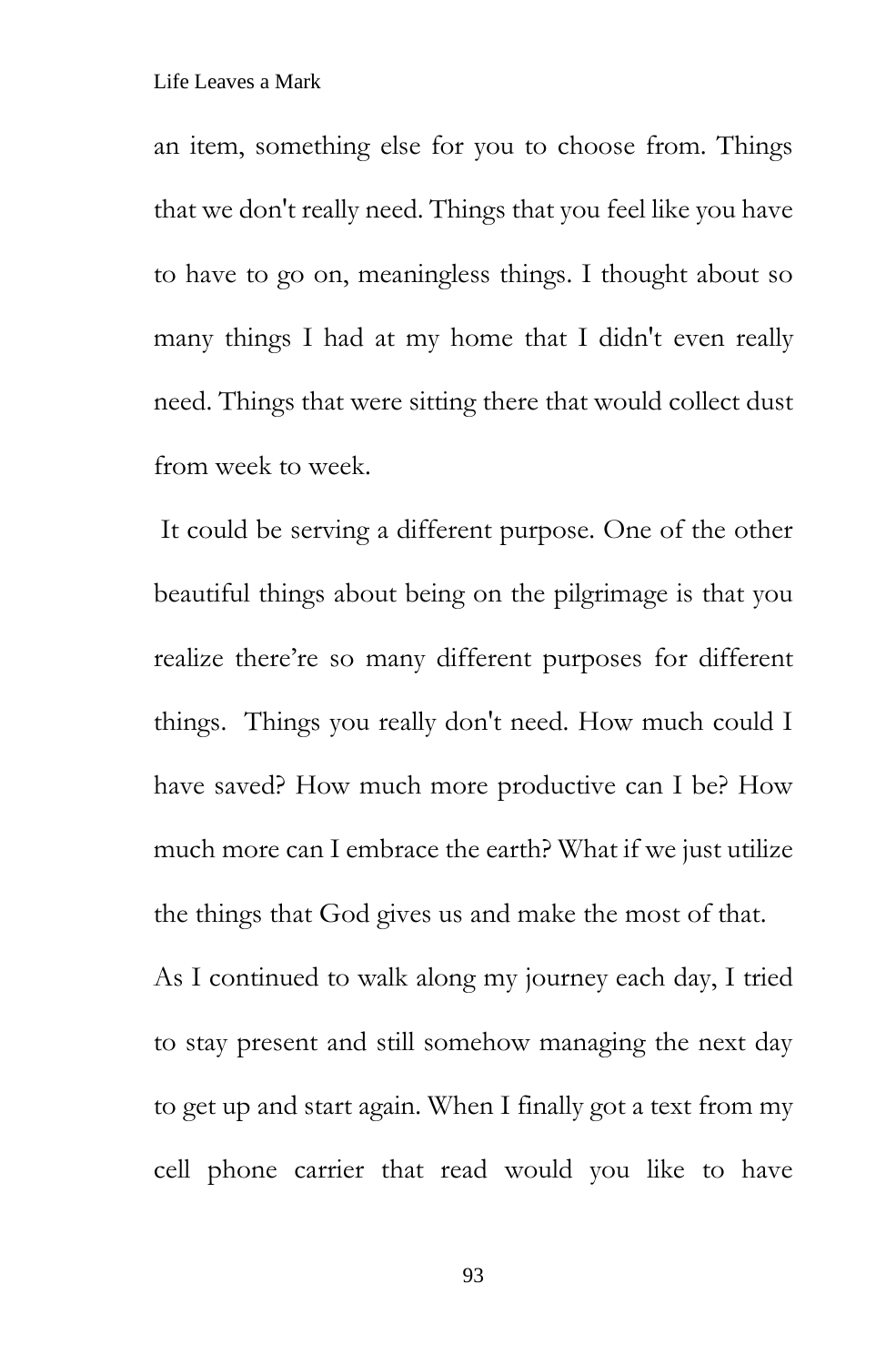an item, something else for you to choose from. Things that we don't really need. Things that you feel like you have to have to go on, meaningless things. I thought about so many things I had at my home that I didn't even really need. Things that were sitting there that would collect dust from week to week.

It could be serving a different purpose. One of the other beautiful things about being on the pilgrimage is that you realize there're so many different purposes for different things. Things you really don't need. How much could I have saved? How much more productive can I be? How much more can I embrace the earth? What if we just utilize the things that God gives us and make the most of that.

As I continued to walk along my journey each day, I tried to stay present and still somehow managing the next day to get up and start again. When I finally got a text from my cell phone carrier that read would you like to have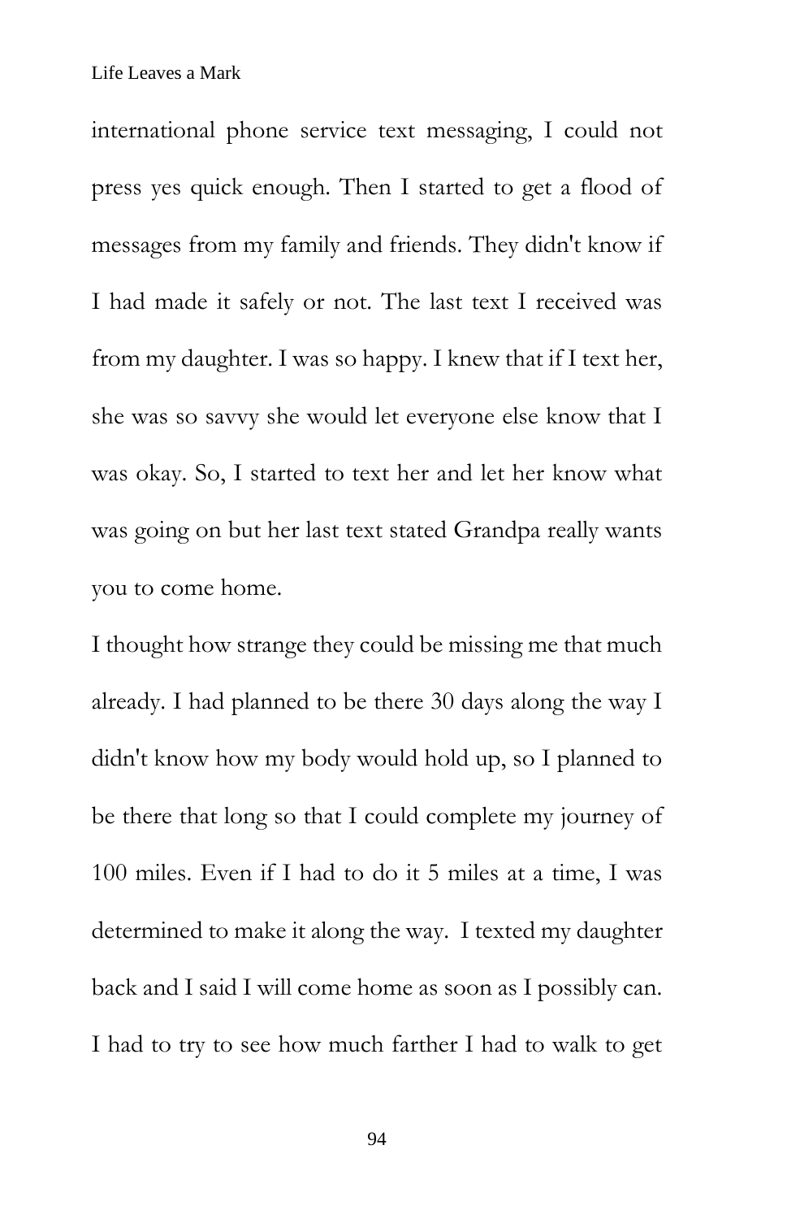international phone service text messaging, I could not press yes quick enough. Then I started to get a flood of messages from my family and friends. They didn't know if I had made it safely or not. The last text I received was from my daughter. I was so happy. I knew that if I text her, she was so savvy she would let everyone else know that I was okay. So, I started to text her and let her know what was going on but her last text stated Grandpa really wants you to come home.

I thought how strange they could be missing me that much already. I had planned to be there 30 days along the way I didn't know how my body would hold up, so I planned to be there that long so that I could complete my journey of 100 miles. Even if I had to do it 5 miles at a time, I was determined to make it along the way. I texted my daughter back and I said I will come home as soon as I possibly can. I had to try to see how much farther I had to walk to get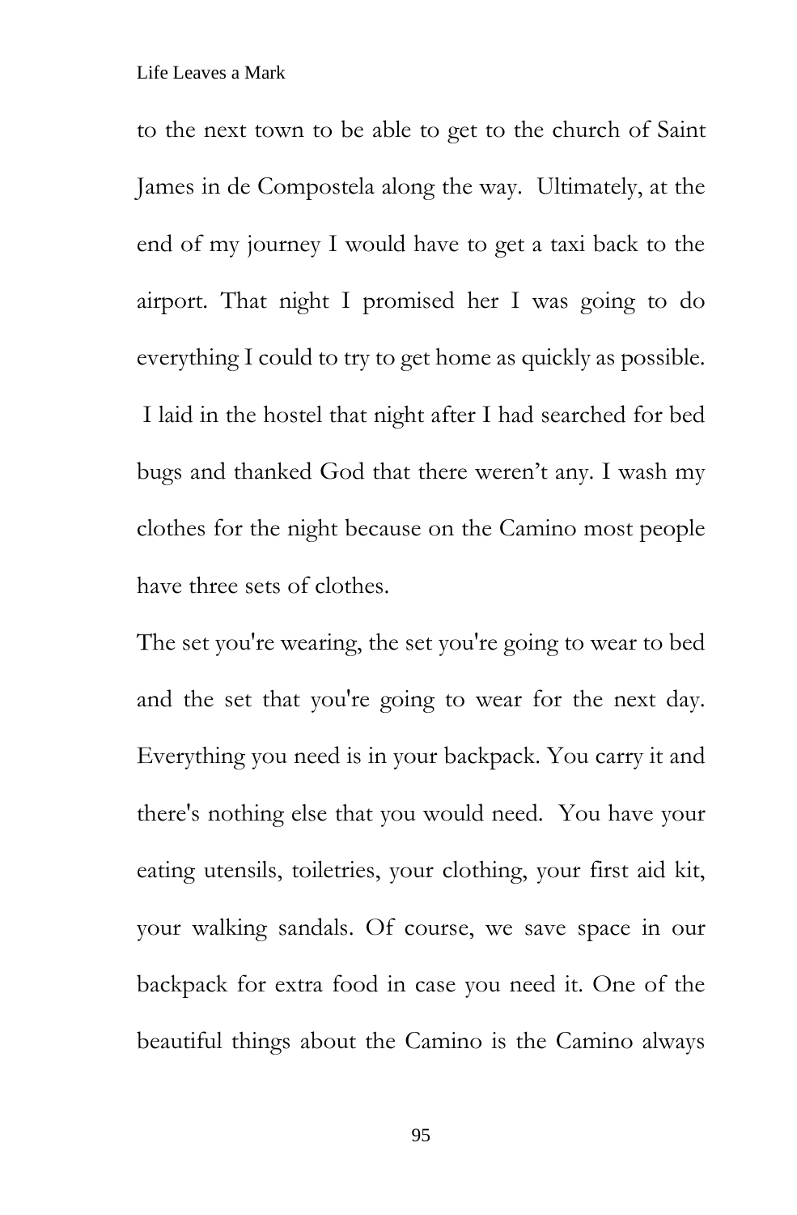to the next town to be able to get to the church of Saint James in de Compostela along the way. Ultimately, at the end of my journey I would have to get a taxi back to the airport. That night I promised her I was going to do everything I could to try to get home as quickly as possible. I laid in the hostel that night after I had searched for bed bugs and thanked God that there weren't any. I wash my clothes for the night because on the Camino most people have three sets of clothes.

The set you're wearing, the set you're going to wear to bed and the set that you're going to wear for the next day. Everything you need is in your backpack. You carry it and there's nothing else that you would need. You have your eating utensils, toiletries, your clothing, your first aid kit, your walking sandals. Of course, we save space in our backpack for extra food in case you need it. One of the beautiful things about the Camino is the Camino always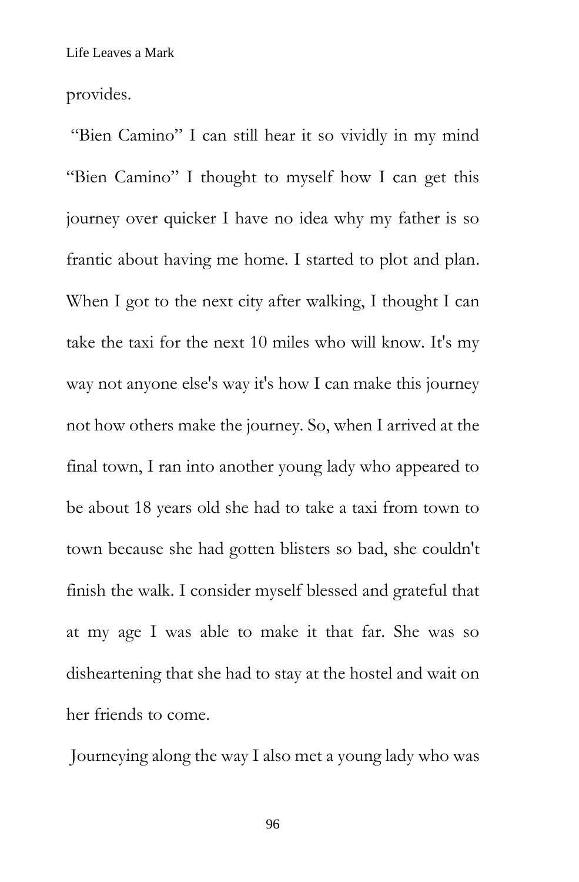provides.

"Bien Camino" I can still hear it so vividly in my mind "Bien Camino" I thought to myself how I can get this journey over quicker I have no idea why my father is so frantic about having me home. I started to plot and plan. When I got to the next city after walking, I thought I can take the taxi for the next 10 miles who will know. It's my way not anyone else's way it's how I can make this journey not how others make the journey. So, when I arrived at the final town, I ran into another young lady who appeared to be about 18 years old she had to take a taxi from town to town because she had gotten blisters so bad, she couldn't finish the walk. I consider myself blessed and grateful that at my age I was able to make it that far. She was so disheartening that she had to stay at the hostel and wait on her friends to come.

Journeying along the way I also met a young lady who was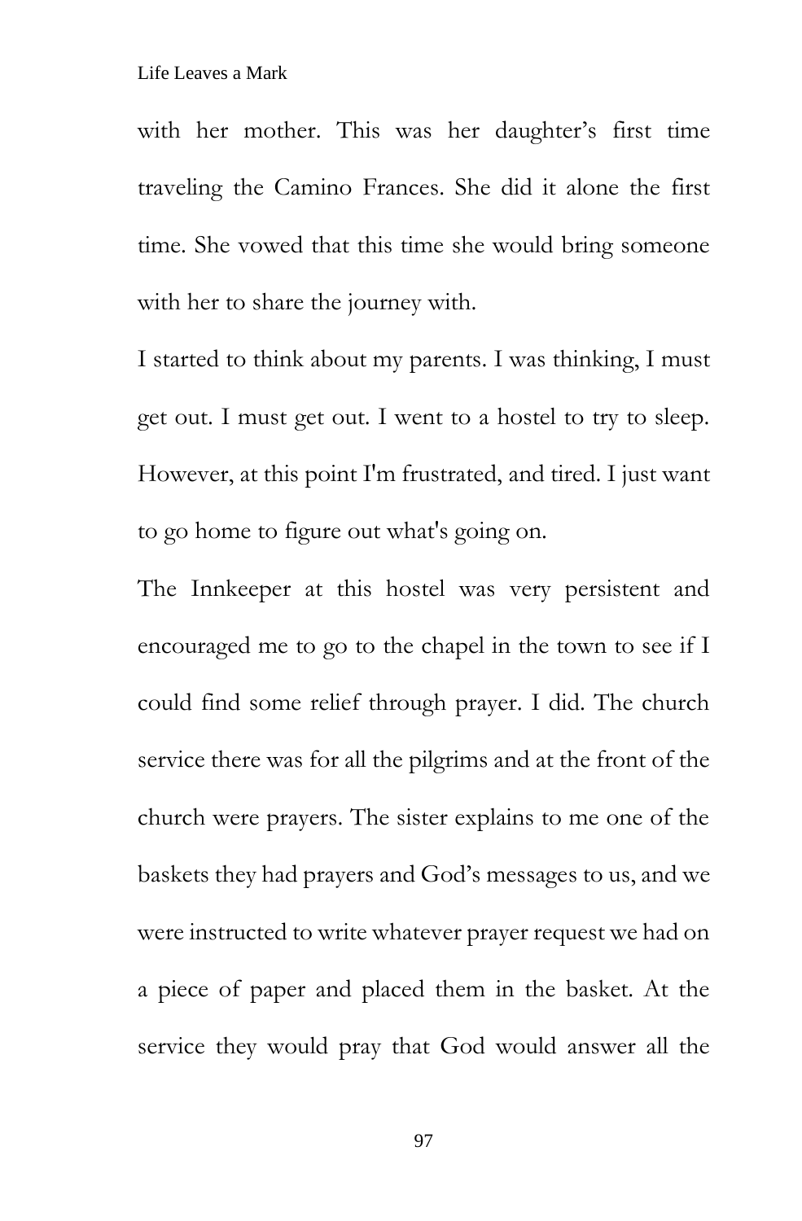with her mother. This was her daughter's first time traveling the Camino Frances. She did it alone the first time. She vowed that this time she would bring someone with her to share the journey with.

I started to think about my parents. I was thinking, I must get out. I must get out. I went to a hostel to try to sleep. However, at this point I'm frustrated, and tired. I just want to go home to figure out what's going on.

The Innkeeper at this hostel was very persistent and encouraged me to go to the chapel in the town to see if I could find some relief through prayer. I did. The church service there was for all the pilgrims and at the front of the church were prayers. The sister explains to me one of the baskets they had prayers and God's messages to us, and we were instructed to write whatever prayer request we had on a piece of paper and placed them in the basket. At the service they would pray that God would answer all the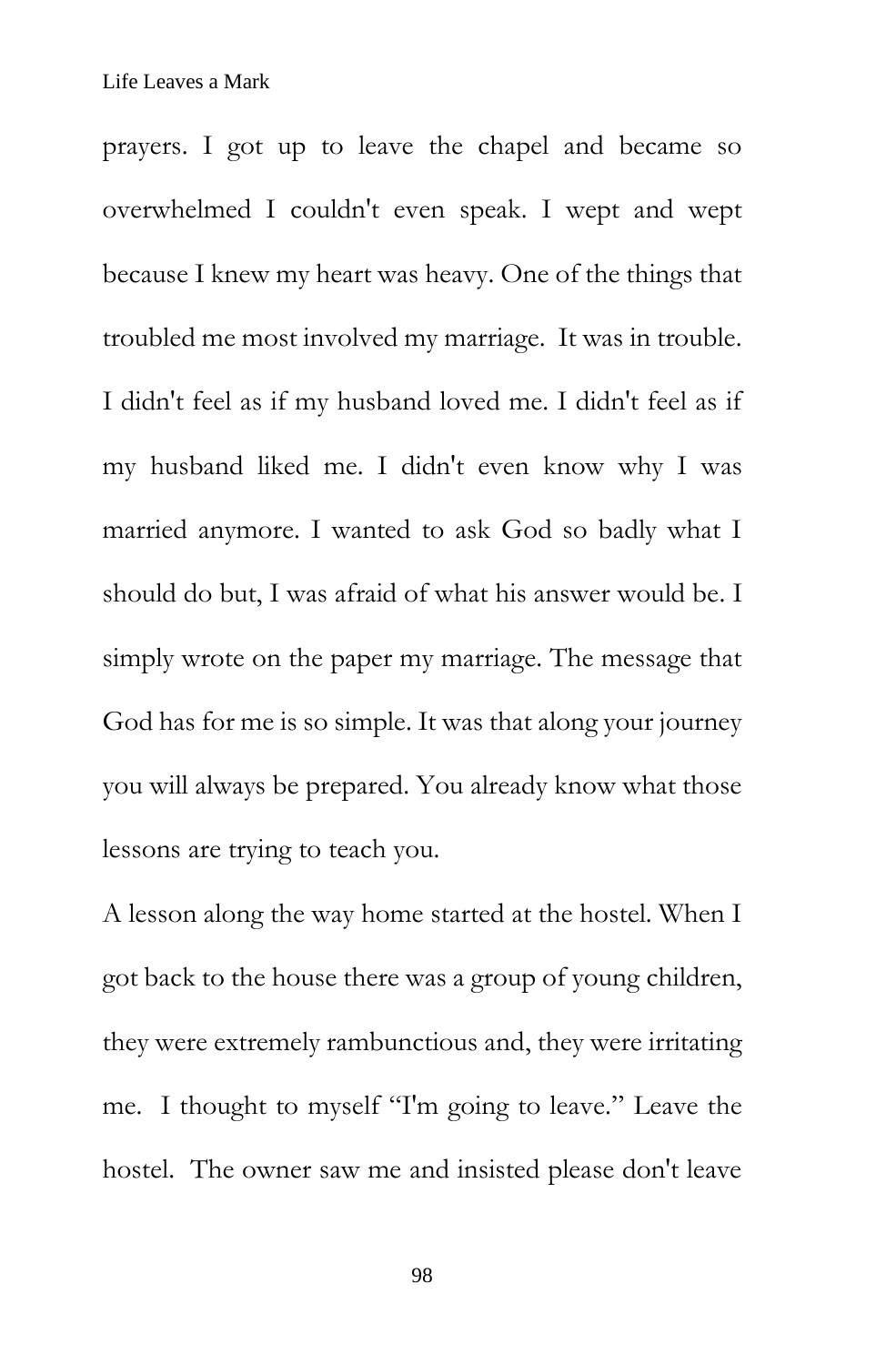prayers. I got up to leave the chapel and became so overwhelmed I couldn't even speak. I wept and wept because I knew my heart was heavy. One of the things that troubled me most involved my marriage. It was in trouble. I didn't feel as if my husband loved me. I didn't feel as if my husband liked me. I didn't even know why I was married anymore. I wanted to ask God so badly what I should do but, I was afraid of what his answer would be. I simply wrote on the paper my marriage. The message that God has for me is so simple. It was that along your journey you will always be prepared. You already know what those lessons are trying to teach you.

A lesson along the way home started at the hostel. When I got back to the house there was a group of young children, they were extremely rambunctious and, they were irritating me. I thought to myself "I'm going to leave." Leave the hostel. The owner saw me and insisted please don't leave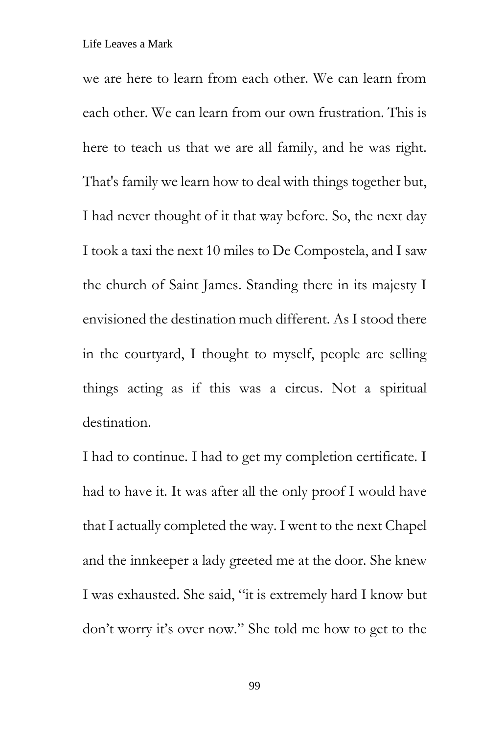we are here to learn from each other. We can learn from each other. We can learn from our own frustration. This is here to teach us that we are all family, and he was right. That's family we learn how to deal with things together but, I had never thought of it that way before. So, the next day I took a taxi the next 10 miles to De Compostela, and I saw the church of Saint James. Standing there in its majesty I envisioned the destination much different. As I stood there in the courtyard, I thought to myself, people are selling things acting as if this was a circus. Not a spiritual destination.

I had to continue. I had to get my completion certificate. I had to have it. It was after all the only proof I would have that I actually completed the way. I went to the next Chapel and the innkeeper a lady greeted me at the door. She knew I was exhausted. She said, "it is extremely hard I know but don't worry it's over now." She told me how to get to the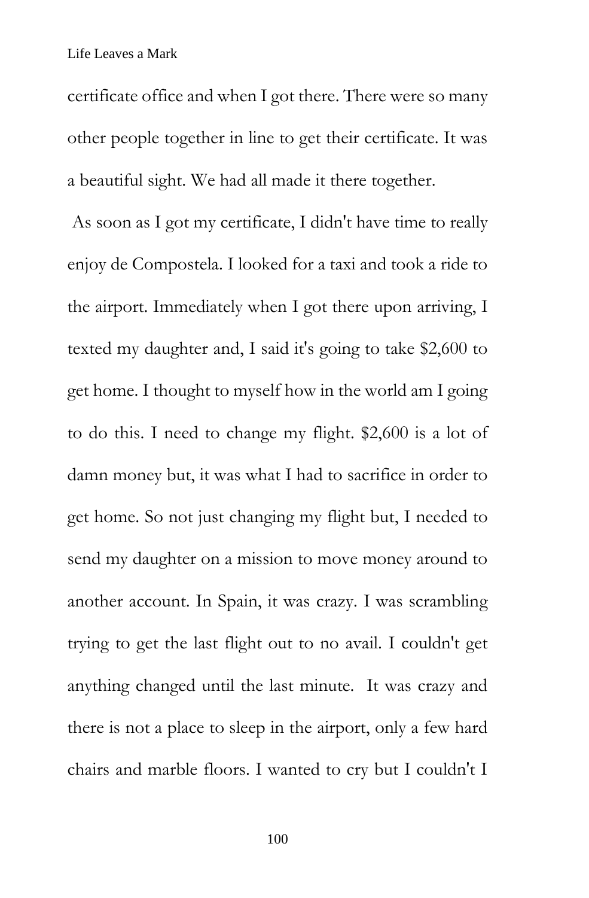certificate office and when I got there. There were so many other people together in line to get their certificate. It was a beautiful sight. We had all made it there together.

As soon as I got my certificate, I didn't have time to really enjoy de Compostela. I looked for a taxi and took a ride to the airport. Immediately when I got there upon arriving, I texted my daughter and, I said it's going to take $2,600 to get home. I thought to myself how in the world am I going to do this. I need to change my flight. $2,600 is a lot of damn money but, it was what I had to sacrifice in order to get home. So not just changing my flight but, I needed to send my daughter on a mission to move money around to another account. In Spain, it was crazy. I was scrambling trying to get the last flight out to no avail. I couldn't get anything changed until the last minute. It was crazy and there is not a place to sleep in the airport, only a few hard chairs and marble floors. I wanted to cry but I couldn't I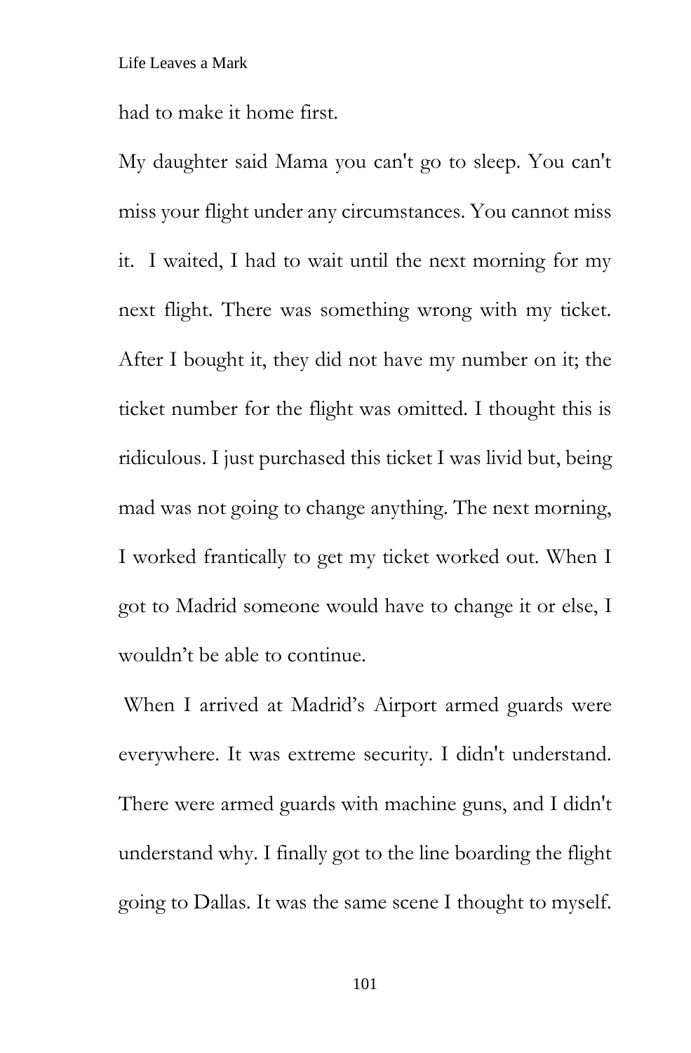had to make it home first.

My daughter said Mama you can't go to sleep. You can't miss your flight under any circumstances. You cannot miss it.  I waited, I had to wait until the next morning for my next flight. There was something wrong with my ticket. After I bought it, they did not have my number on it; the ticket number for the flight was omitted. I thought this is ridiculous. I just purchased this ticket I was livid but, being mad was not going to change anything. The next morning, I worked frantically to get my ticket worked out. When I got to Madrid someone would have to change it or else, I wouldn't be able to continue.

When I arrived at Madrid's Airport armed guards were everywhere. It was extreme security. I didn't understand. There were armed guards with machine guns, and I didn't understand why. I finally got to the line boarding the flight going to Dallas. It was the same scene I thought to myself.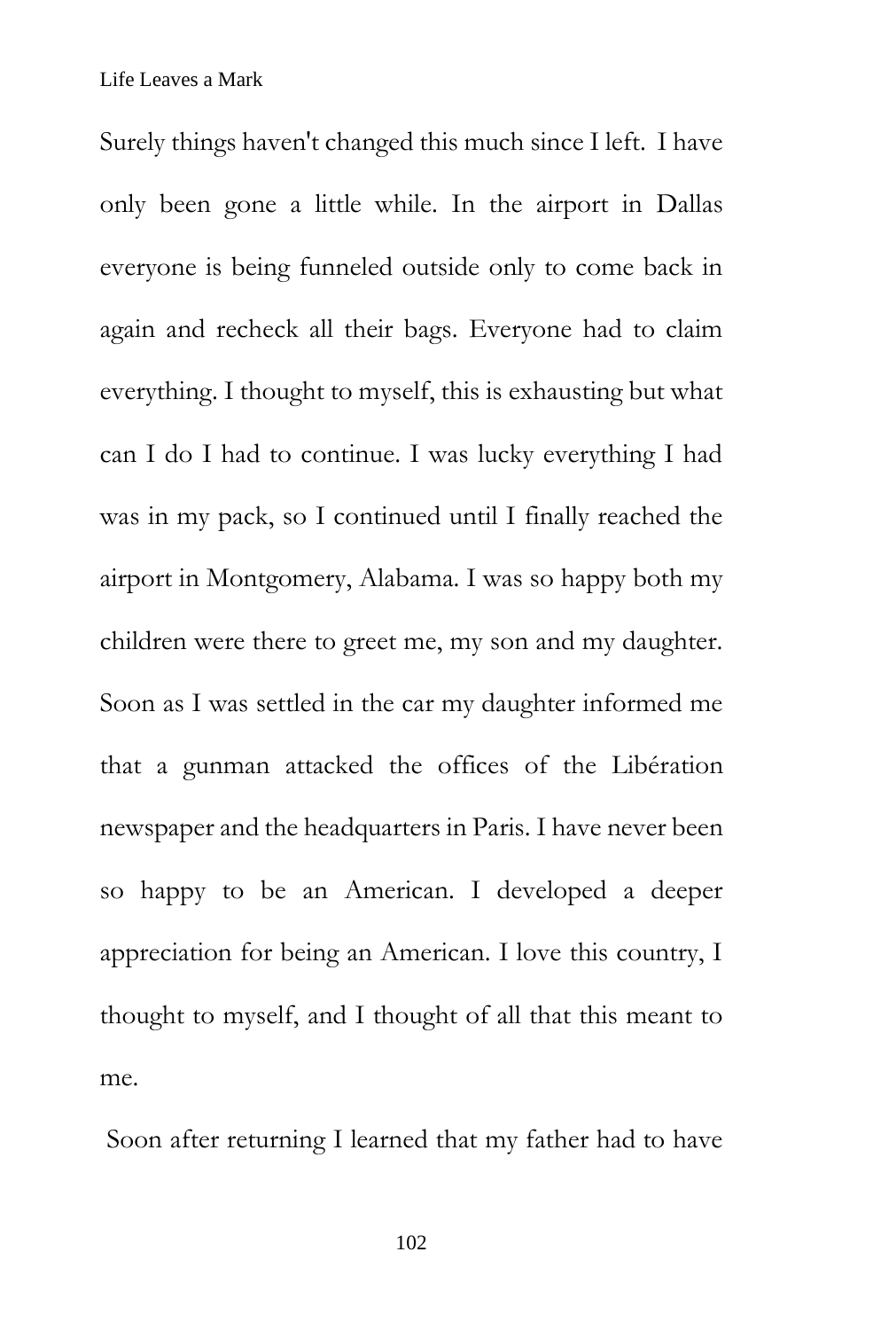Surely things haven't changed this much since I left. I have only been gone a little while. In the airport in Dallas everyone is being funneled outside only to come back in again and recheck all their bags. Everyone had to claim everything. I thought to myself, this is exhausting but what can I do I had to continue. I was lucky everything I had was in my pack, so I continued until I finally reached the airport in Montgomery, Alabama. I was so happy both my children were there to greet me, my son and my daughter. Soon as I was settled in the car my daughter informed me that a gunman attacked the offices of the Libération newspaper and the headquarters in Paris. I have never been so happy to be an American. I developed a deeper appreciation for being an American. I love this country, I thought to myself, and I thought of all that this meant to me.

Soon after returning I learned that my father had to have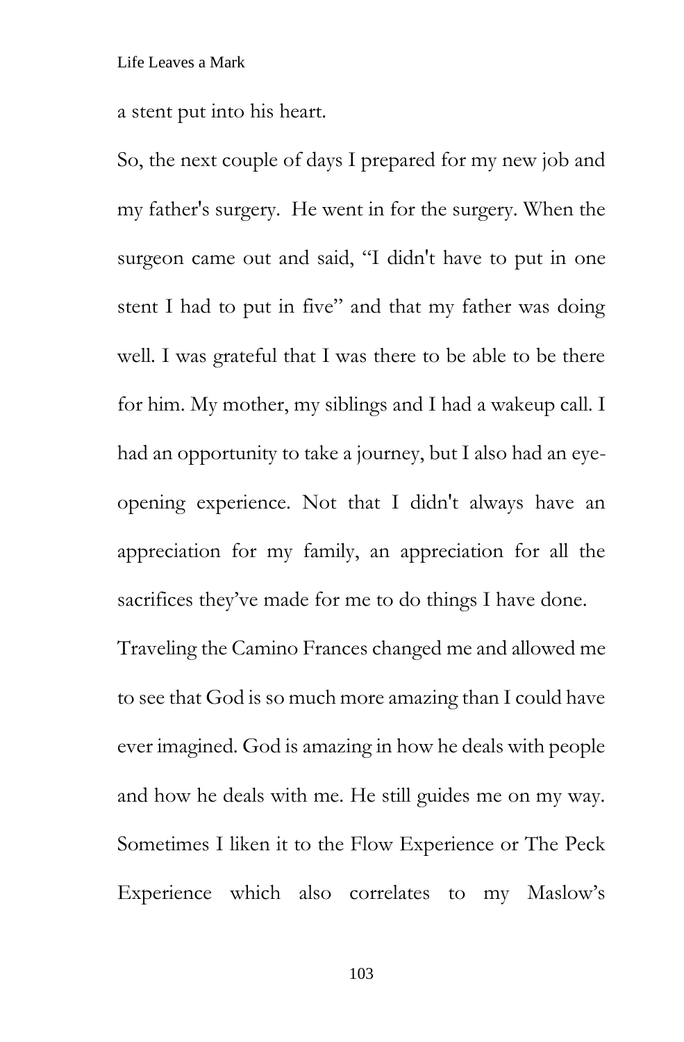a stent put into his heart.

So, the next couple of days I prepared for my new job and my father's surgery. He went in for the surgery. When the surgeon came out and said, "I didn't have to put in one stent I had to put in five" and that my father was doing well. I was grateful that I was there to be able to be there for him. My mother, my siblings and I had a wakeup call. I had an opportunity to take a journey, but I also had an eye-opening experience. Not that I didn't always have an appreciation for my family, an appreciation for all the sacrifices they've made for me to do things I have done.

Traveling the Camino Frances changed me and allowed me to see that God is so much more amazing than I could have ever imagined. God is amazing in how he deals with people and how he deals with me. He still guides me on my way. Sometimes I liken it to the Flow Experience or The Peck Experience which also correlates to my Maslow's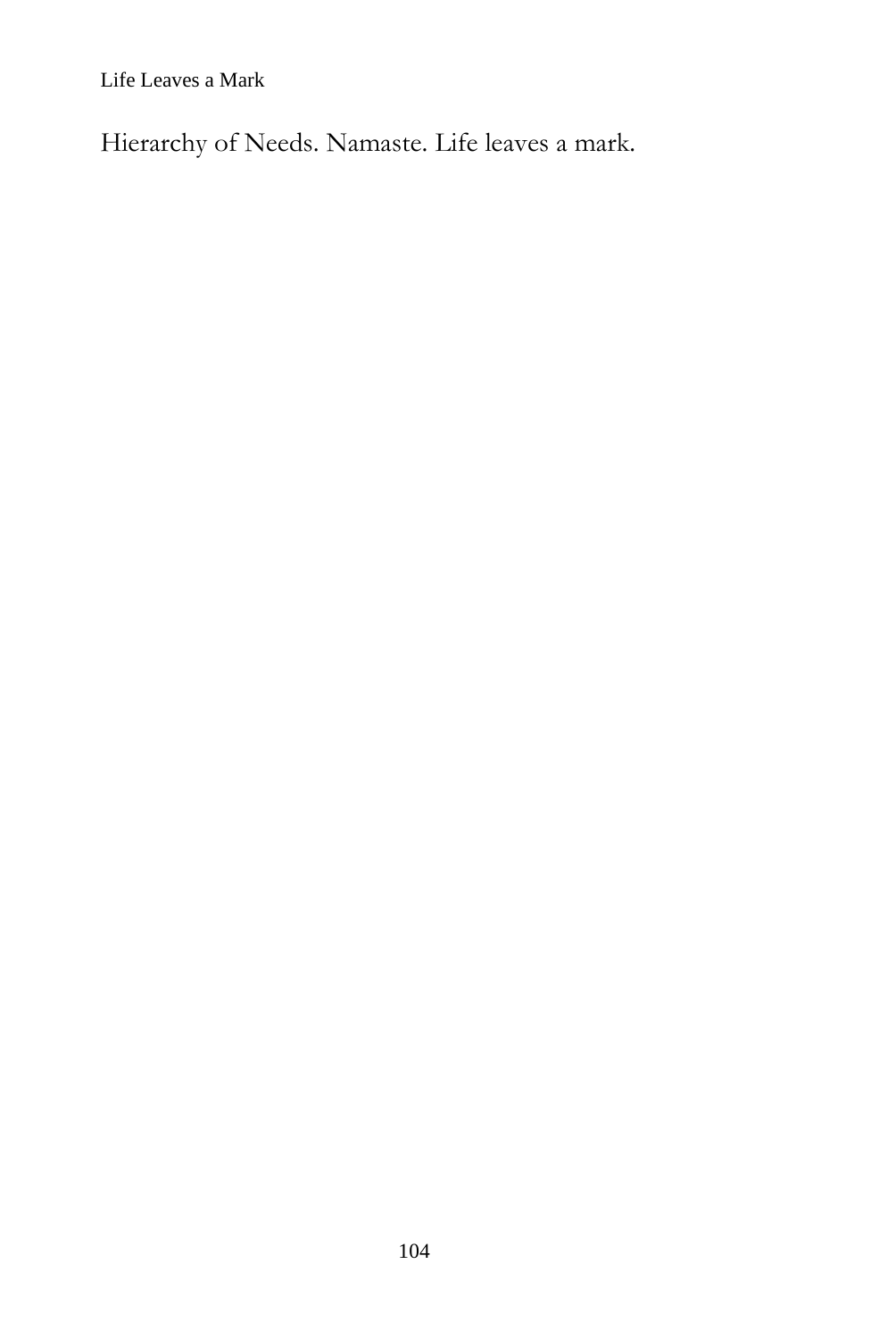Hierarchy of Needs. Namaste. Life leaves a mark.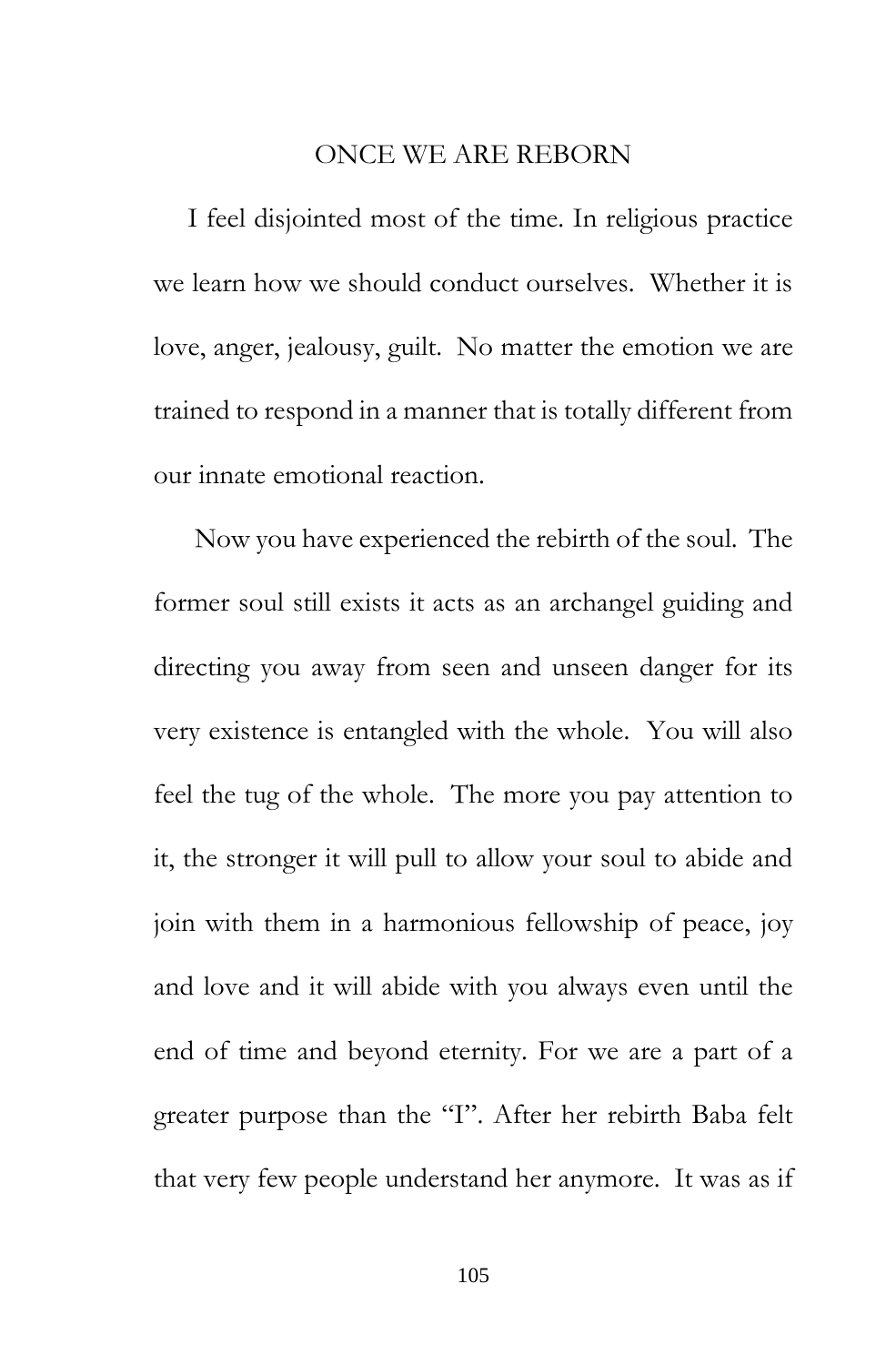# ONCE WE ARE REBORN

I feel disjointed most of the time. In religious practice we learn how we should conduct ourselves. Whether it is love, anger, jealousy, guilt. No matter the emotion we are trained to respond in a manner that is totally different from our innate emotional reaction.

Now you have experienced the rebirth of the soul. The former soul still exists it acts as an archangel guiding and directing you away from seen and unseen danger for its very existence is entangled with the whole. You will also feel the tug of the whole. The more you pay attention to it, the stronger it will pull to allow your soul to abide and join with them in a harmonious fellowship of peace, joy and love and it will abide with you always even until the end of time and beyond eternity. For we are a part of a greater purpose than the "I". After her rebirth Baba felt that very few people understand her anymore. It was as if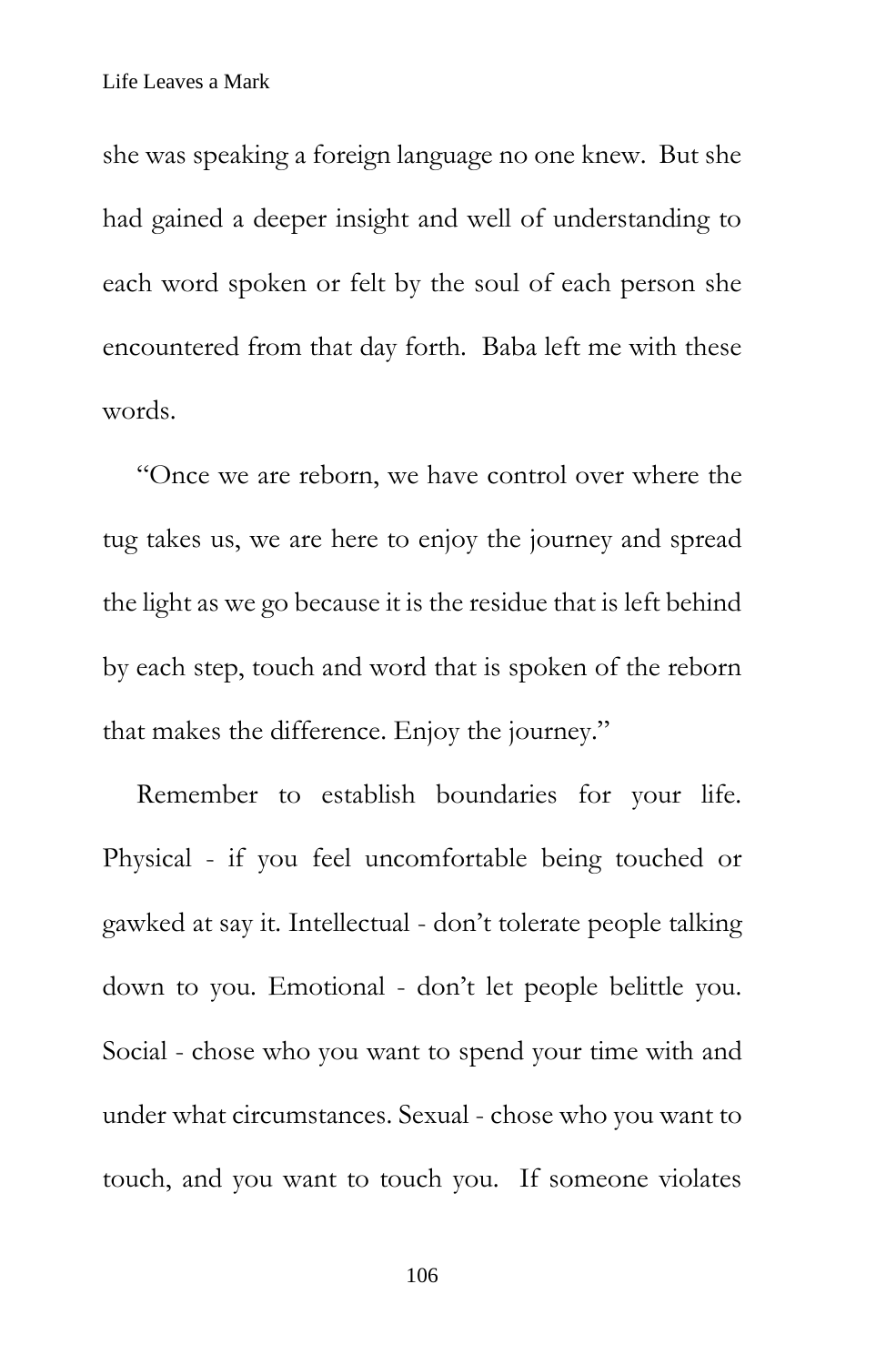she was speaking a foreign language no one knew. But she had gained a deeper insight and well of understanding to each word spoken or felt by the soul of each person she encountered from that day forth. Baba left me with these words.

"Once we are reborn, we have control over where the tug takes us, we are here to enjoy the journey and spread the light as we go because it is the residue that is left behind by each step, touch and word that is spoken of the reborn that makes the difference. Enjoy the journey."

Remember to establish boundaries for your life. Physical - if you feel uncomfortable being touched or gawked at say it. Intellectual - don't tolerate people talking down to you. Emotional - don't let people belittle you. Social - chose who you want to spend your time with and under what circumstances. Sexual - chose who you want to touch, and you want to touch you. If someone violates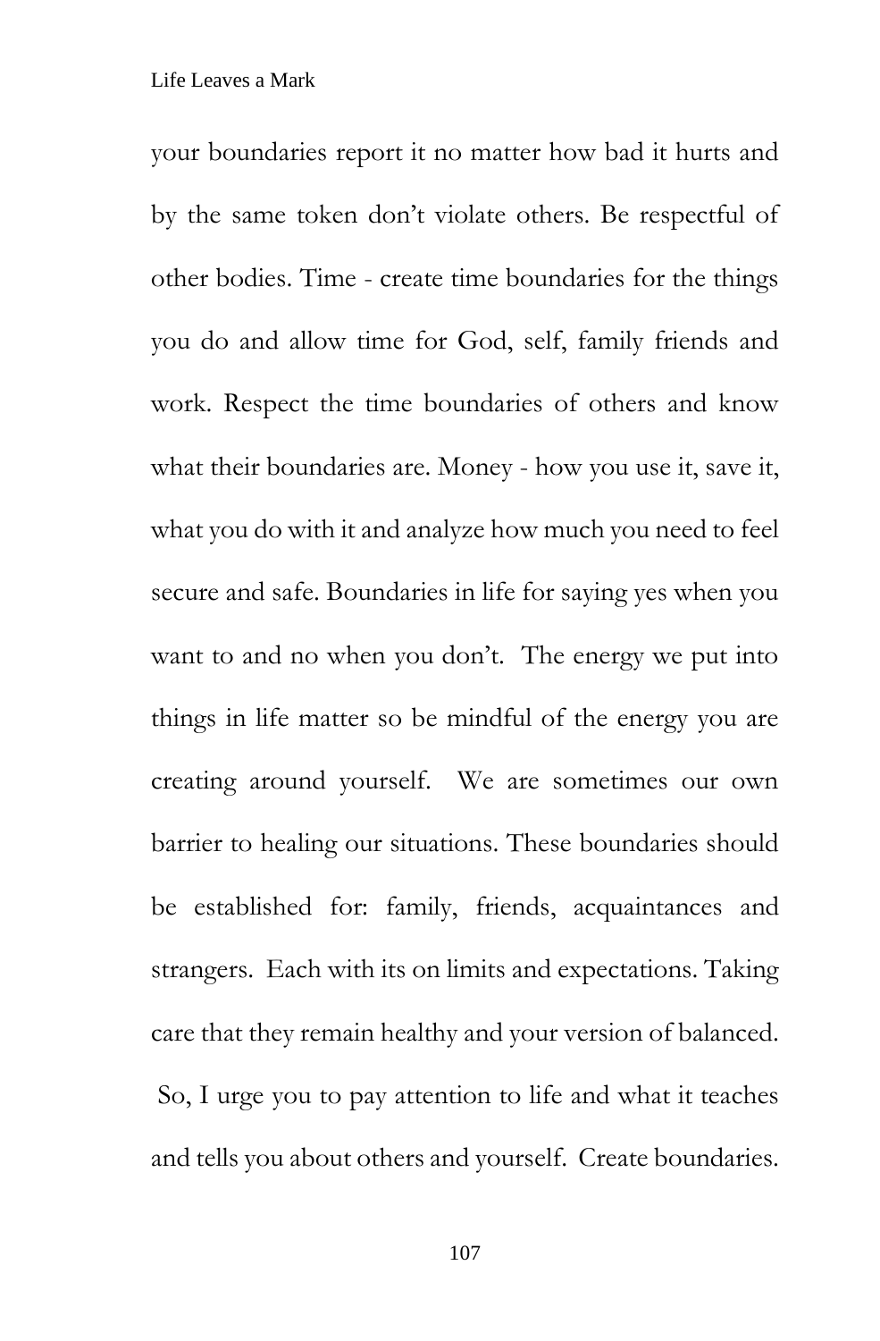your boundaries report it no matter how bad it hurts and by the same token don't violate others. Be respectful of other bodies. Time - create time boundaries for the things you do and allow time for God, self, family friends and work. Respect the time boundaries of others and know what their boundaries are. Money - how you use it, save it, what you do with it and analyze how much you need to feel secure and safe. Boundaries in life for saying yes when you want to and no when you don't. The energy we put into things in life matter so be mindful of the energy you are creating around yourself. We are sometimes our own barrier to healing our situations. These boundaries should be established for: family, friends, acquaintances and strangers. Each with its on limits and expectations. Taking care that they remain healthy and your version of balanced.

So, I urge you to pay attention to life and what it teaches and tells you about others and yourself. Create boundaries.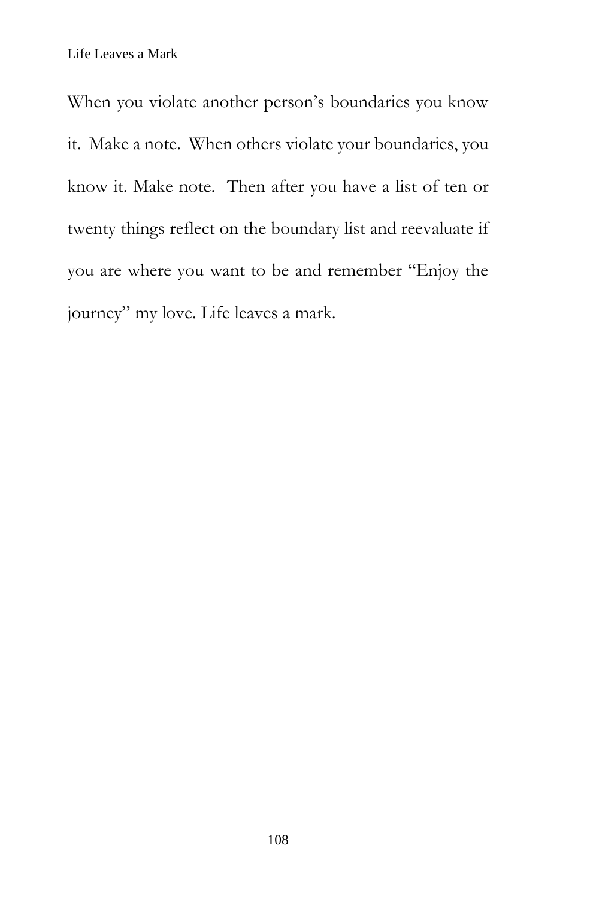When you violate another person's boundaries you know it. Make a note. When others violate your boundaries, you know it. Make note. Then after you have a list of ten or twenty things reflect on the boundary list and reevaluate if you are where you want to be and remember "Enjoy the journey" my love. Life leaves a mark.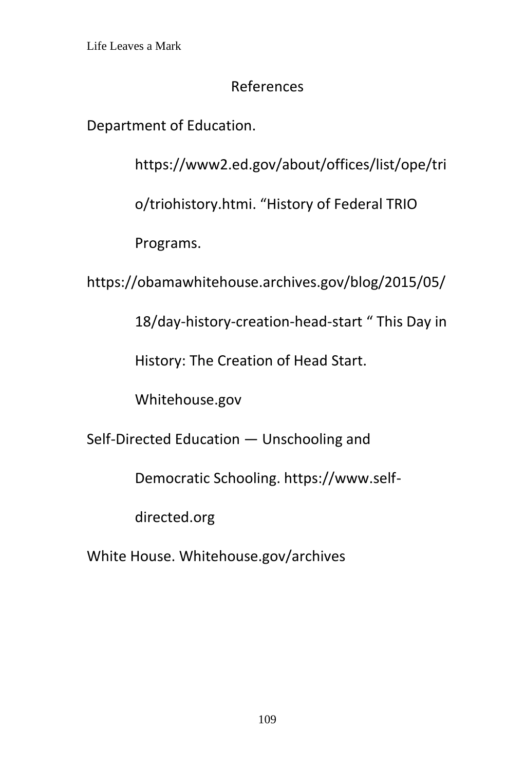## References

Department of Education. https://www2.ed.gov/about/offices/list/ope/trio/triohistory.htmi. “History of Federal TRIO Programs.

https://obamawhitehouse.archives.gov/blog/2015/05/18/day-history-creation-head-start “ This Day in History: The Creation of Head Start. Whitehouse.gov

Self-Directed Education — Unschooling and Democratic Schooling. https://www.self-directed.org

White House. Whitehouse.gov/archives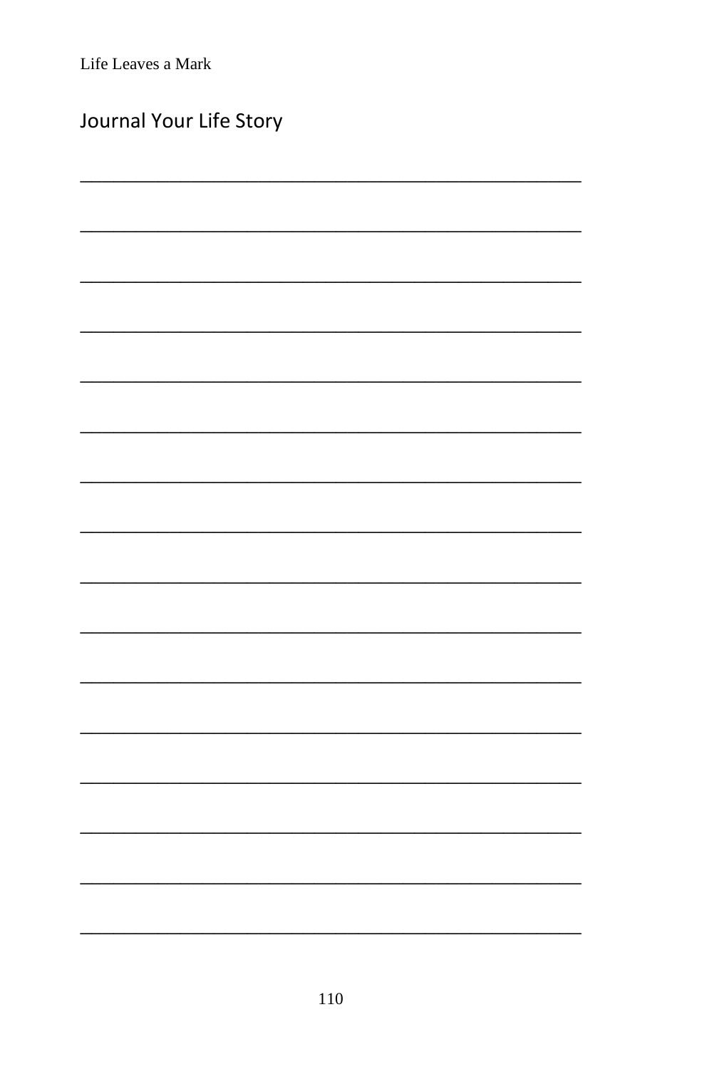## Journal Your Life Story

\_\_\_\_\_\_\_\_\_\_\_\_\_\_\_\_\_\_\_\_\_\_\_\_\_\_\_\_\_\_\_\_\_\_\_\_\_\_\_\_\_\_\_\_\_\_\_\_

\_\_\_\_\_\_\_\_\_\_\_\_\_\_\_\_\_\_\_\_\_\_\_\_\_\_\_\_\_\_\_\_\_\_\_\_\_\_\_\_\_\_\_\_\_\_\_\_

\_\_\_\_\_\_\_\_\_\_\_\_\_\_\_\_\_\_\_\_\_\_\_\_\_\_\_\_\_\_\_\_\_\_\_\_\_\_\_\_\_\_\_\_\_\_\_\_

\_\_\_\_\_\_\_\_\_\_\_\_\_\_\_\_\_\_\_\_\_\_\_\_\_\_\_\_\_\_\_\_\_\_\_\_\_\_\_\_\_\_\_\_\_\_\_\_

\_\_\_\_\_\_\_\_\_\_\_\_\_\_\_\_\_\_\_\_\_\_\_\_\_\_\_\_\_\_\_\_\_\_\_\_\_\_\_\_\_\_\_\_\_\_\_\_

\_\_\_\_\_\_\_\_\_\_\_\_\_\_\_\_\_\_\_\_\_\_\_\_\_\_\_\_\_\_\_\_\_\_\_\_\_\_\_\_\_\_\_\_\_\_\_\_

\_\_\_\_\_\_\_\_\_\_\_\_\_\_\_\_\_\_\_\_\_\_\_\_\_\_\_\_\_\_\_\_\_\_\_\_\_\_\_\_\_\_\_\_\_\_\_\_

\_\_\_\_\_\_\_\_\_\_\_\_\_\_\_\_\_\_\_\_\_\_\_\_\_\_\_\_\_\_\_\_\_\_\_\_\_\_\_\_\_\_\_\_\_\_\_\_

\_\_\_\_\_\_\_\_\_\_\_\_\_\_\_\_\_\_\_\_\_\_\_\_\_\_\_\_\_\_\_\_\_\_\_\_\_\_\_\_\_\_\_\_\_\_\_\_

\_\_\_\_\_\_\_\_\_\_\_\_\_\_\_\_\_\_\_\_\_\_\_\_\_\_\_\_\_\_\_\_\_\_\_\_\_\_\_\_\_\_\_\_\_\_\_\_

\_\_\_\_\_\_\_\_\_\_\_\_\_\_\_\_\_\_\_\_\_\_\_\_\_\_\_\_\_\_\_\_\_\_\_\_\_\_\_\_\_\_\_\_\_\_\_\_

\_\_\_\_\_\_\_\_\_\_\_\_\_\_\_\_\_\_\_\_\_\_\_\_\_\_\_\_\_\_\_\_\_\_\_\_\_\_\_\_\_\_\_\_\_\_\_\_

\_\_\_\_\_\_\_\_\_\_\_\_\_\_\_\_\_\_\_\_\_\_\_\_\_\_\_\_\_\_\_\_\_\_\_\_\_\_\_\_\_\_\_\_\_\_\_\_

\_\_\_\_\_\_\_\_\_\_\_\_\_\_\_\_\_\_\_\_\_\_\_\_\_\_\_\_\_\_\_\_\_\_\_\_\_\_\_\_\_\_\_\_\_\_\_\_

\_\_\_\_\_\_\_\_\_\_\_\_\_\_\_\_\_\_\_\_\_\_\_\_\_\_\_\_\_\_\_\_\_\_\_\_\_\_\_\_\_\_\_\_\_\_\_\_

\_\_\_\_\_\_\_\_\_\_\_\_\_\_\_\_\_\_\_\_\_\_\_\_\_\_\_\_\_\_\_\_\_\_\_\_\_\_\_\_\_\_\_\_\_\_\_\_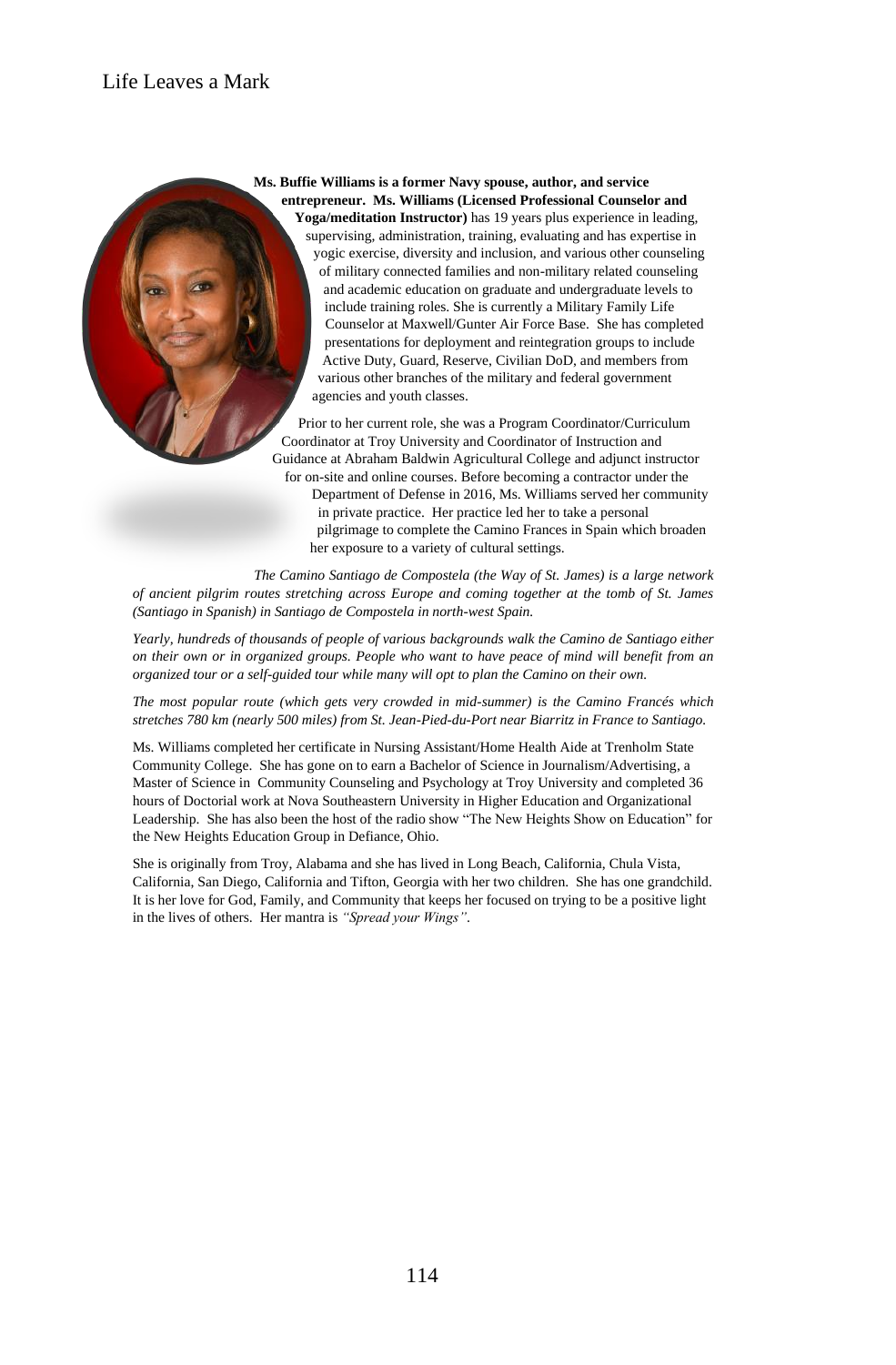**Ms. Buffie Williams is a former Navy spouse, author, and service entrepreneur. Ms. Williams (Licensed Professional Counselor and Yoga/meditation Instructor)** has 19 years plus experience in leading, supervising, administration, training, evaluating and has expertise in yogic exercise, diversity and inclusion, and various other counseling of military connected families and non-military related counseling and academic education on graduate and undergraduate levels to include training roles. She is currently a Military Family Life Counselor at Maxwell/Gunter Air Force Base. She has completed presentations for deployment and reintegration groups to include Active Duty, Guard, Reserve, Civilian DoD, and members from various other branches of the military and federal government agencies and youth classes.

Prior to her current role, she was a Program Coordinator/Curriculum Coordinator at Troy University and Coordinator of Instruction and Guidance at Abraham Baldwin Agricultural College and adjunct instructor for on-site and online courses. Before becoming a contractor under the Department of Defense in 2016, Ms. Williams served her community in private practice. Her practice led her to take a personal pilgrimage to complete the Camino Frances in Spain which broaden her exposure to a variety of cultural settings.

*The Camino Santiago de Compostela (the Way of St. James) is a large network of ancient pilgrim routes stretching across Europe and coming together at the tomb of St. James (Santiago in Spanish) in Santiago de Compostela in north-west Spain.*

*Yearly, hundreds of thousands of people of various backgrounds walk the Camino de Santiago either on their own or in organized groups. People who want to have peace of mind will benefit from an organized tour or a self-guided tour while many will opt to plan the Camino on their own.*

*The most popular route (which gets very crowded in mid-summer) is the Camino Francés which stretches 780 km (nearly 500 miles) from St. Jean-Pied-du-Port near Biarritz in France to Santiago.*

Ms. Williams completed her certificate in Nursing Assistant/Home Health Aide at Trenholm State Community College. She has gone on to earn a Bachelor of Science in Journalism/Advertising, a Master of Science in Community Counseling and Psychology at Troy University and completed 36 hours of Doctorial work at Nova Southeastern University in Higher Education and Organizational Leadership. She has also been the host of the radio show "The New Heights Show on Education" for the New Heights Education Group in Defiance, Ohio.

She is originally from Troy, Alabama and she has lived in Long Beach, California, Chula Vista, California, San Diego, California and Tifton, Georgia with her two children. She has one grandchild. It is her love for God, Family, and Community that keeps her focused on trying to be a positive light in the lives of others. Her mantra is *"Spread your Wings"*.